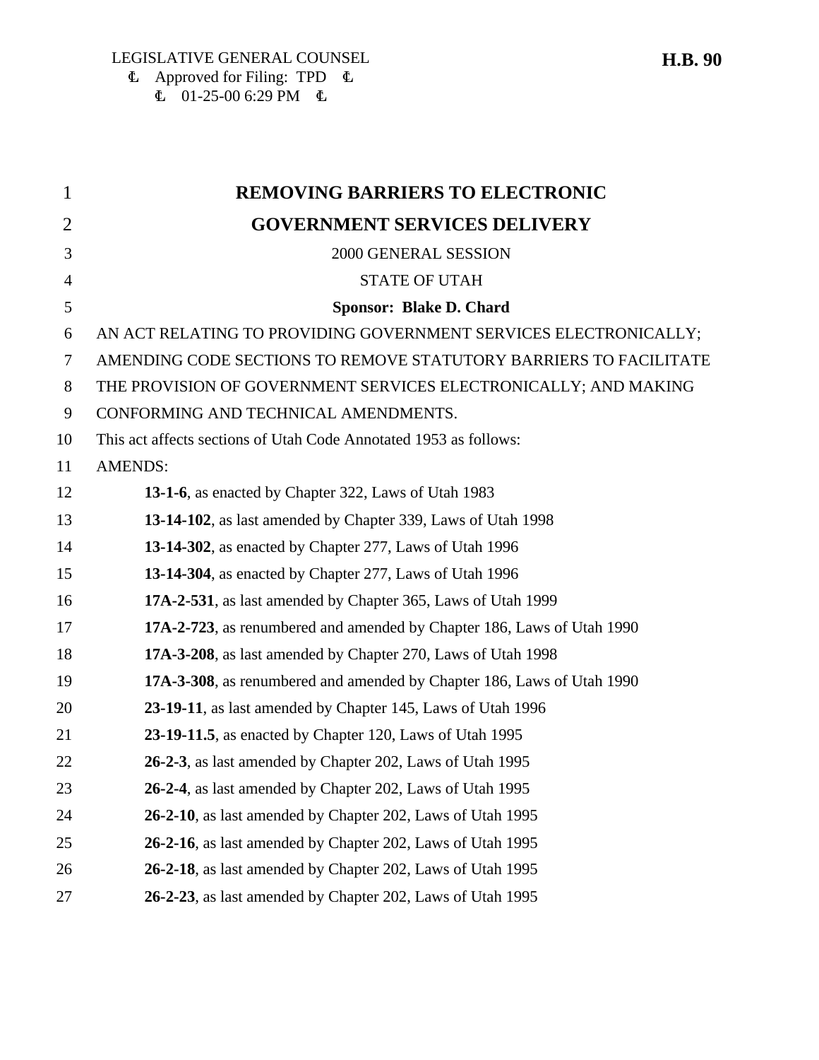LEGISLATIVE GENERAL COUNSEL
Ⓒ Approved for Filing: TPD Ⓒ
Ⓒ 01-25-00 6:29 PM Ⓒ

**H.B. 90**

# REMOVING BARRIERS TO ELECTRONIC GOVERNMENT SERVICES DELIVERY

2000 GENERAL SESSION

STATE OF UTAH

**Sponsor: Blake D. Chard**

AN ACT RELATING TO PROVIDING GOVERNMENT SERVICES ELECTRONICALLY; AMENDING CODE SECTIONS TO REMOVE STATUTORY BARRIERS TO FACILITATE THE PROVISION OF GOVERNMENT SERVICES ELECTRONICALLY; AND MAKING CONFORMING AND TECHNICAL AMENDMENTS.

This act affects sections of Utah Code Annotated 1953 as follows:

AMENDS:

**13-1-6**, as enacted by Chapter 322, Laws of Utah 1983
**13-14-102**, as last amended by Chapter 339, Laws of Utah 1998
**13-14-302**, as enacted by Chapter 277, Laws of Utah 1996
**13-14-304**, as enacted by Chapter 277, Laws of Utah 1996
**17A-2-531**, as last amended by Chapter 365, Laws of Utah 1999
**17A-2-723**, as renumbered and amended by Chapter 186, Laws of Utah 1990
**17A-3-208**, as last amended by Chapter 270, Laws of Utah 1998
**17A-3-308**, as renumbered and amended by Chapter 186, Laws of Utah 1990
**23-19-11**, as last amended by Chapter 145, Laws of Utah 1996
**23-19-11.5**, as enacted by Chapter 120, Laws of Utah 1995
**26-2-3**, as last amended by Chapter 202, Laws of Utah 1995
**26-2-4**, as last amended by Chapter 202, Laws of Utah 1995
**26-2-10**, as last amended by Chapter 202, Laws of Utah 1995
**26-2-16**, as last amended by Chapter 202, Laws of Utah 1995
**26-2-18**, as last amended by Chapter 202, Laws of Utah 1995
**26-2-23**, as last amended by Chapter 202, Laws of Utah 1995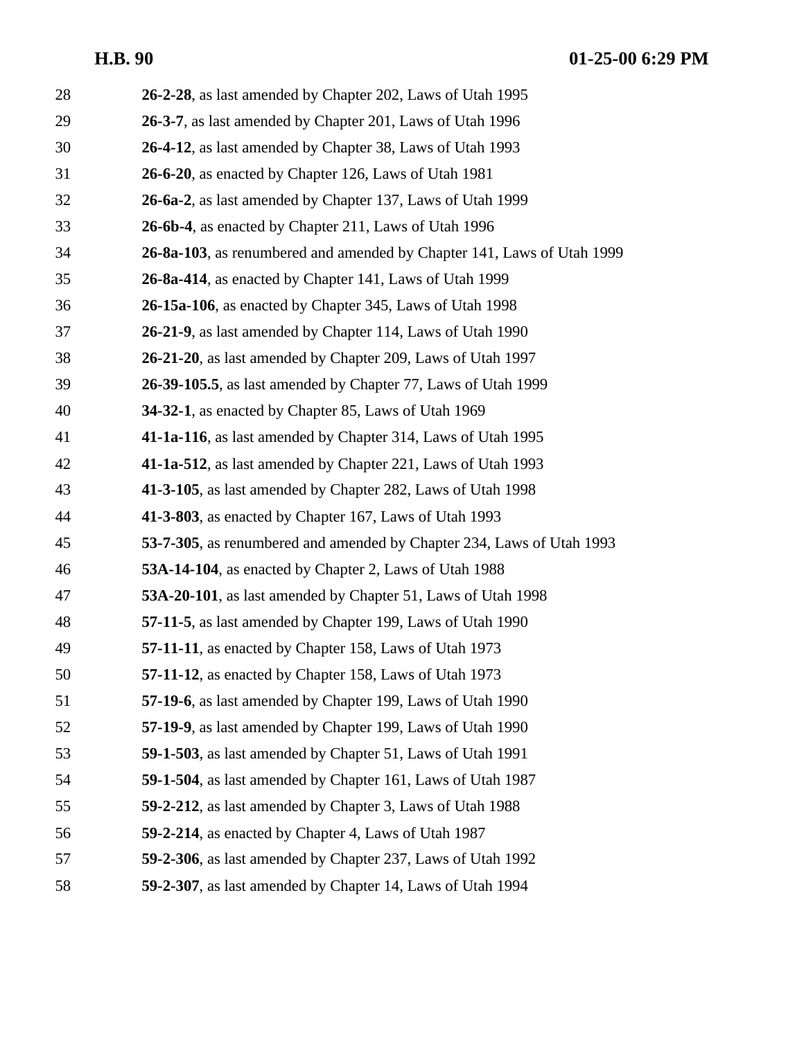28 **26-2-28**, as last amended by Chapter 202, Laws of Utah 1995
29 **26-3-7**, as last amended by Chapter 201, Laws of Utah 1996
30 **26-4-12**, as last amended by Chapter 38, Laws of Utah 1993
31 **26-6-20**, as enacted by Chapter 126, Laws of Utah 1981
32 **26-6a-2**, as last amended by Chapter 137, Laws of Utah 1999
33 **26-6b-4**, as enacted by Chapter 211, Laws of Utah 1996
34 **26-8a-103**, as renumbered and amended by Chapter 141, Laws of Utah 1999
35 **26-8a-414**, as enacted by Chapter 141, Laws of Utah 1999
36 **26-15a-106**, as enacted by Chapter 345, Laws of Utah 1998
37 **26-21-9**, as last amended by Chapter 114, Laws of Utah 1990
38 **26-21-20**, as last amended by Chapter 209, Laws of Utah 1997
39 **26-39-105.5**, as last amended by Chapter 77, Laws of Utah 1999
40 **34-32-1**, as enacted by Chapter 85, Laws of Utah 1969
41 **41-1a-116**, as last amended by Chapter 314, Laws of Utah 1995
42 **41-1a-512**, as last amended by Chapter 221, Laws of Utah 1993
43 **41-3-105**, as last amended by Chapter 282, Laws of Utah 1998
44 **41-3-803**, as enacted by Chapter 167, Laws of Utah 1993
45 **53-7-305**, as renumbered and amended by Chapter 234, Laws of Utah 1993
46 **53A-14-104**, as enacted by Chapter 2, Laws of Utah 1988
47 **53A-20-101**, as last amended by Chapter 51, Laws of Utah 1998
48 **57-11-5**, as last amended by Chapter 199, Laws of Utah 1990
49 **57-11-11**, as enacted by Chapter 158, Laws of Utah 1973
50 **57-11-12**, as enacted by Chapter 158, Laws of Utah 1973
51 **57-19-6**, as last amended by Chapter 199, Laws of Utah 1990
52 **57-19-9**, as last amended by Chapter 199, Laws of Utah 1990
53 **59-1-503**, as last amended by Chapter 51, Laws of Utah 1991
54 **59-1-504**, as last amended by Chapter 161, Laws of Utah 1987
55 **59-2-212**, as last amended by Chapter 3, Laws of Utah 1988
56 **59-2-214**, as enacted by Chapter 4, Laws of Utah 1987
57 **59-2-306**, as last amended by Chapter 237, Laws of Utah 1992
58 **59-2-307**, as last amended by Chapter 14, Laws of Utah 1994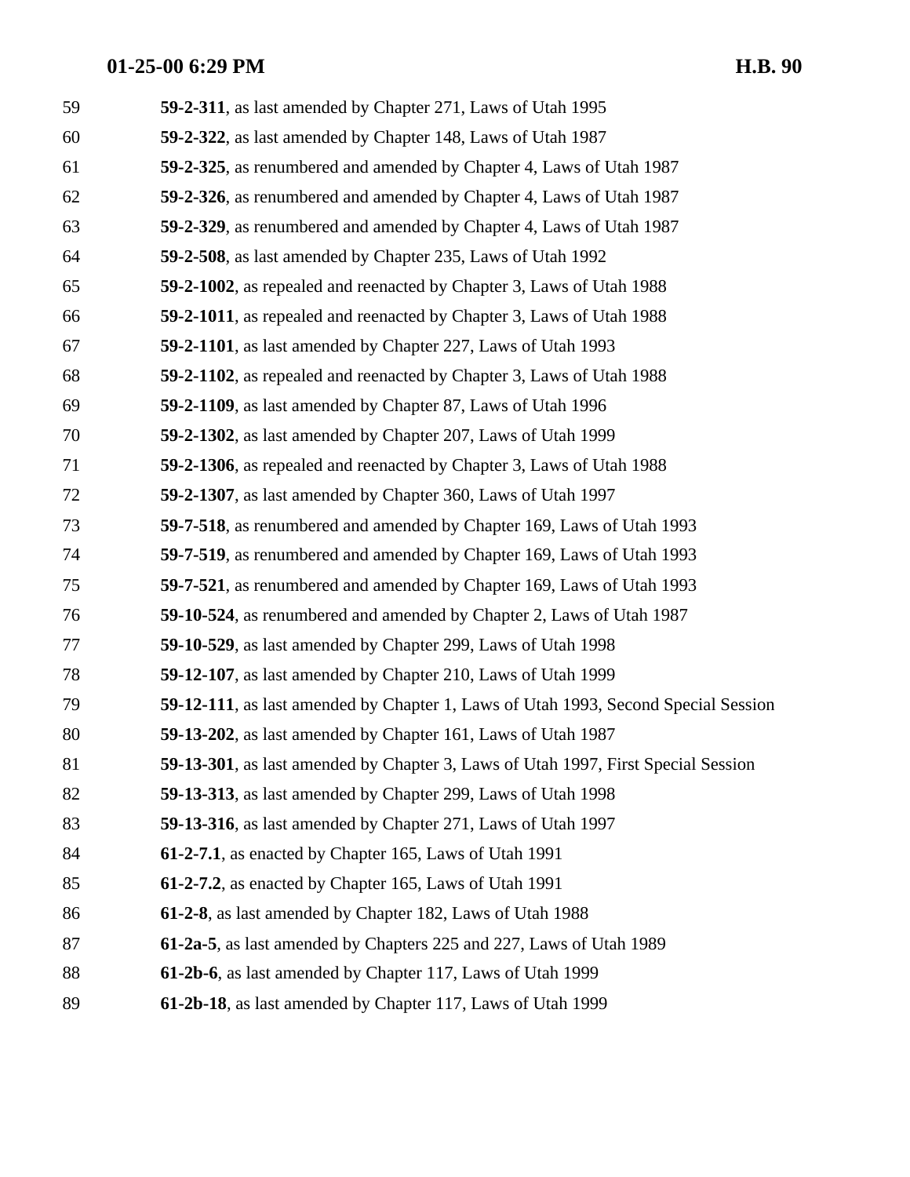**59-2-311**, as last amended by Chapter 271, Laws of Utah 1995

**59-2-322**, as last amended by Chapter 148, Laws of Utah 1987

**59-2-325**, as renumbered and amended by Chapter 4, Laws of Utah 1987

**59-2-326**, as renumbered and amended by Chapter 4, Laws of Utah 1987

**59-2-329**, as renumbered and amended by Chapter 4, Laws of Utah 1987

**59-2-508**, as last amended by Chapter 235, Laws of Utah 1992

**59-2-1002**, as repealed and reenacted by Chapter 3, Laws of Utah 1988

**59-2-1011**, as repealed and reenacted by Chapter 3, Laws of Utah 1988

**59-2-1101**, as last amended by Chapter 227, Laws of Utah 1993

**59-2-1102**, as repealed and reenacted by Chapter 3, Laws of Utah 1988

**59-2-1109**, as last amended by Chapter 87, Laws of Utah 1996

**59-2-1302**, as last amended by Chapter 207, Laws of Utah 1999

**59-2-1306**, as repealed and reenacted by Chapter 3, Laws of Utah 1988

**59-2-1307**, as last amended by Chapter 360, Laws of Utah 1997

**59-7-518**, as renumbered and amended by Chapter 169, Laws of Utah 1993

**59-7-519**, as renumbered and amended by Chapter 169, Laws of Utah 1993

**59-7-521**, as renumbered and amended by Chapter 169, Laws of Utah 1993

**59-10-524**, as renumbered and amended by Chapter 2, Laws of Utah 1987

**59-10-529**, as last amended by Chapter 299, Laws of Utah 1998

**59-12-107**, as last amended by Chapter 210, Laws of Utah 1999

**59-12-111**, as last amended by Chapter 1, Laws of Utah 1993, Second Special Session

**59-13-202**, as last amended by Chapter 161, Laws of Utah 1987

**59-13-301**, as last amended by Chapter 3, Laws of Utah 1997, First Special Session

**59-13-313**, as last amended by Chapter 299, Laws of Utah 1998

**59-13-316**, as last amended by Chapter 271, Laws of Utah 1997

**61-2-7.1**, as enacted by Chapter 165, Laws of Utah 1991

**61-2-7.2**, as enacted by Chapter 165, Laws of Utah 1991

**61-2-8**, as last amended by Chapter 182, Laws of Utah 1988

**61-2a-5**, as last amended by Chapters 225 and 227, Laws of Utah 1989

**61-2b-6**, as last amended by Chapter 117, Laws of Utah 1999

**61-2b-18**, as last amended by Chapter 117, Laws of Utah 1999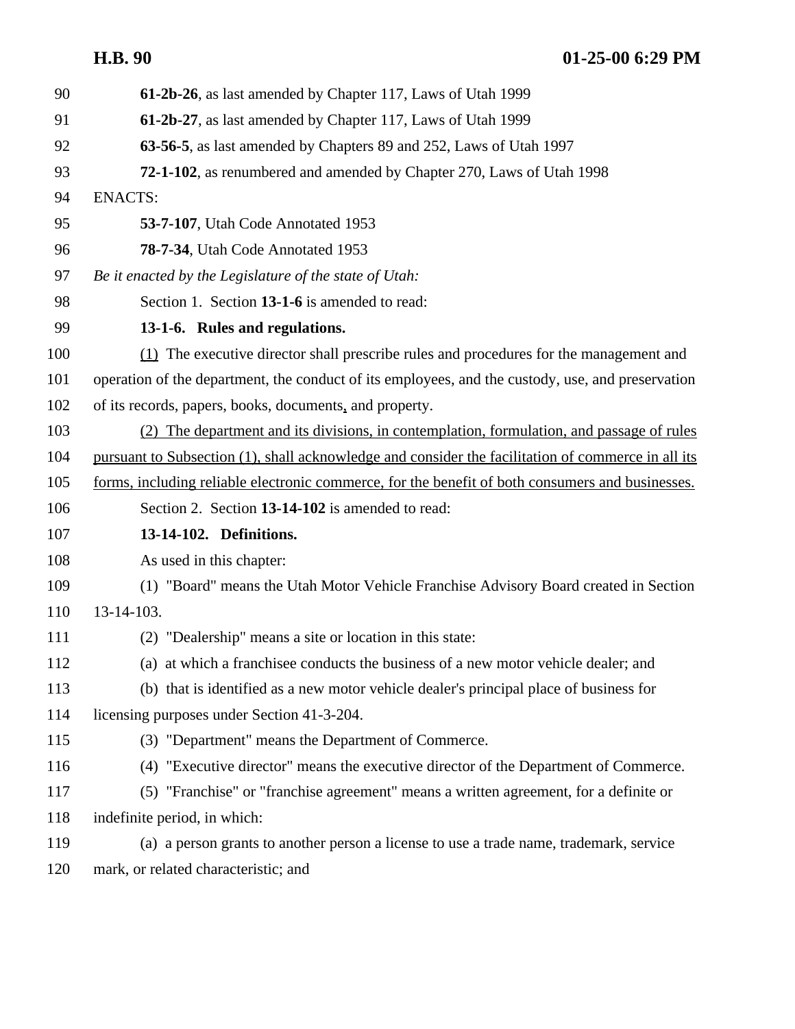61-2b-26, as last amended by Chapter 117, Laws of Utah 1999

61-2b-27, as last amended by Chapter 117, Laws of Utah 1999

63-56-5, as last amended by Chapters 89 and 252, Laws of Utah 1997

72-1-102, as renumbered and amended by Chapter 270, Laws of Utah 1998

ENACTS:

53-7-107, Utah Code Annotated 1953

78-7-34, Utah Code Annotated 1953

*Be it enacted by the Legislature of the state of Utah:*

Section 1. Section **13-1-6** is amended to read:

**13-1-6. Rules and regulations.**

(1) The executive director shall prescribe rules and procedures for the management and operation of the department, the conduct of its employees, and the custody, use, and preservation of its records, papers, books, documents, and property.

(2) The department and its divisions, in contemplation, formulation, and passage of rules pursuant to Subsection (1), shall acknowledge and consider the facilitation of commerce in all its forms, including reliable electronic commerce, for the benefit of both consumers and businesses.

Section 2. Section **13-14-102** is amended to read:

**13-14-102. Definitions.**

As used in this chapter:

(1) "Board" means the Utah Motor Vehicle Franchise Advisory Board created in Section 13-14-103.

(2) "Dealership" means a site or location in this state:

(a) at which a franchisee conducts the business of a new motor vehicle dealer; and

(b) that is identified as a new motor vehicle dealer's principal place of business for licensing purposes under Section 41-3-204.

(3) "Department" means the Department of Commerce.

(4) "Executive director" means the executive director of the Department of Commerce.

(5) "Franchise" or "franchise agreement" means a written agreement, for a definite or indefinite period, in which:

(a) a person grants to another person a license to use a trade name, trademark, service mark, or related characteristic; and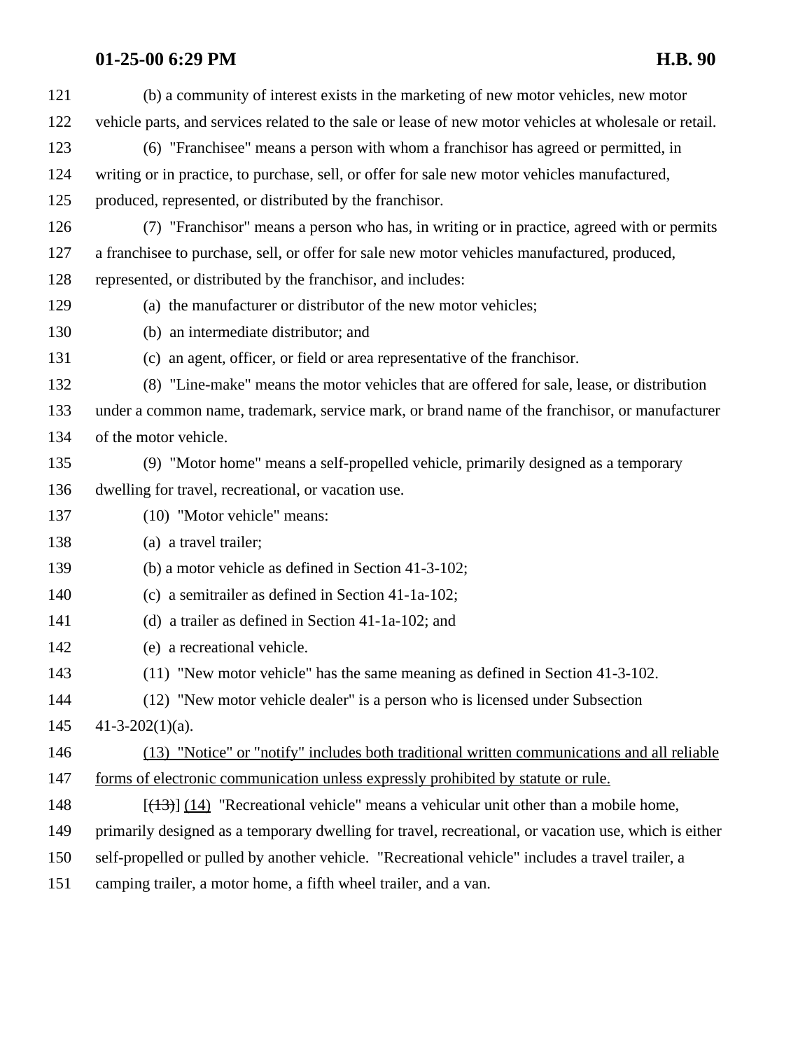(b) a community of interest exists in the marketing of new motor vehicles, new motor vehicle parts, and services related to the sale or lease of new motor vehicles at wholesale or retail.

(6) "Franchisee" means a person with whom a franchisor has agreed or permitted, in writing or in practice, to purchase, sell, or offer for sale new motor vehicles manufactured, produced, represented, or distributed by the franchisor.

(7) "Franchisor" means a person who has, in writing or in practice, agreed with or permits a franchisee to purchase, sell, or offer for sale new motor vehicles manufactured, produced, represented, or distributed by the franchisor, and includes:

(a) the manufacturer or distributor of the new motor vehicles;

(b) an intermediate distributor; and

(c) an agent, officer, or field or area representative of the franchisor.

(8) "Line-make" means the motor vehicles that are offered for sale, lease, or distribution under a common name, trademark, service mark, or brand name of the franchisor, or manufacturer of the motor vehicle.

(9) "Motor home" means a self-propelled vehicle, primarily designed as a temporary dwelling for travel, recreational, or vacation use.

(10) "Motor vehicle" means:

(a) a travel trailer;

(b) a motor vehicle as defined in Section 41-3-102;

(c) a semitrailer as defined in Section 41-1a-102;

(d) a trailer as defined in Section 41-1a-102; and

(e) a recreational vehicle.

(11) "New motor vehicle" has the same meaning as defined in Section 41-3-102.

(12) "New motor vehicle dealer" is a person who is licensed under Subsection 41-3-202(1)(a).

<u>(13) "Notice" or "notify" includes both traditional written communications and all reliable forms of electronic communication unless expressly prohibited by statute or rule.</u>

[~~(13)~~] <u>(14)</u> "Recreational vehicle" means a vehicular unit other than a mobile home, primarily designed as a temporary dwelling for travel, recreational, or vacation use, which is either self-propelled or pulled by another vehicle. "Recreational vehicle" includes a travel trailer, a camping trailer, a motor home, a fifth wheel trailer, and a van.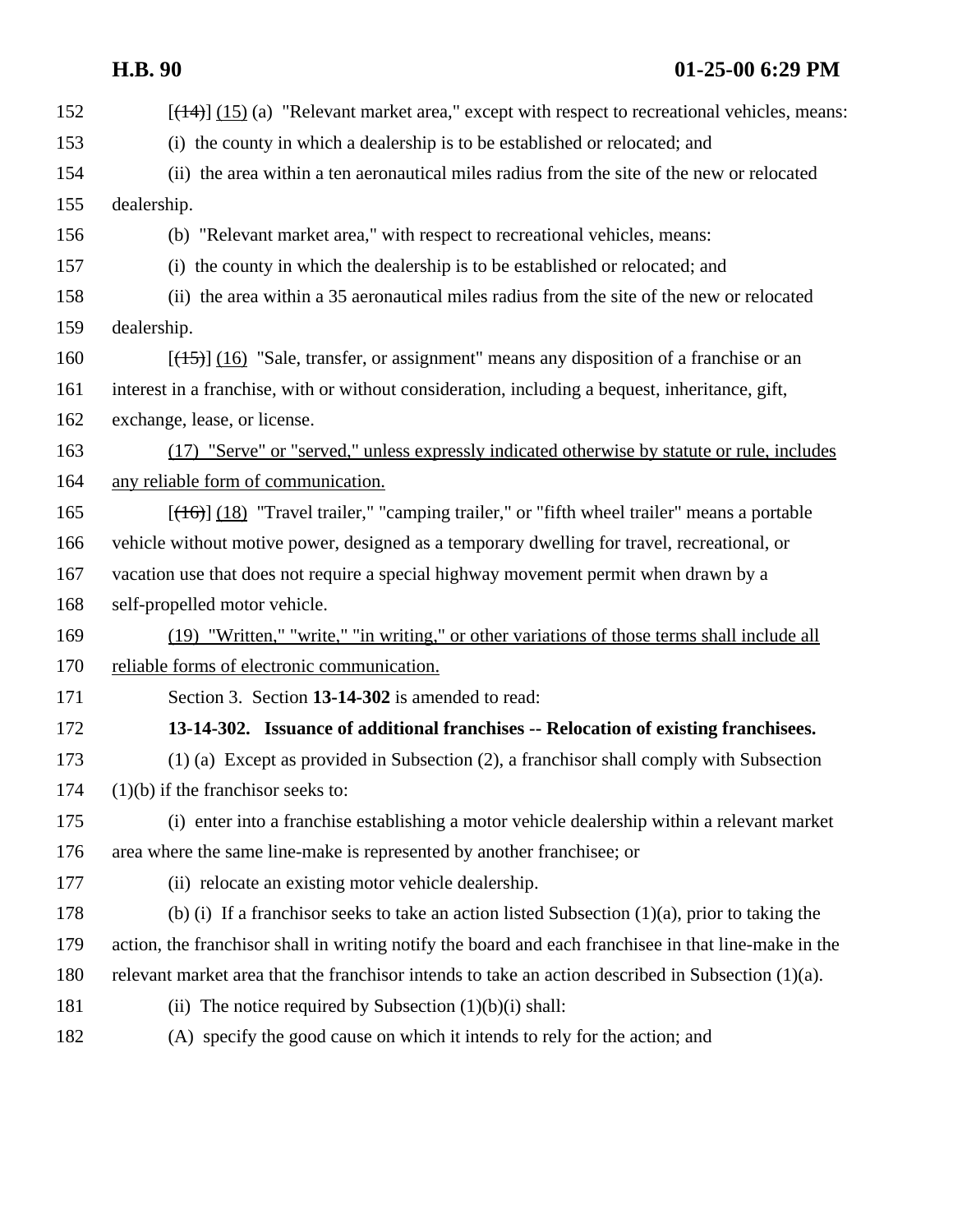[~~(14)~~] <u>(15)</u> (a) "Relevant market area," except with respect to recreational vehicles, means:

(i) the county in which a dealership is to be established or relocated; and

(ii) the area within a ten aeronautical miles radius from the site of the new or relocated dealership.

(b) "Relevant market area," with respect to recreational vehicles, means:

(i) the county in which the dealership is to be established or relocated; and

(ii) the area within a 35 aeronautical miles radius from the site of the new or relocated dealership.

[~~(15)~~] <u>(16)</u> "Sale, transfer, or assignment" means any disposition of a franchise or an interest in a franchise, with or without consideration, including a bequest, inheritance, gift, exchange, lease, or license.

<u>(17) "Serve" or "served," unless expressly indicated otherwise by statute or rule, includes any reliable form of communication.</u>

[~~(16)~~] <u>(18)</u> "Travel trailer," "camping trailer," or "fifth wheel trailer" means a portable vehicle without motive power, designed as a temporary dwelling for travel, recreational, or vacation use that does not require a special highway movement permit when drawn by a self-propelled motor vehicle.

<u>(19) "Written," "write," "in writing," or other variations of those terms shall include all reliable forms of electronic communication.</u>

Section 3. Section **13-14-302** is amended to read:

**13-14-302. Issuance of additional franchises -- Relocation of existing franchisees.**

(1) (a) Except as provided in Subsection (2), a franchisor shall comply with Subsection (1)(b) if the franchisor seeks to:

(i) enter into a franchise establishing a motor vehicle dealership within a relevant market area where the same line-make is represented by another franchisee; or

(ii) relocate an existing motor vehicle dealership.

(b) (i) If a franchisor seeks to take an action listed Subsection (1)(a), prior to taking the action, the franchisor shall in writing notify the board and each franchisee in that line-make in the relevant market area that the franchisor intends to take an action described in Subsection (1)(a).

(ii) The notice required by Subsection (1)(b)(i) shall:

(A) specify the good cause on which it intends to rely for the action; and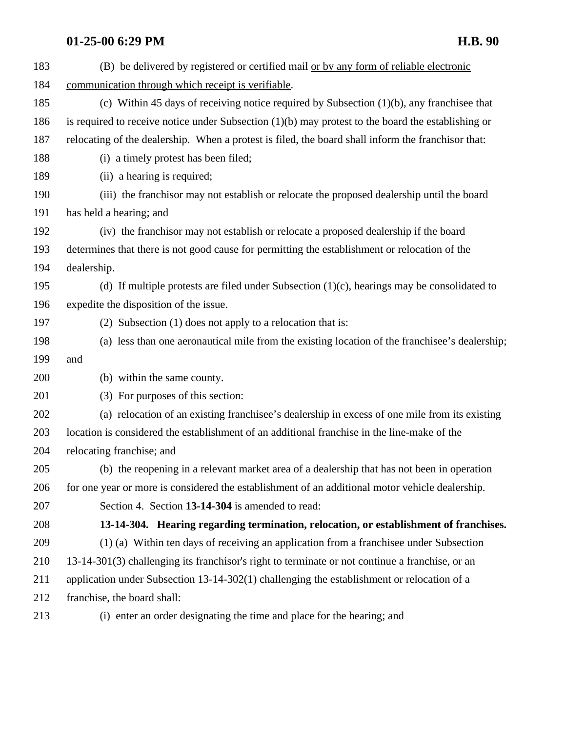(B) be delivered by registered or certified mail <u>or by any form of reliable electronic communication through which receipt is verifiable</u>.

(c) Within 45 days of receiving notice required by Subsection (1)(b), any franchisee that is required to receive notice under Subsection (1)(b) may protest to the board the establishing or relocating of the dealership. When a protest is filed, the board shall inform the franchisor that:

(i) a timely protest has been filed;

(ii) a hearing is required;

(iii) the franchisor may not establish or relocate the proposed dealership until the board has held a hearing; and

(iv) the franchisor may not establish or relocate a proposed dealership if the board determines that there is not good cause for permitting the establishment or relocation of the dealership.

(d) If multiple protests are filed under Subsection (1)(c), hearings may be consolidated to expedite the disposition of the issue.

(2) Subsection (1) does not apply to a relocation that is:

(a) less than one aeronautical mile from the existing location of the franchisee's dealership; and

(b) within the same county.

(3) For purposes of this section:

(a) relocation of an existing franchisee's dealership in excess of one mile from its existing location is considered the establishment of an additional franchise in the line-make of the relocating franchise; and

(b) the reopening in a relevant market area of a dealership that has not been in operation for one year or more is considered the establishment of an additional motor vehicle dealership.

Section 4. Section **13-14-304** is amended to read:

**13-14-304. Hearing regarding termination, relocation, or establishment of franchises.**

(1) (a) Within ten days of receiving an application from a franchisee under Subsection 13-14-301(3) challenging its franchisor's right to terminate or not continue a franchise, or an application under Subsection 13-14-302(1) challenging the establishment or relocation of a franchise, the board shall:

(i) enter an order designating the time and place for the hearing; and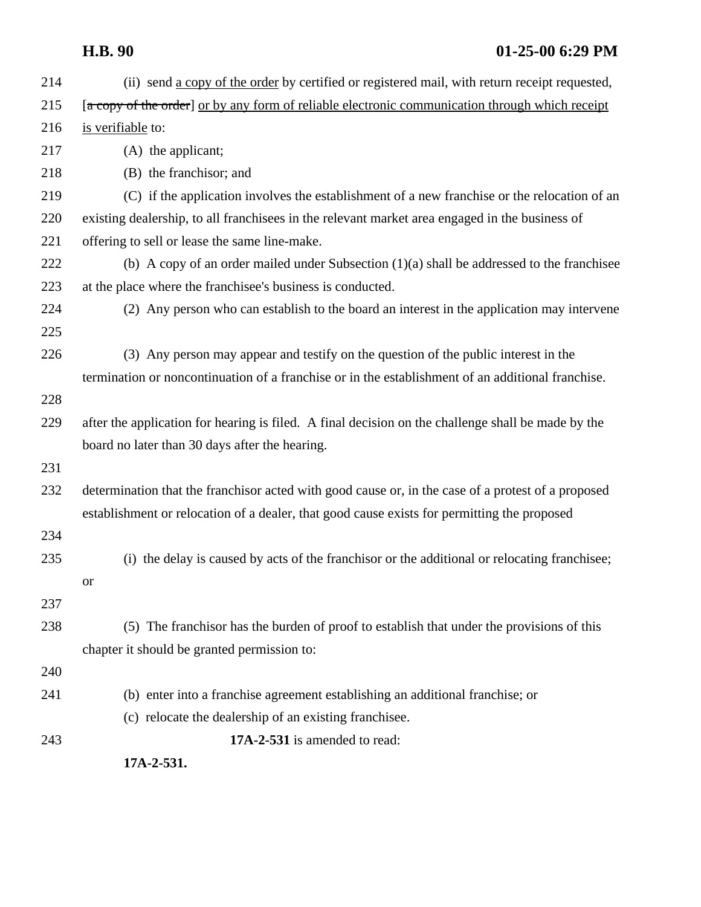214 (ii) send <u>a copy of the order</u> by certified or registered mail, with return receipt requested,
215 [~~a copy of the order~~] <u>or by any form of reliable electronic communication through which receipt</u>
216 <u>is verifiable</u> to:
217 (A) the applicant;
218 (B) the franchisor; and
219 (C) if the application involves the establishment of a new franchise or the relocation of an
220 existing dealership, to all franchisees in the relevant market area engaged in the business of
221 offering to sell or lease the same line-make.
222 (b) A copy of an order mailed under Subsection (1)(a) shall be addressed to the franchisee
223 at the place where the franchisee's business is conducted.
224 (2) Any person who can establish to the board an interest in the application may intervene
225
226 (3) Any person may appear and testify on the question of the public interest in the
termination or noncontinuation of a franchise or in the establishment of an additional franchise.
228
229 after the application for hearing is filed. A final decision on the challenge shall be made by the
board no later than 30 days after the hearing.
231
232 determination that the franchisor acted with good cause or, in the case of a protest of a proposed
establishment or relocation of a dealer, that good cause exists for permitting the proposed
234
235 (i) the delay is caused by acts of the franchisor or the additional or relocating franchisee;
or
237
238 (5) The franchisor has the burden of proof to establish that under the provisions of this
chapter it should be granted permission to:
240
241 (b) enter into a franchise agreement establishing an additional franchise; or
(c) relocate the dealership of an existing franchisee.
243 **17A-2-531** is amended to read:
**17A-2-531.**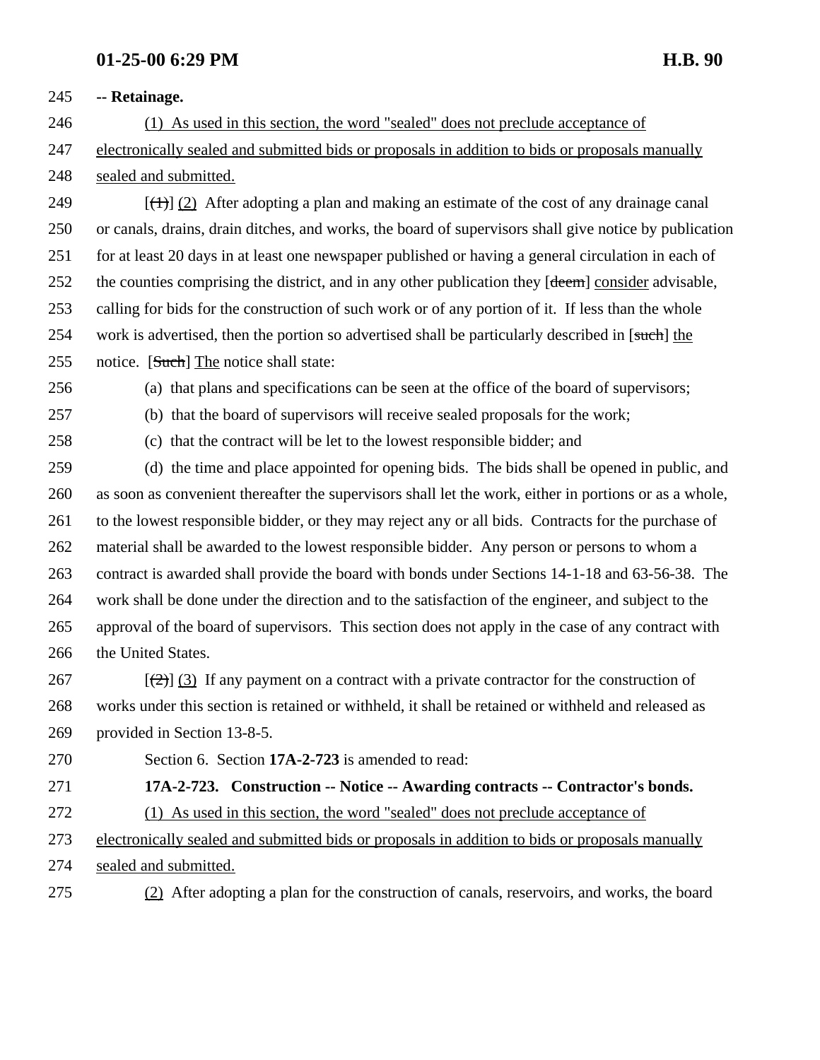245 **-- Retainage.**

246 (1) As used in this section, the word "sealed" does not preclude acceptance of
247 electronically sealed and submitted bids or proposals in addition to bids or proposals manually
248 sealed and submitted.

249 [~~(1)~~] (2) After adopting a plan and making an estimate of the cost of any drainage canal
250 or canals, drains, drain ditches, and works, the board of supervisors shall give notice by publication
251 for at least 20 days in at least one newspaper published or having a general circulation in each of
252 the counties comprising the district, and in any other publication they [~~deem~~] consider advisable,
253 calling for bids for the construction of such work or of any portion of it. If less than the whole
254 work is advertised, then the portion so advertised shall be particularly described in [~~such~~] the
255 notice. [~~Such~~] The notice shall state:

256 (a) that plans and specifications can be seen at the office of the board of supervisors;

257 (b) that the board of supervisors will receive sealed proposals for the work;

258 (c) that the contract will be let to the lowest responsible bidder; and

259 (d) the time and place appointed for opening bids. The bids shall be opened in public, and
260 as soon as convenient thereafter the supervisors shall let the work, either in portions or as a whole,
261 to the lowest responsible bidder, or they may reject any or all bids. Contracts for the purchase of
262 material shall be awarded to the lowest responsible bidder. Any person or persons to whom a
263 contract is awarded shall provide the board with bonds under Sections 14-1-18 and 63-56-38. The
264 work shall be done under the direction and to the satisfaction of the engineer, and subject to the
265 approval of the board of supervisors. This section does not apply in the case of any contract with
266 the United States.

267 [~~(2)~~] (3) If any payment on a contract with a private contractor for the construction of
268 works under this section is retained or withheld, it shall be retained or withheld and released as
269 provided in Section 13-8-5.

270 Section 6. Section **17A-2-723** is amended to read:

271 **17A-2-723. Construction -- Notice -- Awarding contracts -- Contractor's bonds.**

272 (1) As used in this section, the word "sealed" does not preclude acceptance of
273 electronically sealed and submitted bids or proposals in addition to bids or proposals manually
274 sealed and submitted.

275 (2) After adopting a plan for the construction of canals, reservoirs, and works, the board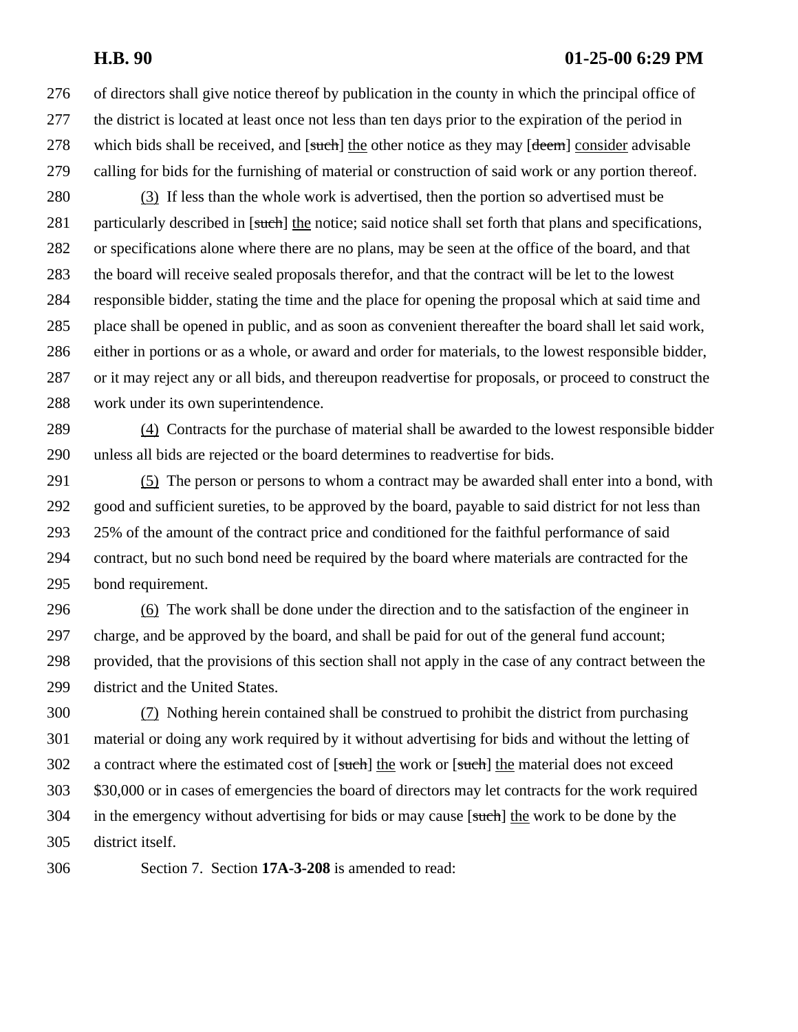of directors shall give notice thereof by publication in the county in which the principal office of the district is located at least once not less than ten days prior to the expiration of the period in which bids shall be received, and [~~such~~] <u>the</u> other notice as they may [~~deem~~] <u>consider</u> advisable calling for bids for the furnishing of material or construction of said work or any portion thereof.

<u>(3)</u> If less than the whole work is advertised, then the portion so advertised must be particularly described in [~~such~~] <u>the</u> notice; said notice shall set forth that plans and specifications, or specifications alone where there are no plans, may be seen at the office of the board, and that the board will receive sealed proposals therefor, and that the contract will be let to the lowest responsible bidder, stating the time and the place for opening the proposal which at said time and place shall be opened in public, and as soon as convenient thereafter the board shall let said work, either in portions or as a whole, or award and order for materials, to the lowest responsible bidder, or it may reject any or all bids, and thereupon readvertise for proposals, or proceed to construct the work under its own superintendence.

<u>(4)</u> Contracts for the purchase of material shall be awarded to the lowest responsible bidder unless all bids are rejected or the board determines to readvertise for bids.

<u>(5)</u> The person or persons to whom a contract may be awarded shall enter into a bond, with good and sufficient sureties, to be approved by the board, payable to said district for not less than 25% of the amount of the contract price and conditioned for the faithful performance of said contract, but no such bond need be required by the board where materials are contracted for the bond requirement.

<u>(6)</u> The work shall be done under the direction and to the satisfaction of the engineer in charge, and be approved by the board, and shall be paid for out of the general fund account; provided, that the provisions of this section shall not apply in the case of any contract between the district and the United States.

<u>(7)</u> Nothing herein contained shall be construed to prohibit the district from purchasing material or doing any work required by it without advertising for bids and without the letting of a contract where the estimated cost of [~~such~~] <u>the</u> work or [~~such~~] <u>the</u> material does not exceed $30,000 or in cases of emergencies the board of directors may let contracts for the work required in the emergency without advertising for bids or may cause [~~such~~] <u>the</u> work to be done by the district itself.

Section 7. Section **17A-3-208** is amended to read: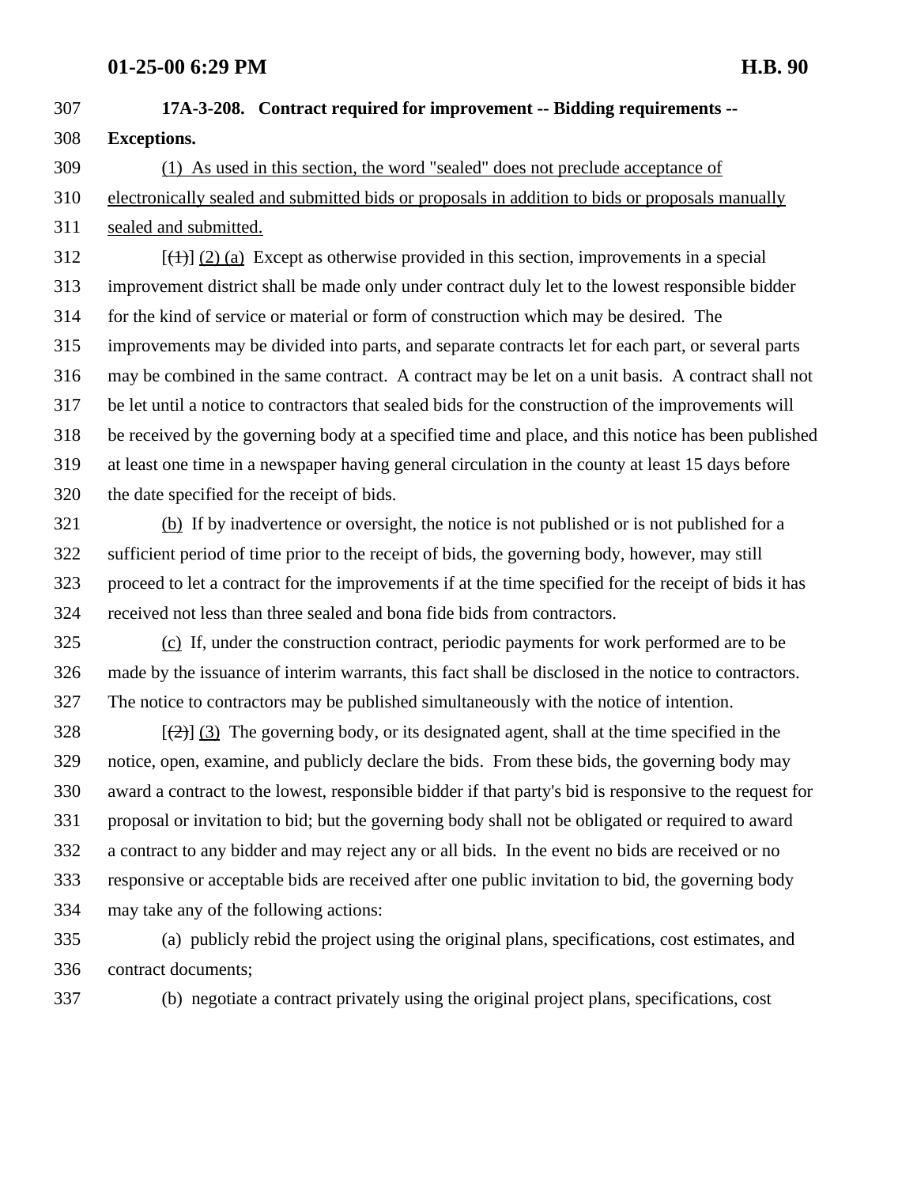**17A-3-208. Contract required for improvement -- Bidding requirements -- Exceptions.**

(1) As used in this section, the word "sealed" does not preclude acceptance of electronically sealed and submitted bids or proposals in addition to bids or proposals manually sealed and submitted.

[~~(1)~~] (2) (a) Except as otherwise provided in this section, improvements in a special improvement district shall be made only under contract duly let to the lowest responsible bidder for the kind of service or material or form of construction which may be desired. The improvements may be divided into parts, and separate contracts let for each part, or several parts may be combined in the same contract. A contract may be let on a unit basis. A contract shall not be let until a notice to contractors that sealed bids for the construction of the improvements will be received by the governing body at a specified time and place, and this notice has been published at least one time in a newspaper having general circulation in the county at least 15 days before the date specified for the receipt of bids.

(b) If by inadvertence or oversight, the notice is not published or is not published for a sufficient period of time prior to the receipt of bids, the governing body, however, may still proceed to let a contract for the improvements if at the time specified for the receipt of bids it has received not less than three sealed and bona fide bids from contractors.

(c) If, under the construction contract, periodic payments for work performed are to be made by the issuance of interim warrants, this fact shall be disclosed in the notice to contractors. The notice to contractors may be published simultaneously with the notice of intention.

[~~(2)~~] (3) The governing body, or its designated agent, shall at the time specified in the notice, open, examine, and publicly declare the bids. From these bids, the governing body may award a contract to the lowest, responsible bidder if that party's bid is responsive to the request for proposal or invitation to bid; but the governing body shall not be obligated or required to award a contract to any bidder and may reject any or all bids. In the event no bids are received or no responsive or acceptable bids are received after one public invitation to bid, the governing body may take any of the following actions:

(a) publicly rebid the project using the original plans, specifications, cost estimates, and contract documents;

(b) negotiate a contract privately using the original project plans, specifications, cost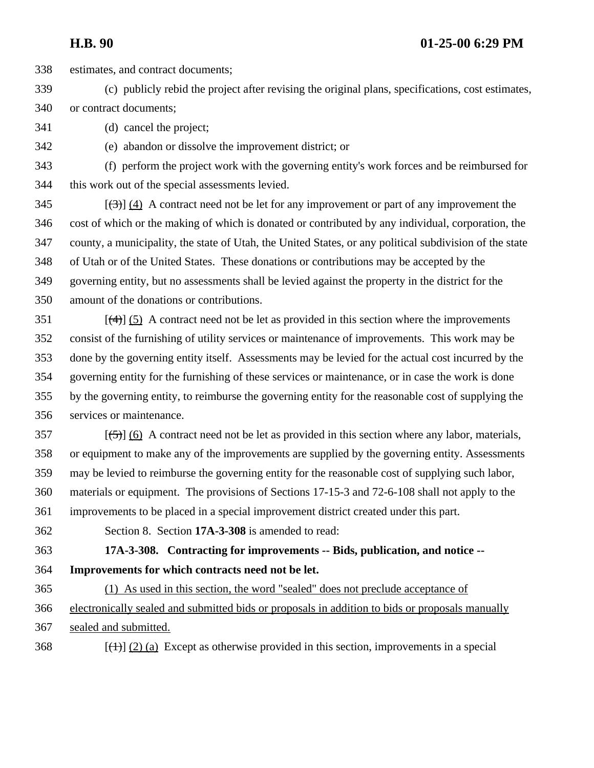338 estimates, and contract documents;

339 (c) publicly rebid the project after revising the original plans, specifications, cost estimates,
340 or contract documents;

341 (d) cancel the project;

342 (e) abandon or dissolve the improvement district; or

343 (f) perform the project work with the governing entity's work forces and be reimbursed for
344 this work out of the special assessments levied.

345 [~~(3)~~] <u>(4)</u> A contract need not be let for any improvement or part of any improvement the
346 cost of which or the making of which is donated or contributed by any individual, corporation, the
347 county, a municipality, the state of Utah, the United States, or any political subdivision of the state
348 of Utah or of the United States. These donations or contributions may be accepted by the
349 governing entity, but no assessments shall be levied against the property in the district for the
350 amount of the donations or contributions.

351 [~~(4)~~] <u>(5)</u> A contract need not be let as provided in this section where the improvements
352 consist of the furnishing of utility services or maintenance of improvements. This work may be
353 done by the governing entity itself. Assessments may be levied for the actual cost incurred by the
354 governing entity for the furnishing of these services or maintenance, or in case the work is done
355 by the governing entity, to reimburse the governing entity for the reasonable cost of supplying the
356 services or maintenance.

357 [~~(5)~~] <u>(6)</u> A contract need not be let as provided in this section where any labor, materials,
358 or equipment to make any of the improvements are supplied by the governing entity. Assessments
359 may be levied to reimburse the governing entity for the reasonable cost of supplying such labor,
360 materials or equipment. The provisions of Sections 17-15-3 and 72-6-108 shall not apply to the
361 improvements to be placed in a special improvement district created under this part.

362 Section 8. Section **17A-3-308** is amended to read:

363 **17A-3-308. Contracting for improvements -- Bids, publication, and notice --**
364 **Improvements for which contracts need not be let.**

365 <u>(1) As used in this section, the word "sealed" does not preclude acceptance of</u>
366 <u>electronically sealed and submitted bids or proposals in addition to bids or proposals manually</u>
367 <u>sealed and submitted.</u>

368 [~~(1)~~] <u>(2) (a)</u> Except as otherwise provided in this section, improvements in a special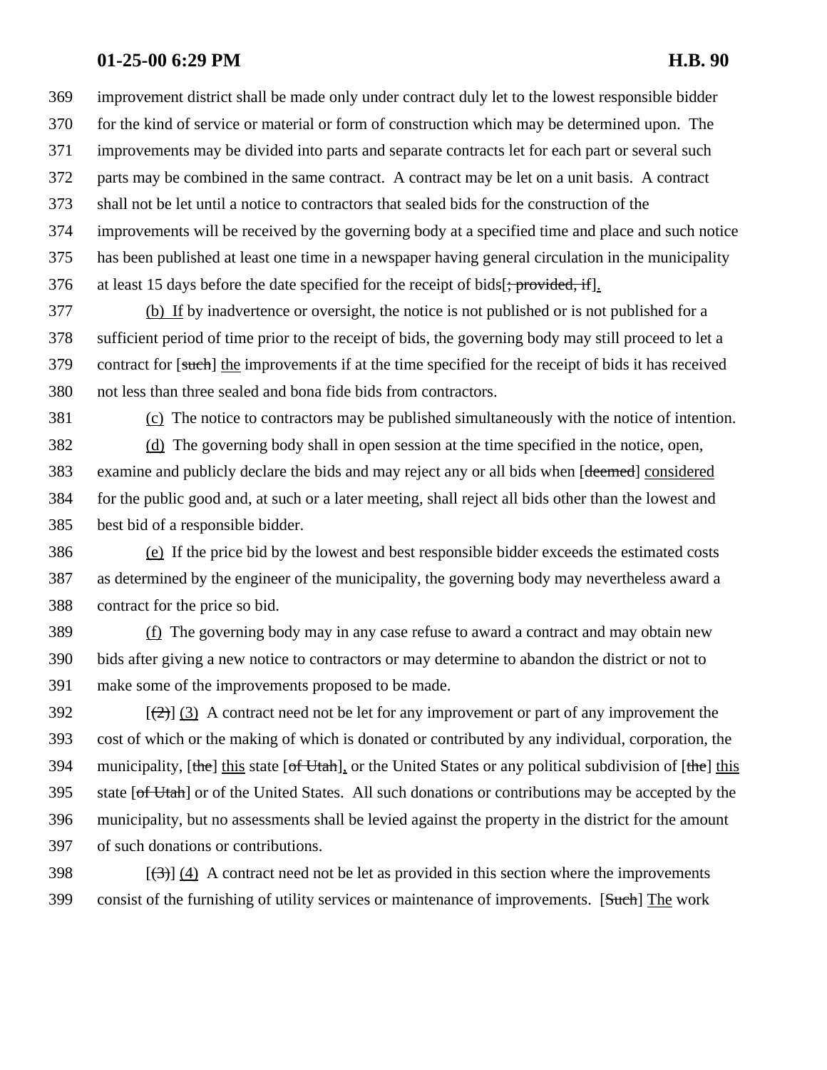369 improvement district shall be made only under contract duly let to the lowest responsible bidder
370 for the kind of service or material or form of construction which may be determined upon. The
371 improvements may be divided into parts and separate contracts let for each part or several such
372 parts may be combined in the same contract. A contract may be let on a unit basis. A contract
373 shall not be let until a notice to contractors that sealed bids for the construction of the
374 improvements will be received by the governing body at a specified time and place and such notice
375 has been published at least one time in a newspaper having general circulation in the municipality
376 at least 15 days before the date specified for the receipt of bids[~~; provided, if~~]<u>.</u>

377 <u>(b) If</u> by inadvertence or oversight, the notice is not published or is not published for a
378 sufficient period of time prior to the receipt of bids, the governing body may still proceed to let a
379 contract for [~~such~~] <u>the</u> improvements if at the time specified for the receipt of bids it has received
380 not less than three sealed and bona fide bids from contractors.

381 <u>(c)</u> The notice to contractors may be published simultaneously with the notice of intention.

382 <u>(d)</u> The governing body shall in open session at the time specified in the notice, open,
383 examine and publicly declare the bids and may reject any or all bids when [~~deemed~~] <u>considered</u>
384 for the public good and, at such or a later meeting, shall reject all bids other than the lowest and
385 best bid of a responsible bidder.

386 <u>(e)</u> If the price bid by the lowest and best responsible bidder exceeds the estimated costs
387 as determined by the engineer of the municipality, the governing body may nevertheless award a
388 contract for the price so bid.

389 <u>(f)</u> The governing body may in any case refuse to award a contract and may obtain new
390 bids after giving a new notice to contractors or may determine to abandon the district or not to
391 make some of the improvements proposed to be made.

392 [~~(2)~~] <u>(3)</u> A contract need not be let for any improvement or part of any improvement the
393 cost of which or the making of which is donated or contributed by any individual, corporation, the
394 municipality, [~~the~~] <u>this</u> state [~~of Utah~~]<u>,</u> or the United States or any political subdivision of [~~the~~] <u>this</u>
395 state [~~of Utah~~] or of the United States. All such donations or contributions may be accepted by the
396 municipality, but no assessments shall be levied against the property in the district for the amount
397 of such donations or contributions.

398 [~~(3)~~] <u>(4)</u> A contract need not be let as provided in this section where the improvements
399 consist of the furnishing of utility services or maintenance of improvements. [~~Such~~] <u>The</u> work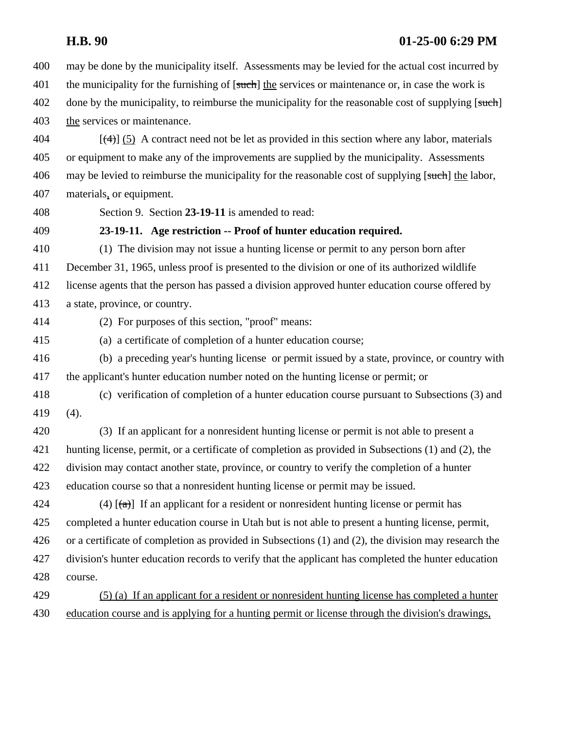may be done by the municipality itself. Assessments may be levied for the actual cost incurred by the municipality for the furnishing of [~~such~~] <u>the</u> services or maintenance or, in case the work is done by the municipality, to reimburse the municipality for the reasonable cost of supplying [~~such~~] <u>the</u> services or maintenance.

[~~(4)~~] <u>(5)</u> A contract need not be let as provided in this section where any labor, materials or equipment to make any of the improvements are supplied by the municipality. Assessments may be levied to reimburse the municipality for the reasonable cost of supplying [~~such~~] <u>the</u> labor, materials<u>,</u> or equipment.

Section 9. Section **23-19-11** is amended to read:

**23-19-11. Age restriction -- Proof of hunter education required.**

(1) The division may not issue a hunting license or permit to any person born after December 31, 1965, unless proof is presented to the division or one of its authorized wildlife license agents that the person has passed a division approved hunter education course offered by a state, province, or country.

(2) For purposes of this section, "proof" means:

(a) a certificate of completion of a hunter education course;

(b) a preceding year's hunting license or permit issued by a state, province, or country with the applicant's hunter education number noted on the hunting license or permit; or

(c) verification of completion of a hunter education course pursuant to Subsections (3) and (4).

(3) If an applicant for a nonresident hunting license or permit is not able to present a hunting license, permit, or a certificate of completion as provided in Subsections (1) and (2), the division may contact another state, province, or country to verify the completion of a hunter education course so that a nonresident hunting license or permit may be issued.

(4) [~~(a)~~] If an applicant for a resident or nonresident hunting license or permit has completed a hunter education course in Utah but is not able to present a hunting license, permit, or a certificate of completion as provided in Subsections (1) and (2), the division may research the division's hunter education records to verify that the applicant has completed the hunter education course.

<u>(5) (a) If an applicant for a resident or nonresident hunting license has completed a hunter education course and is applying for a hunting permit or license through the division's drawings,</u>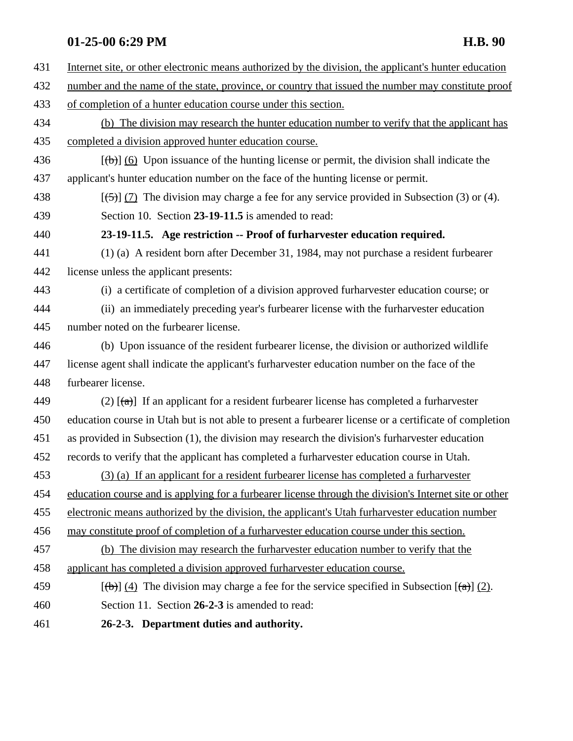431 Internet site, or other electronic means authorized by the division, the applicant's hunter education
432 number and the name of the state, province, or country that issued the number may constitute proof
433 of completion of a hunter education course under this section.

434 (b) The division may research the hunter education number to verify that the applicant has
435 completed a division approved hunter education course.

436 [~~(b)~~] (6) Upon issuance of the hunting license or permit, the division shall indicate the
437 applicant's hunter education number on the face of the hunting license or permit.

438 [~~(5)~~] (7) The division may charge a fee for any service provided in Subsection (3) or (4).

439 Section 10. Section **23-19-11.5** is amended to read:

440 **23-19-11.5. Age restriction -- Proof of furharvester education required.**

441 (1) (a) A resident born after December 31, 1984, may not purchase a resident furbearer
442 license unless the applicant presents:

443 (i) a certificate of completion of a division approved furharvester education course; or

444 (ii) an immediately preceding year's furbearer license with the furharvester education
445 number noted on the furbearer license.

446 (b) Upon issuance of the resident furbearer license, the division or authorized wildlife
447 license agent shall indicate the applicant's furharvester education number on the face of the
448 furbearer license.

449 (2) [~~(a)~~] If an applicant for a resident furbearer license has completed a furharvester
450 education course in Utah but is not able to present a furbearer license or a certificate of completion
451 as provided in Subsection (1), the division may research the division's furharvester education
452 records to verify that the applicant has completed a furharvester education course in Utah.

453 (3) (a) If an applicant for a resident furbearer license has completed a furharvester
454 education course and is applying for a furbearer license through the division's Internet site or other
455 electronic means authorized by the division, the applicant's Utah furharvester education number
456 may constitute proof of completion of a furharvester education course under this section.

457 (b) The division may research the furharvester education number to verify that the
458 applicant has completed a division approved furharvester education course.

459 [~~(b)~~] (4) The division may charge a fee for the service specified in Subsection [~~(a)~~] (2).

460 Section 11. Section **26-2-3** is amended to read:

461 **26-2-3. Department duties and authority.**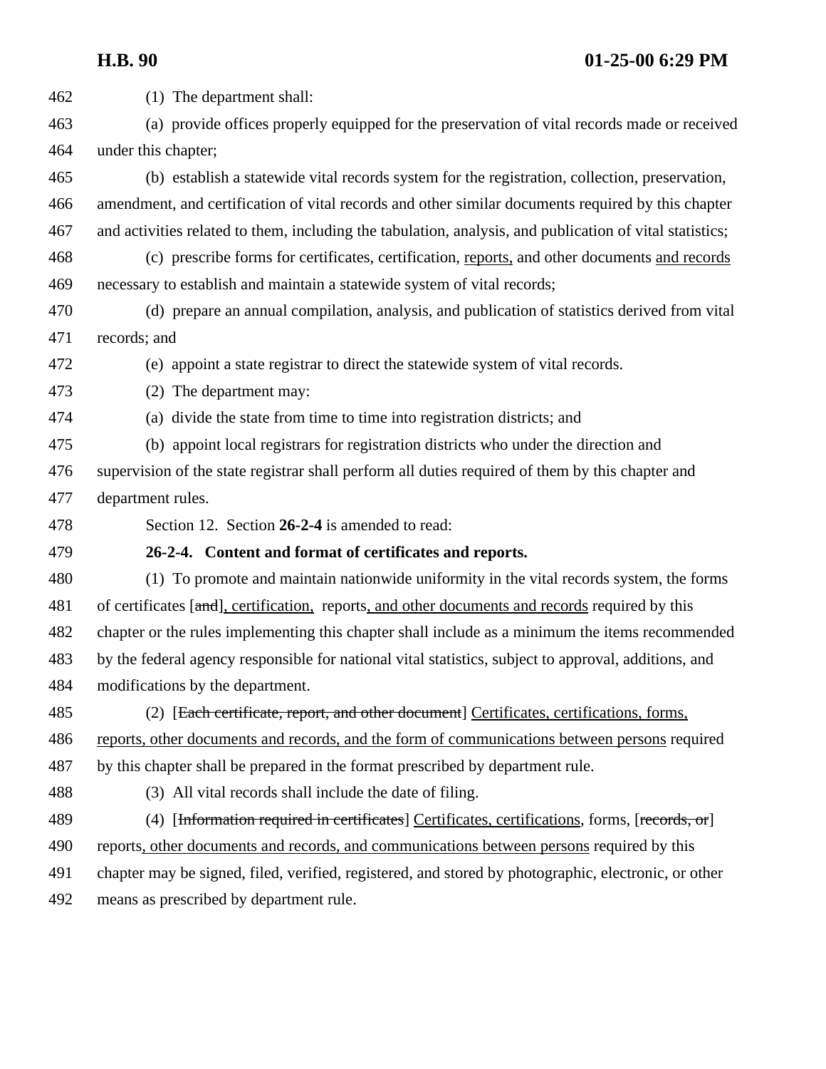462 (1) The department shall:

463 (a) provide offices properly equipped for the preservation of vital records made or received
464 under this chapter;

465 (b) establish a statewide vital records system for the registration, collection, preservation,
466 amendment, and certification of vital records and other similar documents required by this chapter
467 and activities related to them, including the tabulation, analysis, and publication of vital statistics;

468 (c) prescribe forms for certificates, certification, <u>reports,</u> and other documents <u>and records</u>
469 necessary to establish and maintain a statewide system of vital records;

470 (d) prepare an annual compilation, analysis, and publication of statistics derived from vital
471 records; and

472 (e) appoint a state registrar to direct the statewide system of vital records.

473 (2) The department may:

474 (a) divide the state from time to time into registration districts; and

475 (b) appoint local registrars for registration districts who under the direction and
476 supervision of the state registrar shall perform all duties required of them by this chapter and
477 department rules.

478 Section 12. Section **26-2-4** is amended to read:

479 **26-2-4. Content and format of certificates and reports.**

480 (1) To promote and maintain nationwide uniformity in the vital records system, the forms
481 of certificates [~~and~~]<u>, certification,</u> reports<u>, and other documents and records</u> required by this
482 chapter or the rules implementing this chapter shall include as a minimum the items recommended
483 by the federal agency responsible for national vital statistics, subject to approval, additions, and
484 modifications by the department.

485 (2) [~~Each certificate, report, and other document~~] <u>Certificates, certifications, forms,</u>
486 <u>reports, other documents and records, and the form of communications between persons</u> required
487 by this chapter shall be prepared in the format prescribed by department rule.

488 (3) All vital records shall include the date of filing.

489 (4) [~~Information required in certificates~~] <u>Certificates, certifications</u>, forms, [~~records, or~~]
490 reports<u>, other documents and records, and communications between persons</u> required by this
491 chapter may be signed, filed, verified, registered, and stored by photographic, electronic, or other
492 means as prescribed by department rule.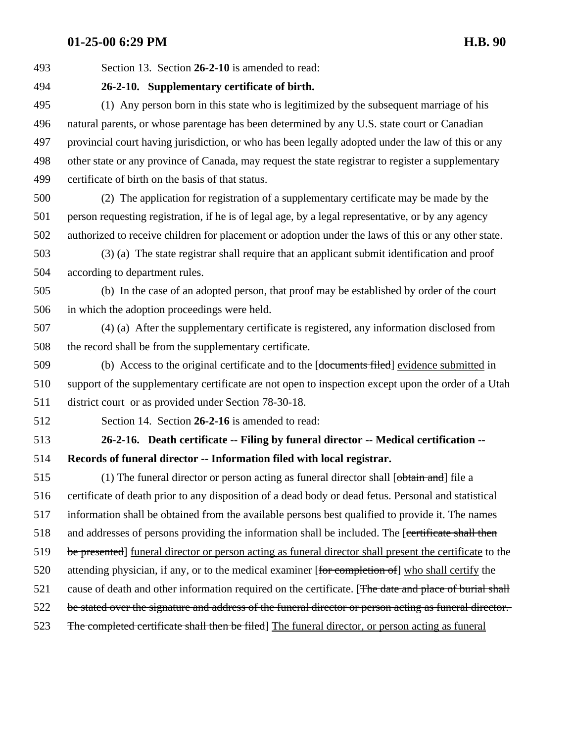Section 13. Section **26-2-10** is amended to read:

**26-2-10. Supplementary certificate of birth.**

(1) Any person born in this state who is legitimized by the subsequent marriage of his natural parents, or whose parentage has been determined by any U.S. state court or Canadian provincial court having jurisdiction, or who has been legally adopted under the law of this or any other state or any province of Canada, may request the state registrar to register a supplementary certificate of birth on the basis of that status.

(2) The application for registration of a supplementary certificate may be made by the person requesting registration, if he is of legal age, by a legal representative, or by any agency authorized to receive children for placement or adoption under the laws of this or any other state.

(3) (a) The state registrar shall require that an applicant submit identification and proof according to department rules.

(b) In the case of an adopted person, that proof may be established by order of the court in which the adoption proceedings were held.

(4) (a) After the supplementary certificate is registered, any information disclosed from the record shall be from the supplementary certificate.

(b) Access to the original certificate and to the [~~documents filed~~] <u>evidence submitted</u> in support of the supplementary certificate are not open to inspection except upon the order of a Utah district court or as provided under Section 78-30-18.

Section 14. Section **26-2-16** is amended to read:

**26-2-16. Death certificate -- Filing by funeral director -- Medical certification -- Records of funeral director -- Information filed with local registrar.**

(1) The funeral director or person acting as funeral director shall [~~obtain and~~] file a certificate of death prior to any disposition of a dead body or dead fetus. Personal and statistical information shall be obtained from the available persons best qualified to provide it. The names and addresses of persons providing the information shall be included. The [~~certificate shall then be presented~~] <u>funeral director or person acting as funeral director shall present the certificate</u> to the attending physician, if any, or to the medical examiner [~~for completion of~~] <u>who shall certify</u> the cause of death and other information required on the certificate. [~~The date and place of burial shall be stated over the signature and address of the funeral director or person acting as funeral director. The completed certificate shall then be filed~~] <u>The funeral director, or person acting as funeral</u>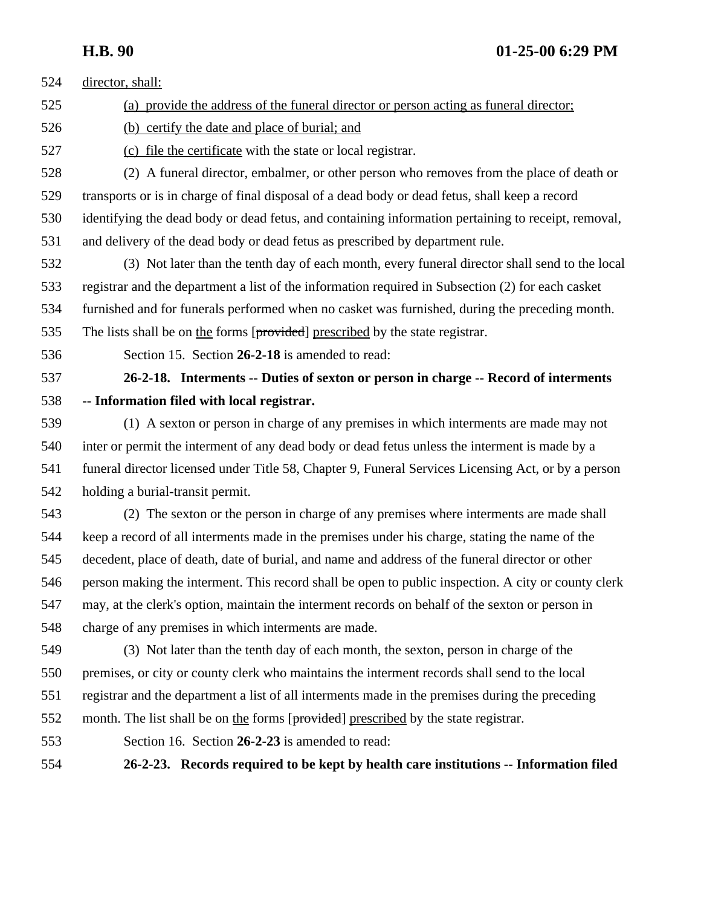director, shall:

(a) provide the address of the funeral director or person acting as funeral director;

(b) certify the date and place of burial; and

(c) file the certificate with the state or local registrar.

(2) A funeral director, embalmer, or other person who removes from the place of death or transports or is in charge of final disposal of a dead body or dead fetus, shall keep a record identifying the dead body or dead fetus, and containing information pertaining to receipt, removal, and delivery of the dead body or dead fetus as prescribed by department rule.

(3) Not later than the tenth day of each month, every funeral director shall send to the local registrar and the department a list of the information required in Subsection (2) for each casket furnished and for funerals performed when no casket was furnished, during the preceding month. The lists shall be on the forms [~~provided~~] prescribed by the state registrar.

Section 15. Section **26-2-18** is amended to read:

**26-2-18. Interments -- Duties of sexton or person in charge -- Record of interments -- Information filed with local registrar.**

(1) A sexton or person in charge of any premises in which interments are made may not inter or permit the interment of any dead body or dead fetus unless the interment is made by a funeral director licensed under Title 58, Chapter 9, Funeral Services Licensing Act, or by a person holding a burial-transit permit.

(2) The sexton or the person in charge of any premises where interments are made shall keep a record of all interments made in the premises under his charge, stating the name of the decedent, place of death, date of burial, and name and address of the funeral director or other person making the interment. This record shall be open to public inspection. A city or county clerk may, at the clerk's option, maintain the interment records on behalf of the sexton or person in charge of any premises in which interments are made.

(3) Not later than the tenth day of each month, the sexton, person in charge of the premises, or city or county clerk who maintains the interment records shall send to the local registrar and the department a list of all interments made in the premises during the preceding month. The list shall be on the forms [~~provided~~] prescribed by the state registrar.

Section 16. Section **26-2-23** is amended to read:

**26-2-23. Records required to be kept by health care institutions -- Information filed**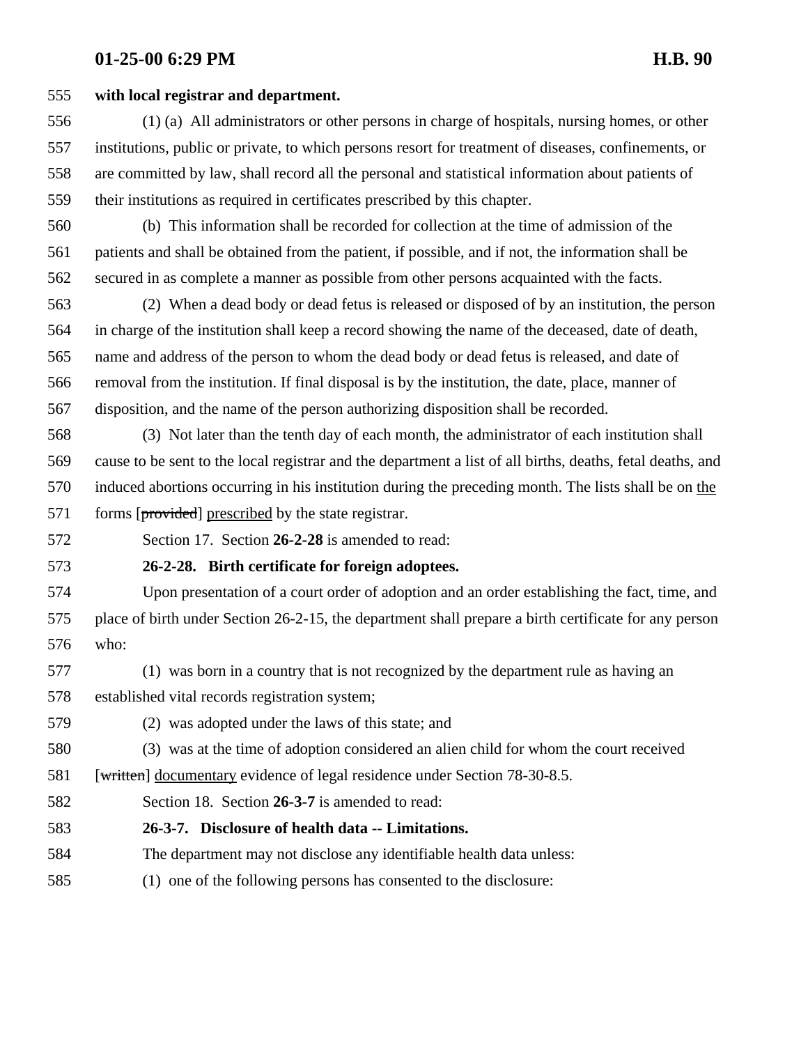**with local registrar and department.**

(1) (a) All administrators or other persons in charge of hospitals, nursing homes, or other institutions, public or private, to which persons resort for treatment of diseases, confinements, or are committed by law, shall record all the personal and statistical information about patients of their institutions as required in certificates prescribed by this chapter.

(b) This information shall be recorded for collection at the time of admission of the patients and shall be obtained from the patient, if possible, and if not, the information shall be secured in as complete a manner as possible from other persons acquainted with the facts.

(2) When a dead body or dead fetus is released or disposed of by an institution, the person in charge of the institution shall keep a record showing the name of the deceased, date of death, name and address of the person to whom the dead body or dead fetus is released, and date of removal from the institution. If final disposal is by the institution, the date, place, manner of disposition, and the name of the person authorizing disposition shall be recorded.

(3) Not later than the tenth day of each month, the administrator of each institution shall cause to be sent to the local registrar and the department a list of all births, deaths, fetal deaths, and induced abortions occurring in his institution during the preceding month. The lists shall be on <u>the</u> forms [~~provided~~] <u>prescribed</u> by the state registrar.

Section 17. Section **26-2-28** is amended to read:

**26-2-28. Birth certificate for foreign adoptees.**

Upon presentation of a court order of adoption and an order establishing the fact, time, and place of birth under Section 26-2-15, the department shall prepare a birth certificate for any person who:

(1) was born in a country that is not recognized by the department rule as having an established vital records registration system;

(2) was adopted under the laws of this state; and

(3) was at the time of adoption considered an alien child for whom the court received [~~written~~] <u>documentary</u> evidence of legal residence under Section 78-30-8.5.

Section 18. Section **26-3-7** is amended to read:

**26-3-7. Disclosure of health data -- Limitations.**

The department may not disclose any identifiable health data unless:

(1) one of the following persons has consented to the disclosure: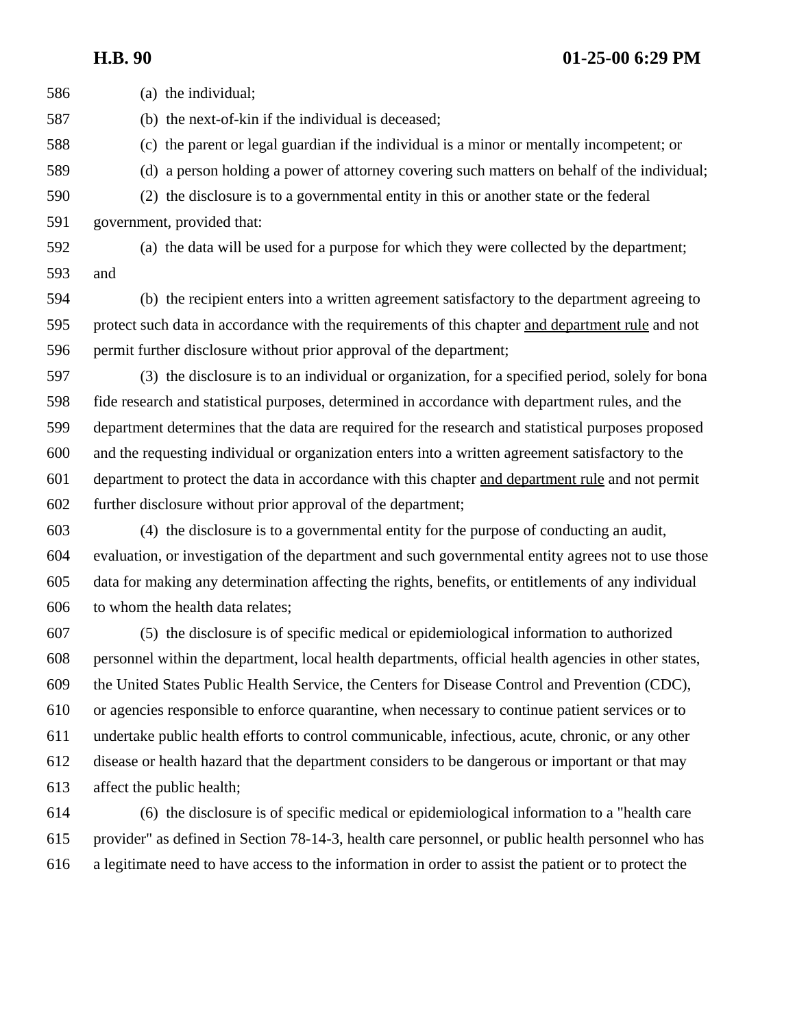(a) the individual;

(b) the next-of-kin if the individual is deceased;

(c) the parent or legal guardian if the individual is a minor or mentally incompetent; or

(d) a person holding a power of attorney covering such matters on behalf of the individual;

(2) the disclosure is to a governmental entity in this or another state or the federal government, provided that:

(a) the data will be used for a purpose for which they were collected by the department; and

(b) the recipient enters into a written agreement satisfactory to the department agreeing to protect such data in accordance with the requirements of this chapter <u>and department rule</u> and not permit further disclosure without prior approval of the department;

(3) the disclosure is to an individual or organization, for a specified period, solely for bona fide research and statistical purposes, determined in accordance with department rules, and the department determines that the data are required for the research and statistical purposes proposed and the requesting individual or organization enters into a written agreement satisfactory to the department to protect the data in accordance with this chapter <u>and department rule</u> and not permit further disclosure without prior approval of the department;

(4) the disclosure is to a governmental entity for the purpose of conducting an audit, evaluation, or investigation of the department and such governmental entity agrees not to use those data for making any determination affecting the rights, benefits, or entitlements of any individual to whom the health data relates;

(5) the disclosure is of specific medical or epidemiological information to authorized personnel within the department, local health departments, official health agencies in other states, the United States Public Health Service, the Centers for Disease Control and Prevention (CDC), or agencies responsible to enforce quarantine, when necessary to continue patient services or to undertake public health efforts to control communicable, infectious, acute, chronic, or any other disease or health hazard that the department considers to be dangerous or important or that may affect the public health;

(6) the disclosure is of specific medical or epidemiological information to a "health care provider" as defined in Section 78-14-3, health care personnel, or public health personnel who has a legitimate need to have access to the information in order to assist the patient or to protect the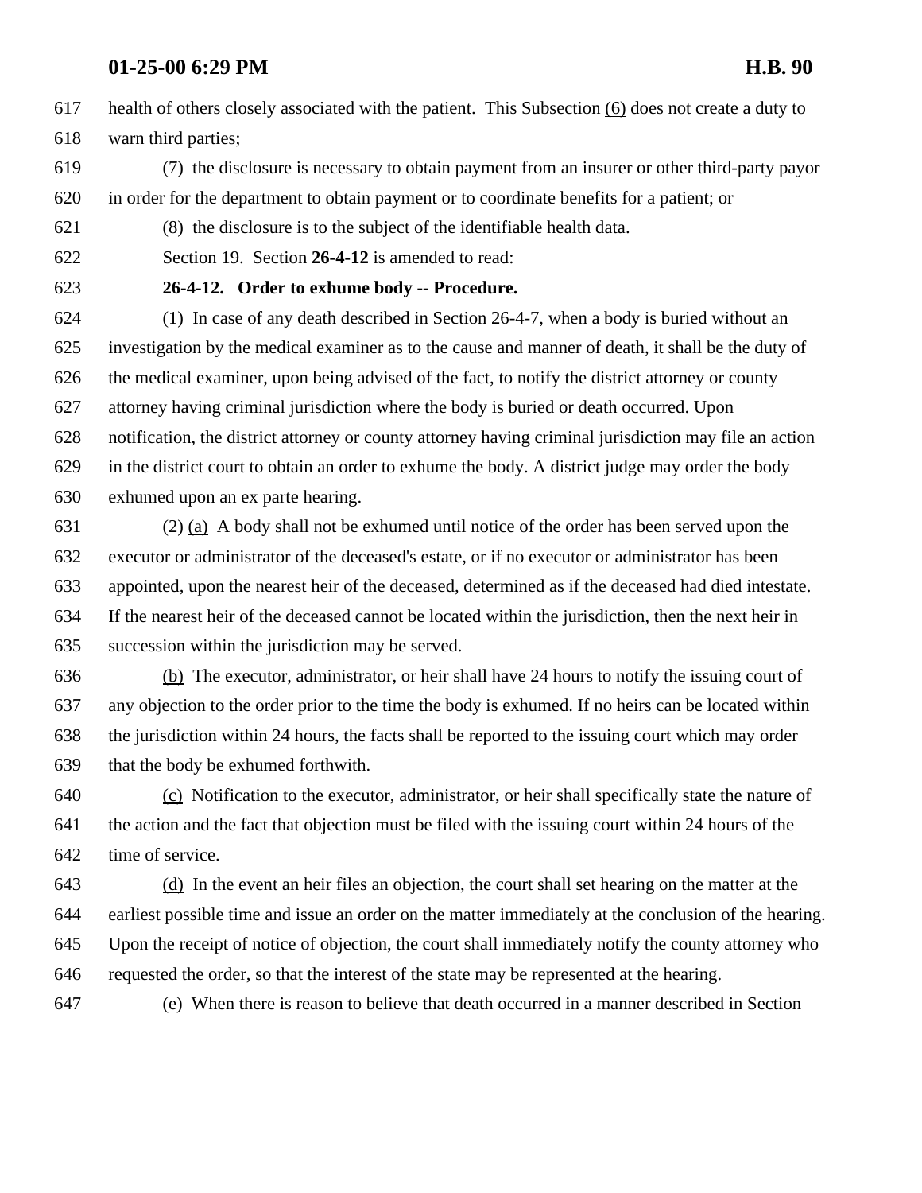health of others closely associated with the patient. This Subsection (6) does not create a duty to warn third parties;

(7) the disclosure is necessary to obtain payment from an insurer or other third-party payor in order for the department to obtain payment or to coordinate benefits for a patient; or

(8) the disclosure is to the subject of the identifiable health data.

Section 19. Section **26-4-12** is amended to read:

**26-4-12. Order to exhume body -- Procedure.**

(1) In case of any death described in Section 26-4-7, when a body is buried without an investigation by the medical examiner as to the cause and manner of death, it shall be the duty of the medical examiner, upon being advised of the fact, to notify the district attorney or county attorney having criminal jurisdiction where the body is buried or death occurred. Upon notification, the district attorney or county attorney having criminal jurisdiction may file an action in the district court to obtain an order to exhume the body. A district judge may order the body exhumed upon an ex parte hearing.

(2) (a) A body shall not be exhumed until notice of the order has been served upon the executor or administrator of the deceased's estate, or if no executor or administrator has been appointed, upon the nearest heir of the deceased, determined as if the deceased had died intestate. If the nearest heir of the deceased cannot be located within the jurisdiction, then the next heir in succession within the jurisdiction may be served.

(b) The executor, administrator, or heir shall have 24 hours to notify the issuing court of any objection to the order prior to the time the body is exhumed. If no heirs can be located within the jurisdiction within 24 hours, the facts shall be reported to the issuing court which may order that the body be exhumed forthwith.

(c) Notification to the executor, administrator, or heir shall specifically state the nature of the action and the fact that objection must be filed with the issuing court within 24 hours of the time of service.

(d) In the event an heir files an objection, the court shall set hearing on the matter at the earliest possible time and issue an order on the matter immediately at the conclusion of the hearing. Upon the receipt of notice of objection, the court shall immediately notify the county attorney who requested the order, so that the interest of the state may be represented at the hearing.

(e) When there is reason to believe that death occurred in a manner described in Section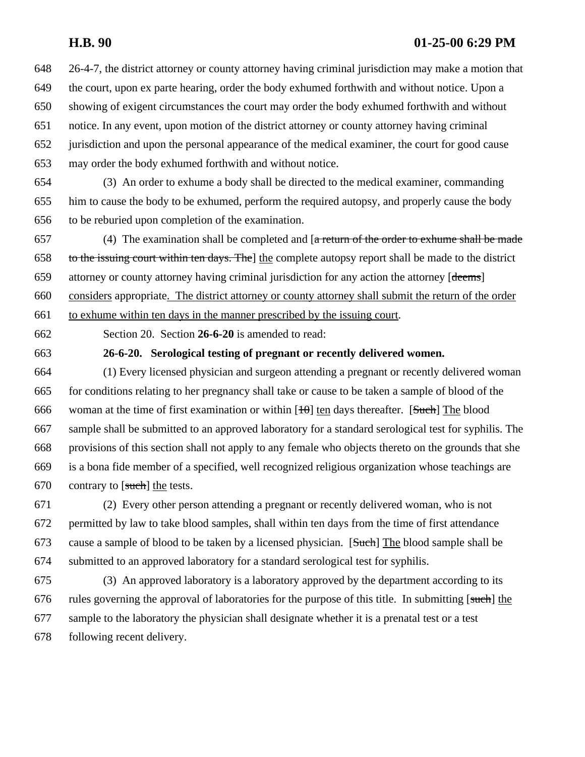26-4-7, the district attorney or county attorney having criminal jurisdiction may make a motion that the court, upon ex parte hearing, order the body exhumed forthwith and without notice. Upon a showing of exigent circumstances the court may order the body exhumed forthwith and without notice. In any event, upon motion of the district attorney or county attorney having criminal jurisdiction and upon the personal appearance of the medical examiner, the court for good cause may order the body exhumed forthwith and without notice.

(3) An order to exhume a body shall be directed to the medical examiner, commanding him to cause the body to be exhumed, perform the required autopsy, and properly cause the body to be reburied upon completion of the examination.

(4) The examination shall be completed and [~~a return of the order to exhume shall be made to the issuing court within ten days. The~~] the complete autopsy report shall be made to the district attorney or county attorney having criminal jurisdiction for any action the attorney [~~deems~~] considers appropriate. The district attorney or county attorney shall submit the return of the order to exhume within ten days in the manner prescribed by the issuing court.

Section 20. Section **26-6-20** is amended to read:

**26-6-20. Serological testing of pregnant or recently delivered women.**

(1) Every licensed physician and surgeon attending a pregnant or recently delivered woman for conditions relating to her pregnancy shall take or cause to be taken a sample of blood of the woman at the time of first examination or within [~~10~~] ten days thereafter. [~~Such~~] The blood sample shall be submitted to an approved laboratory for a standard serological test for syphilis. The provisions of this section shall not apply to any female who objects thereto on the grounds that she is a bona fide member of a specified, well recognized religious organization whose teachings are contrary to [~~such~~] the tests.

(2) Every other person attending a pregnant or recently delivered woman, who is not permitted by law to take blood samples, shall within ten days from the time of first attendance cause a sample of blood to be taken by a licensed physician. [~~Such~~] The blood sample shall be submitted to an approved laboratory for a standard serological test for syphilis.

(3) An approved laboratory is a laboratory approved by the department according to its rules governing the approval of laboratories for the purpose of this title. In submitting [~~such~~] the sample to the laboratory the physician shall designate whether it is a prenatal test or a test following recent delivery.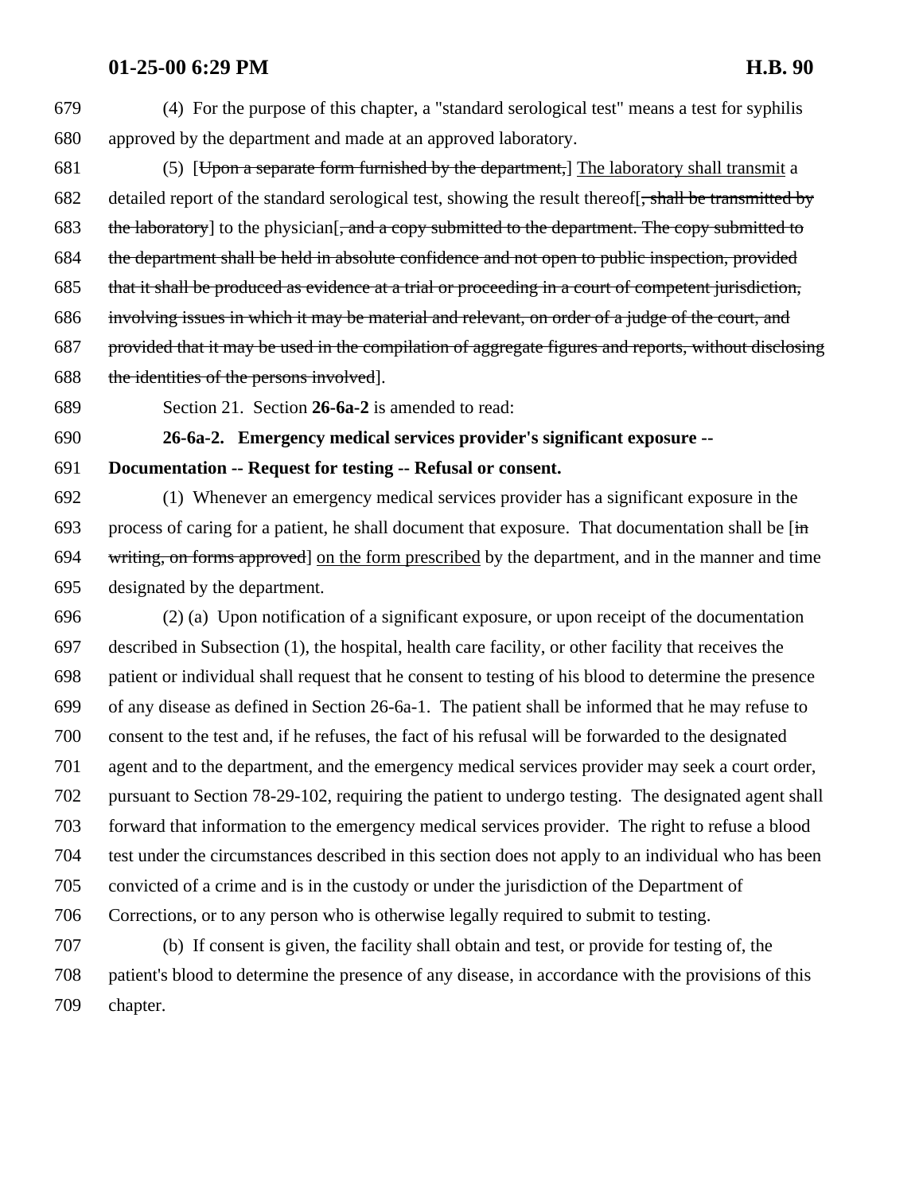(4) For the purpose of this chapter, a "standard serological test" means a test for syphilis approved by the department and made at an approved laboratory.

(5) [~~Upon a separate form furnished by the department,~~] <u>The laboratory shall transmit</u> a detailed report of the standard serological test, showing the result thereof[~~, shall be transmitted by the laboratory~~] to the physician[~~, and a copy submitted to the department. The copy submitted to the department shall be held in absolute confidence and not open to public inspection, provided that it shall be produced as evidence at a trial or proceeding in a court of competent jurisdiction, involving issues in which it may be material and relevant, on order of a judge of the court, and provided that it may be used in the compilation of aggregate figures and reports, without disclosing the identities of the persons involved~~].

Section 21. Section **26-6a-2** is amended to read:

**26-6a-2. Emergency medical services provider's significant exposure -- Documentation -- Request for testing -- Refusal or consent.**

(1) Whenever an emergency medical services provider has a significant exposure in the process of caring for a patient, he shall document that exposure. That documentation shall be [~~in writing, on forms approved~~] <u>on the form prescribed</u> by the department, and in the manner and time designated by the department.

(2) (a) Upon notification of a significant exposure, or upon receipt of the documentation described in Subsection (1), the hospital, health care facility, or other facility that receives the patient or individual shall request that he consent to testing of his blood to determine the presence of any disease as defined in Section 26-6a-1. The patient shall be informed that he may refuse to consent to the test and, if he refuses, the fact of his refusal will be forwarded to the designated agent and to the department, and the emergency medical services provider may seek a court order, pursuant to Section 78-29-102, requiring the patient to undergo testing. The designated agent shall forward that information to the emergency medical services provider. The right to refuse a blood test under the circumstances described in this section does not apply to an individual who has been convicted of a crime and is in the custody or under the jurisdiction of the Department of Corrections, or to any person who is otherwise legally required to submit to testing.

(b) If consent is given, the facility shall obtain and test, or provide for testing of, the patient's blood to determine the presence of any disease, in accordance with the provisions of this chapter.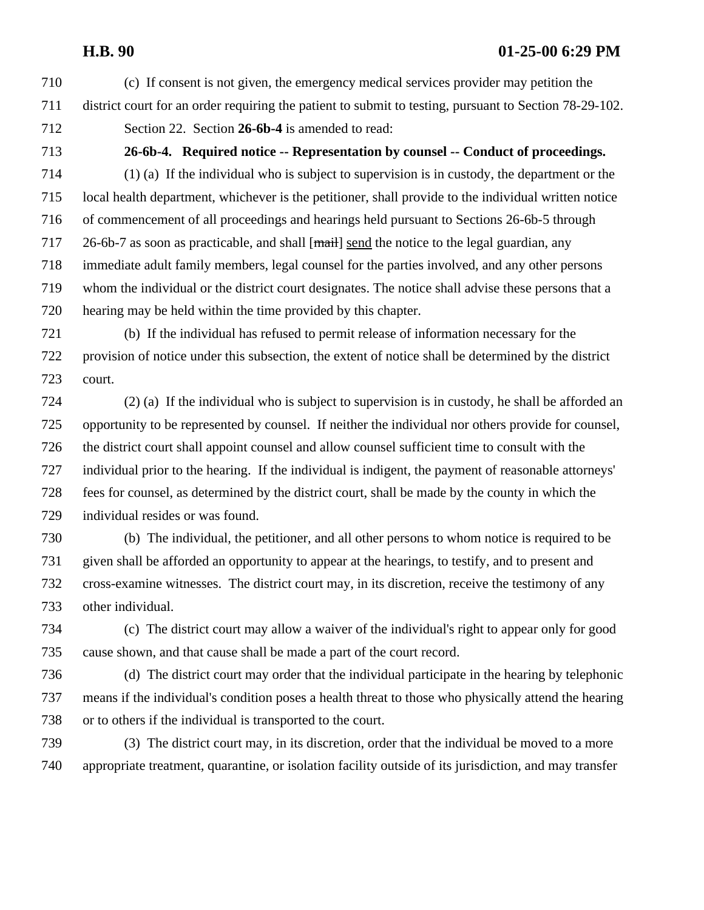(c) If consent is not given, the emergency medical services provider may petition the district court for an order requiring the patient to submit to testing, pursuant to Section 78-29-102.

Section 22. Section **26-6b-4** is amended to read:

**26-6b-4. Required notice -- Representation by counsel -- Conduct of proceedings.**

(1) (a) If the individual who is subject to supervision is in custody, the department or the local health department, whichever is the petitioner, shall provide to the individual written notice of commencement of all proceedings and hearings held pursuant to Sections 26-6b-5 through 26-6b-7 as soon as practicable, and shall [~~mail~~] send the notice to the legal guardian, any immediate adult family members, legal counsel for the parties involved, and any other persons whom the individual or the district court designates. The notice shall advise these persons that a hearing may be held within the time provided by this chapter.

(b) If the individual has refused to permit release of information necessary for the provision of notice under this subsection, the extent of notice shall be determined by the district court.

(2) (a) If the individual who is subject to supervision is in custody, he shall be afforded an opportunity to be represented by counsel. If neither the individual nor others provide for counsel, the district court shall appoint counsel and allow counsel sufficient time to consult with the individual prior to the hearing. If the individual is indigent, the payment of reasonable attorneys' fees for counsel, as determined by the district court, shall be made by the county in which the individual resides or was found.

(b) The individual, the petitioner, and all other persons to whom notice is required to be given shall be afforded an opportunity to appear at the hearings, to testify, and to present and cross-examine witnesses. The district court may, in its discretion, receive the testimony of any other individual.

(c) The district court may allow a waiver of the individual's right to appear only for good cause shown, and that cause shall be made a part of the court record.

(d) The district court may order that the individual participate in the hearing by telephonic means if the individual's condition poses a health threat to those who physically attend the hearing or to others if the individual is transported to the court.

(3) The district court may, in its discretion, order that the individual be moved to a more appropriate treatment, quarantine, or isolation facility outside of its jurisdiction, and may transfer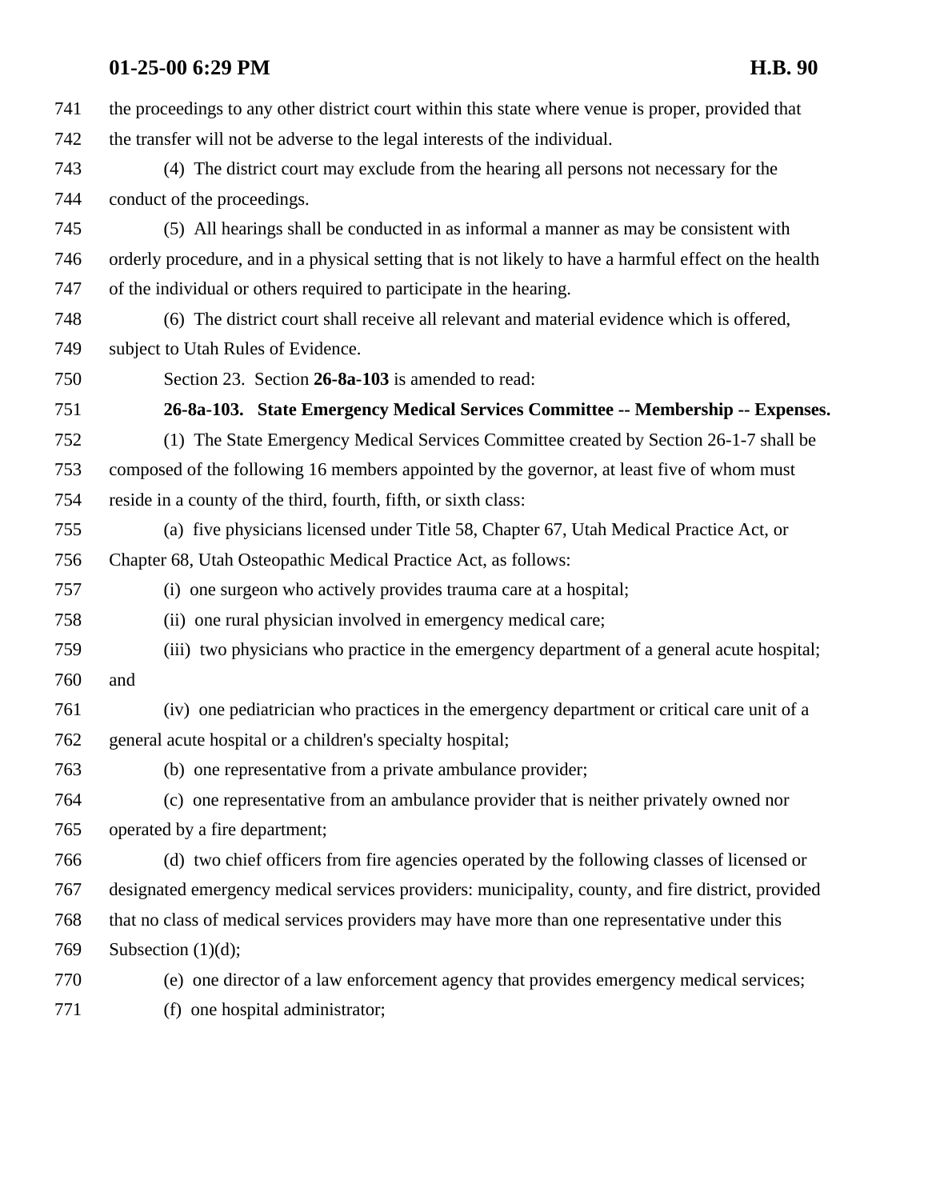the proceedings to any other district court within this state where venue is proper, provided that the transfer will not be adverse to the legal interests of the individual.

(4) The district court may exclude from the hearing all persons not necessary for the conduct of the proceedings.

(5) All hearings shall be conducted in as informal a manner as may be consistent with orderly procedure, and in a physical setting that is not likely to have a harmful effect on the health of the individual or others required to participate in the hearing.

(6) The district court shall receive all relevant and material evidence which is offered, subject to Utah Rules of Evidence.

Section 23. Section **26-8a-103** is amended to read:

**26-8a-103. State Emergency Medical Services Committee -- Membership -- Expenses.**

(1) The State Emergency Medical Services Committee created by Section 26-1-7 shall be composed of the following 16 members appointed by the governor, at least five of whom must reside in a county of the third, fourth, fifth, or sixth class:

(a) five physicians licensed under Title 58, Chapter 67, Utah Medical Practice Act, or Chapter 68, Utah Osteopathic Medical Practice Act, as follows:

(i) one surgeon who actively provides trauma care at a hospital;

(ii) one rural physician involved in emergency medical care;

(iii) two physicians who practice in the emergency department of a general acute hospital; and

(iv) one pediatrician who practices in the emergency department or critical care unit of a general acute hospital or a children's specialty hospital;

(b) one representative from a private ambulance provider;

(c) one representative from an ambulance provider that is neither privately owned nor operated by a fire department;

(d) two chief officers from fire agencies operated by the following classes of licensed or designated emergency medical services providers: municipality, county, and fire district, provided that no class of medical services providers may have more than one representative under this Subsection (1)(d);

(e) one director of a law enforcement agency that provides emergency medical services;

(f) one hospital administrator;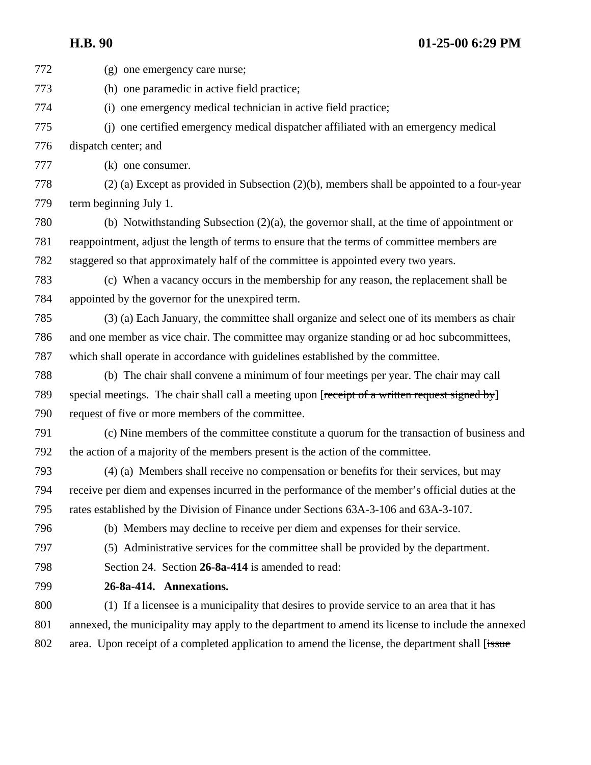(g) one emergency care nurse;

(h) one paramedic in active field practice;

(i) one emergency medical technician in active field practice;

(j) one certified emergency medical dispatcher affiliated with an emergency medical dispatch center; and

(k) one consumer.

(2) (a) Except as provided in Subsection (2)(b), members shall be appointed to a four-year term beginning July 1.

(b) Notwithstanding Subsection (2)(a), the governor shall, at the time of appointment or reappointment, adjust the length of terms to ensure that the terms of committee members are staggered so that approximately half of the committee is appointed every two years.

(c) When a vacancy occurs in the membership for any reason, the replacement shall be appointed by the governor for the unexpired term.

(3) (a) Each January, the committee shall organize and select one of its members as chair and one member as vice chair. The committee may organize standing or ad hoc subcommittees, which shall operate in accordance with guidelines established by the committee.

(b) The chair shall convene a minimum of four meetings per year. The chair may call special meetings. The chair shall call a meeting upon [~~receipt of a written request signed by~~] request of five or more members of the committee.

(c) Nine members of the committee constitute a quorum for the transaction of business and the action of a majority of the members present is the action of the committee.

(4) (a) Members shall receive no compensation or benefits for their services, but may receive per diem and expenses incurred in the performance of the member's official duties at the rates established by the Division of Finance under Sections 63A-3-106 and 63A-3-107.

(b) Members may decline to receive per diem and expenses for their service.

(5) Administrative services for the committee shall be provided by the department.

Section 24. Section **26-8a-414** is amended to read:

**26-8a-414. Annexations.**

(1) If a licensee is a municipality that desires to provide service to an area that it has annexed, the municipality may apply to the department to amend its license to include the annexed area. Upon receipt of a completed application to amend the license, the department shall [~~issue~~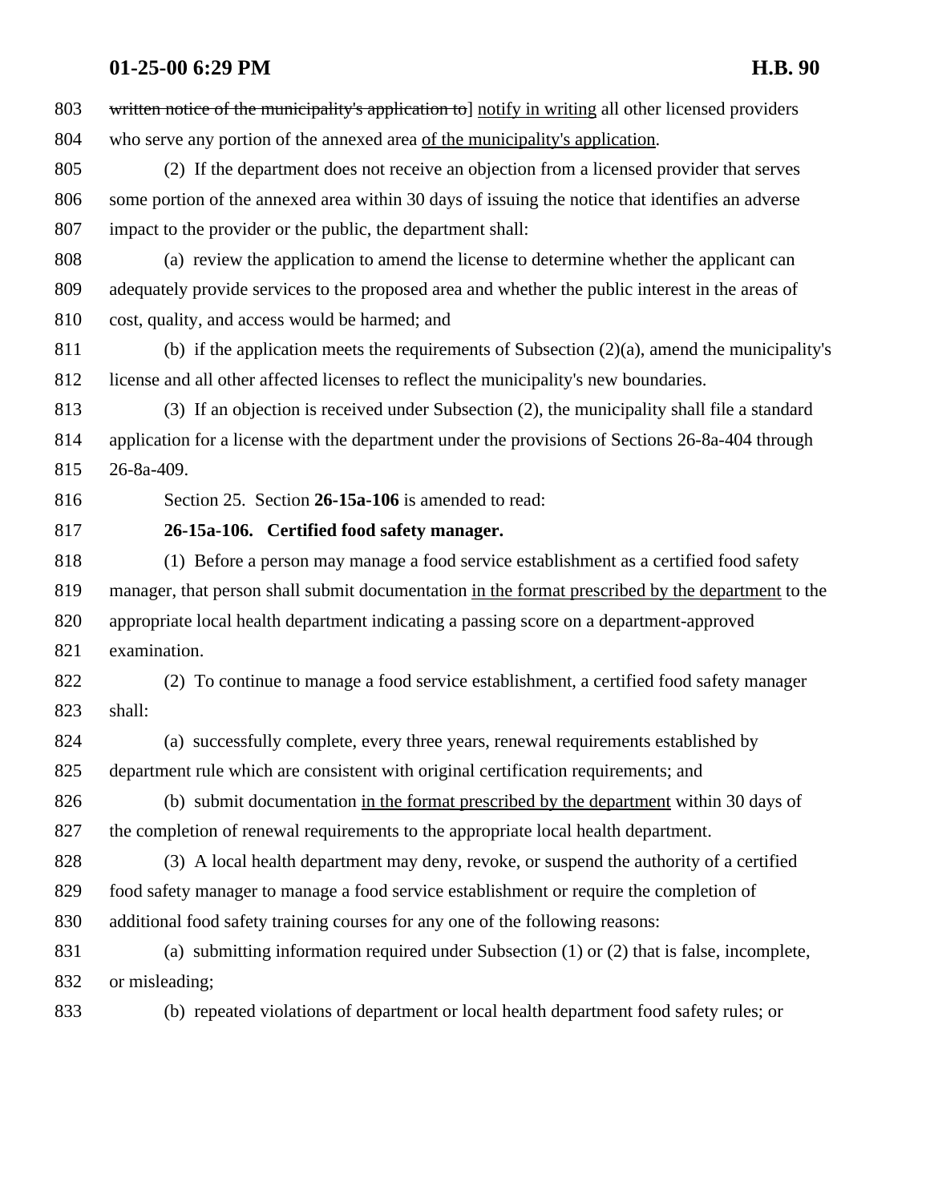~~written notice of the municipality's application to~~] <u>notify in writing</u> all other licensed providers who serve any portion of the annexed area <u>of the municipality's application</u>.

(2) If the department does not receive an objection from a licensed provider that serves some portion of the annexed area within 30 days of issuing the notice that identifies an adverse impact to the provider or the public, the department shall:

(a) review the application to amend the license to determine whether the applicant can adequately provide services to the proposed area and whether the public interest in the areas of cost, quality, and access would be harmed; and

(b) if the application meets the requirements of Subsection (2)(a), amend the municipality's license and all other affected licenses to reflect the municipality's new boundaries.

(3) If an objection is received under Subsection (2), the municipality shall file a standard application for a license with the department under the provisions of Sections 26-8a-404 through 26-8a-409.

Section 25. Section **26-15a-106** is amended to read:

**26-15a-106. Certified food safety manager.**

(1) Before a person may manage a food service establishment as a certified food safety manager, that person shall submit documentation <u>in the format prescribed by the department</u> to the appropriate local health department indicating a passing score on a department-approved examination.

(2) To continue to manage a food service establishment, a certified food safety manager shall:

(a) successfully complete, every three years, renewal requirements established by department rule which are consistent with original certification requirements; and

(b) submit documentation <u>in the format prescribed by the department</u> within 30 days of the completion of renewal requirements to the appropriate local health department.

(3) A local health department may deny, revoke, or suspend the authority of a certified food safety manager to manage a food service establishment or require the completion of additional food safety training courses for any one of the following reasons:

(a) submitting information required under Subsection (1) or (2) that is false, incomplete, or misleading;

(b) repeated violations of department or local health department food safety rules; or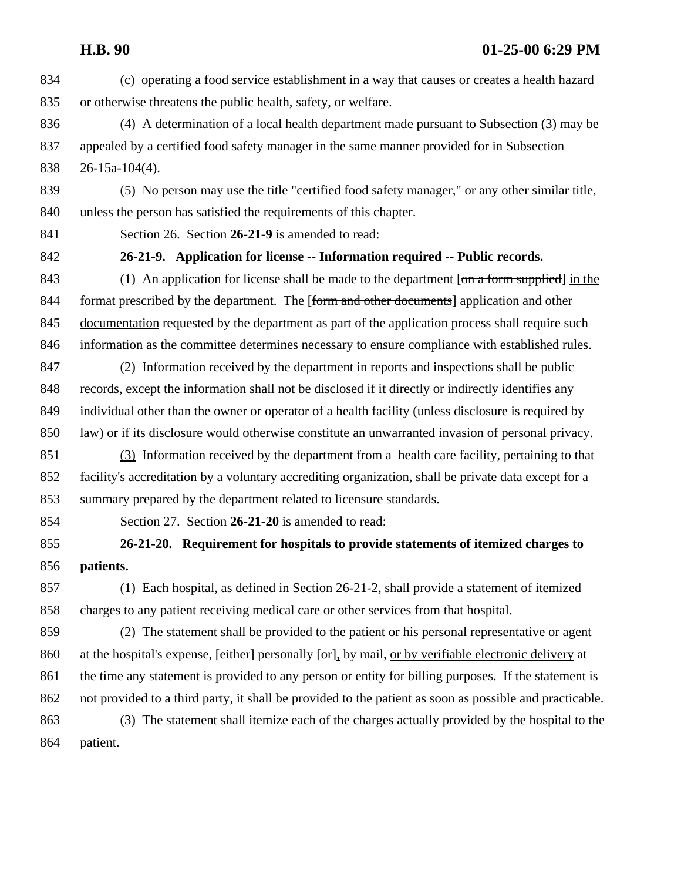834 (c) operating a food service establishment in a way that causes or creates a health hazard
835 or otherwise threatens the public health, safety, or welfare.

836 (4) A determination of a local health department made pursuant to Subsection (3) may be
837 appealed by a certified food safety manager in the same manner provided for in Subsection
838 26-15a-104(4).

839 (5) No person may use the title "certified food safety manager," or any other similar title,
840 unless the person has satisfied the requirements of this chapter.

841 Section 26. Section **26-21-9** is amended to read:

842 **26-21-9. Application for license -- Information required -- Public records.**

843 (1) An application for license shall be made to the department [~~on a form supplied~~] <u>in the</u>
844 <u>format prescribed</u> by the department. The [~~form and other documents~~] <u>application and other</u>
845 <u>documentation</u> requested by the department as part of the application process shall require such
846 information as the committee determines necessary to ensure compliance with established rules.

847 (2) Information received by the department in reports and inspections shall be public
848 records, except the information shall not be disclosed if it directly or indirectly identifies any
849 individual other than the owner or operator of a health facility (unless disclosure is required by
850 law) or if its disclosure would otherwise constitute an unwarranted invasion of personal privacy.

851 <u>(3)</u> Information received by the department from a health care facility, pertaining to that
852 facility's accreditation by a voluntary accrediting organization, shall be private data except for a
853 summary prepared by the department related to licensure standards.

854 Section 27. Section **26-21-20** is amended to read:

855 **26-21-20. Requirement for hospitals to provide statements of itemized charges to**
856 **patients.**

857 (1) Each hospital, as defined in Section 26-21-2, shall provide a statement of itemized
858 charges to any patient receiving medical care or other services from that hospital.

859 (2) The statement shall be provided to the patient or his personal representative or agent
860 at the hospital's expense, [~~either~~] personally [~~or~~]<u>,</u> by mail, <u>or by verifiable electronic delivery</u> at
861 the time any statement is provided to any person or entity for billing purposes. If the statement is
862 not provided to a third party, it shall be provided to the patient as soon as possible and practicable.

863 (3) The statement shall itemize each of the charges actually provided by the hospital to the
864 patient.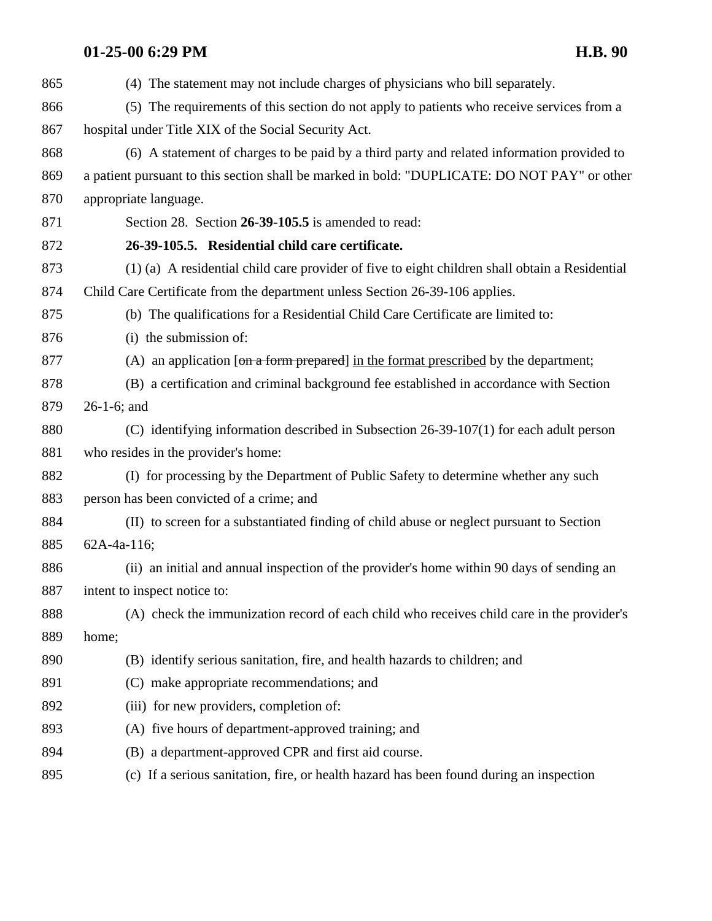865 (4) The statement may not include charges of physicians who bill separately.

866 (5) The requirements of this section do not apply to patients who receive services from a

867 hospital under Title XIX of the Social Security Act.

868 (6) A statement of charges to be paid by a third party and related information provided to

869 a patient pursuant to this section shall be marked in bold: "DUPLICATE: DO NOT PAY" or other

870 appropriate language.

871 Section 28. Section **26-39-105.5** is amended to read:

872 **26-39-105.5. Residential child care certificate.**

873 (1) (a) A residential child care provider of five to eight children shall obtain a Residential

874 Child Care Certificate from the department unless Section 26-39-106 applies.

875 (b) The qualifications for a Residential Child Care Certificate are limited to:

876 (i) the submission of:

877 (A) an application [~~on a form prepared~~] <u>in the format prescribed</u> by the department;

878 (B) a certification and criminal background fee established in accordance with Section

879 26-1-6; and

880 (C) identifying information described in Subsection 26-39-107(1) for each adult person

881 who resides in the provider's home:

882 (I) for processing by the Department of Public Safety to determine whether any such

883 person has been convicted of a crime; and

884 (II) to screen for a substantiated finding of child abuse or neglect pursuant to Section

885 62A-4a-116;

886 (ii) an initial and annual inspection of the provider's home within 90 days of sending an

887 intent to inspect notice to:

888 (A) check the immunization record of each child who receives child care in the provider's

889 home;

890 (B) identify serious sanitation, fire, and health hazards to children; and

891 (C) make appropriate recommendations; and

892 (iii) for new providers, completion of:

893 (A) five hours of department-approved training; and

894 (B) a department-approved CPR and first aid course.

895 (c) If a serious sanitation, fire, or health hazard has been found during an inspection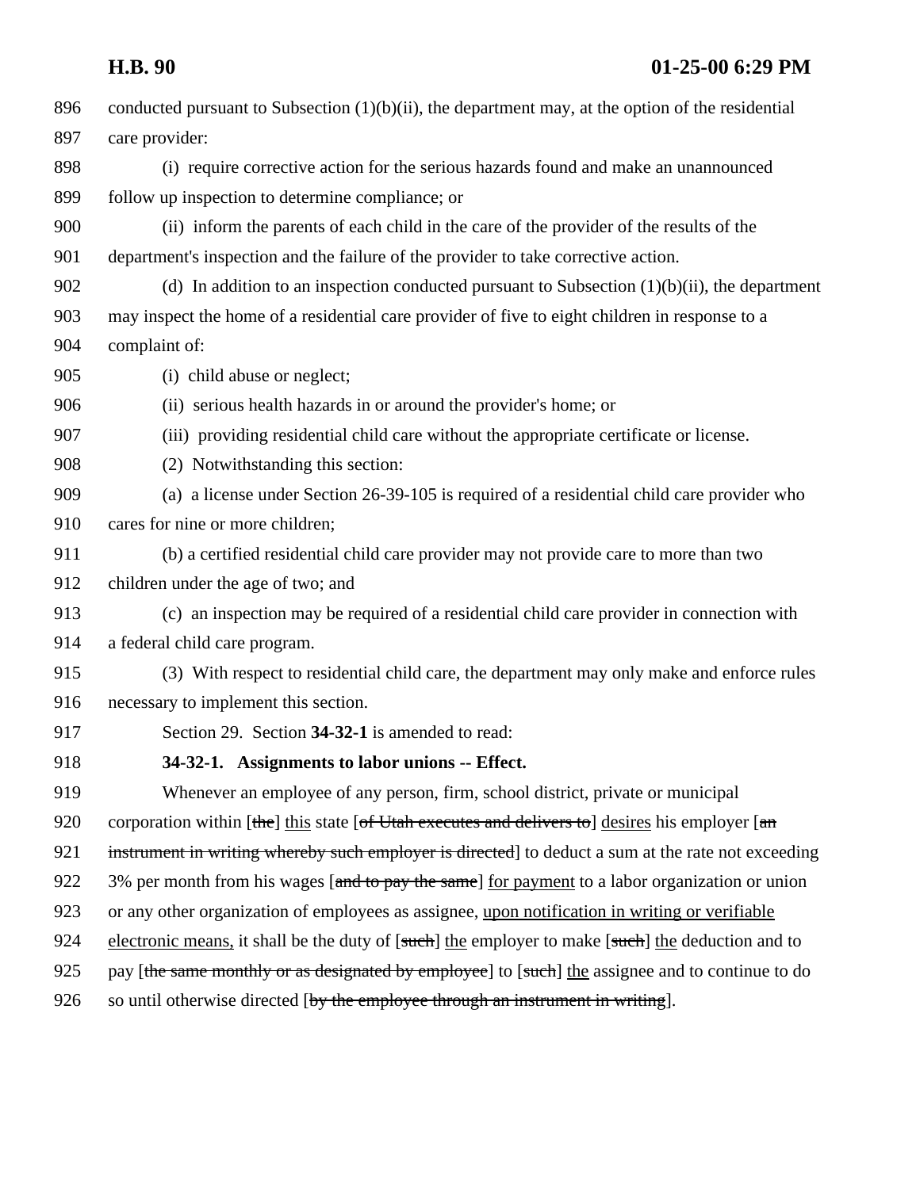conducted pursuant to Subsection (1)(b)(ii), the department may, at the option of the residential care provider:

(i) require corrective action for the serious hazards found and make an unannounced follow up inspection to determine compliance; or

(ii) inform the parents of each child in the care of the provider of the results of the department's inspection and the failure of the provider to take corrective action.

(d) In addition to an inspection conducted pursuant to Subsection (1)(b)(ii), the department may inspect the home of a residential care provider of five to eight children in response to a complaint of:

(i) child abuse or neglect;

(ii) serious health hazards in or around the provider's home; or

(iii) providing residential child care without the appropriate certificate or license.

(2) Notwithstanding this section:

(a) a license under Section 26-39-105 is required of a residential child care provider who cares for nine or more children;

(b) a certified residential child care provider may not provide care to more than two children under the age of two; and

(c) an inspection may be required of a residential child care provider in connection with a federal child care program.

(3) With respect to residential child care, the department may only make and enforce rules necessary to implement this section.

Section 29. Section **34-32-1** is amended to read:

**34-32-1. Assignments to labor unions -- Effect.**

Whenever an employee of any person, firm, school district, private or municipal corporation within [~~the~~] this state [~~of Utah executes and delivers to~~] desires his employer [~~an instrument in writing whereby such employer is directed~~] to deduct a sum at the rate not exceeding 3% per month from his wages [~~and to pay the same~~] for payment to a labor organization or union or any other organization of employees as assignee, upon notification in writing or verifiable electronic means, it shall be the duty of [~~such~~] the employer to make [~~such~~] the deduction and to pay [~~the same monthly or as designated by employee~~] to [~~such~~] the assignee and to continue to do so until otherwise directed [~~by the employee through an instrument in writing~~].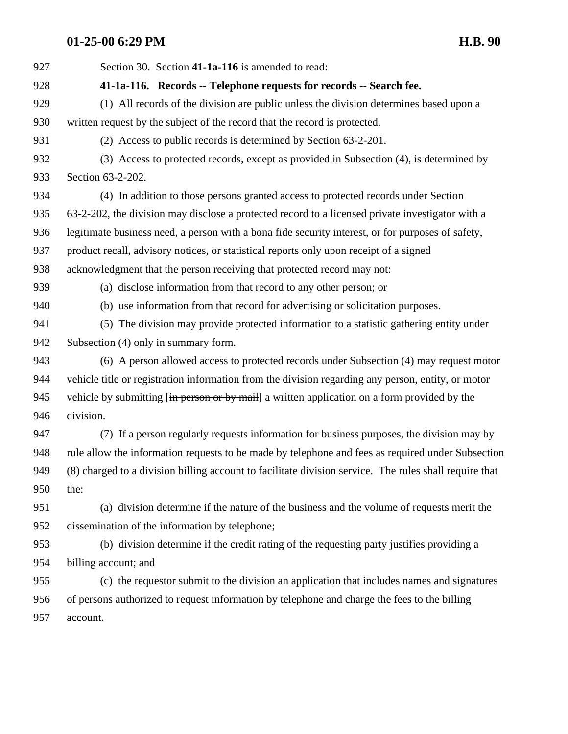Section 30. Section **41-1a-116** is amended to read:

**41-1a-116. Records -- Telephone requests for records -- Search fee.**

(1) All records of the division are public unless the division determines based upon a written request by the subject of the record that the record is protected.

(2) Access to public records is determined by Section 63-2-201.

(3) Access to protected records, except as provided in Subsection (4), is determined by Section 63-2-202.

(4) In addition to those persons granted access to protected records under Section 63-2-202, the division may disclose a protected record to a licensed private investigator with a legitimate business need, a person with a bona fide security interest, or for purposes of safety, product recall, advisory notices, or statistical reports only upon receipt of a signed acknowledgment that the person receiving that protected record may not:

(a) disclose information from that record to any other person; or

(b) use information from that record for advertising or solicitation purposes.

(5) The division may provide protected information to a statistic gathering entity under Subsection (4) only in summary form.

(6) A person allowed access to protected records under Subsection (4) may request motor vehicle title or registration information from the division regarding any person, entity, or motor vehicle by submitting [~~in person or by mail~~] a written application on a form provided by the division.

(7) If a person regularly requests information for business purposes, the division may by rule allow the information requests to be made by telephone and fees as required under Subsection (8) charged to a division billing account to facilitate division service. The rules shall require that the:

(a) division determine if the nature of the business and the volume of requests merit the dissemination of the information by telephone;

(b) division determine if the credit rating of the requesting party justifies providing a billing account; and

(c) the requestor submit to the division an application that includes names and signatures of persons authorized to request information by telephone and charge the fees to the billing account.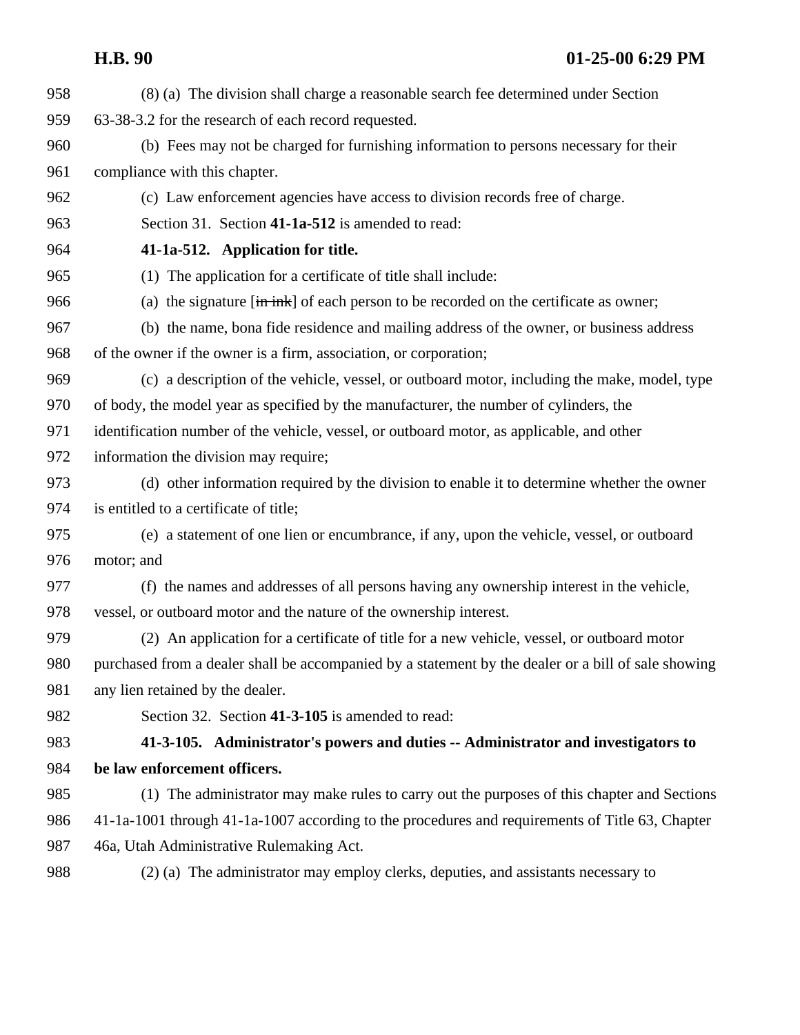(8) (a) The division shall charge a reasonable search fee determined under Section 63-38-3.2 for the research of each record requested.

(b) Fees may not be charged for furnishing information to persons necessary for their compliance with this chapter.

(c) Law enforcement agencies have access to division records free of charge.

Section 31. Section **41-1a-512** is amended to read:

**41-1a-512. Application for title.**

(1) The application for a certificate of title shall include:

(a) the signature [~~in ink~~] of each person to be recorded on the certificate as owner;

(b) the name, bona fide residence and mailing address of the owner, or business address of the owner if the owner is a firm, association, or corporation;

(c) a description of the vehicle, vessel, or outboard motor, including the make, model, type of body, the model year as specified by the manufacturer, the number of cylinders, the identification number of the vehicle, vessel, or outboard motor, as applicable, and other information the division may require;

(d) other information required by the division to enable it to determine whether the owner is entitled to a certificate of title;

(e) a statement of one lien or encumbrance, if any, upon the vehicle, vessel, or outboard motor; and

(f) the names and addresses of all persons having any ownership interest in the vehicle, vessel, or outboard motor and the nature of the ownership interest.

(2) An application for a certificate of title for a new vehicle, vessel, or outboard motor purchased from a dealer shall be accompanied by a statement by the dealer or a bill of sale showing any lien retained by the dealer.

Section 32. Section **41-3-105** is amended to read:

**41-3-105. Administrator's powers and duties -- Administrator and investigators to be law enforcement officers.**

(1) The administrator may make rules to carry out the purposes of this chapter and Sections 41-1a-1001 through 41-1a-1007 according to the procedures and requirements of Title 63, Chapter 46a, Utah Administrative Rulemaking Act.

(2) (a) The administrator may employ clerks, deputies, and assistants necessary to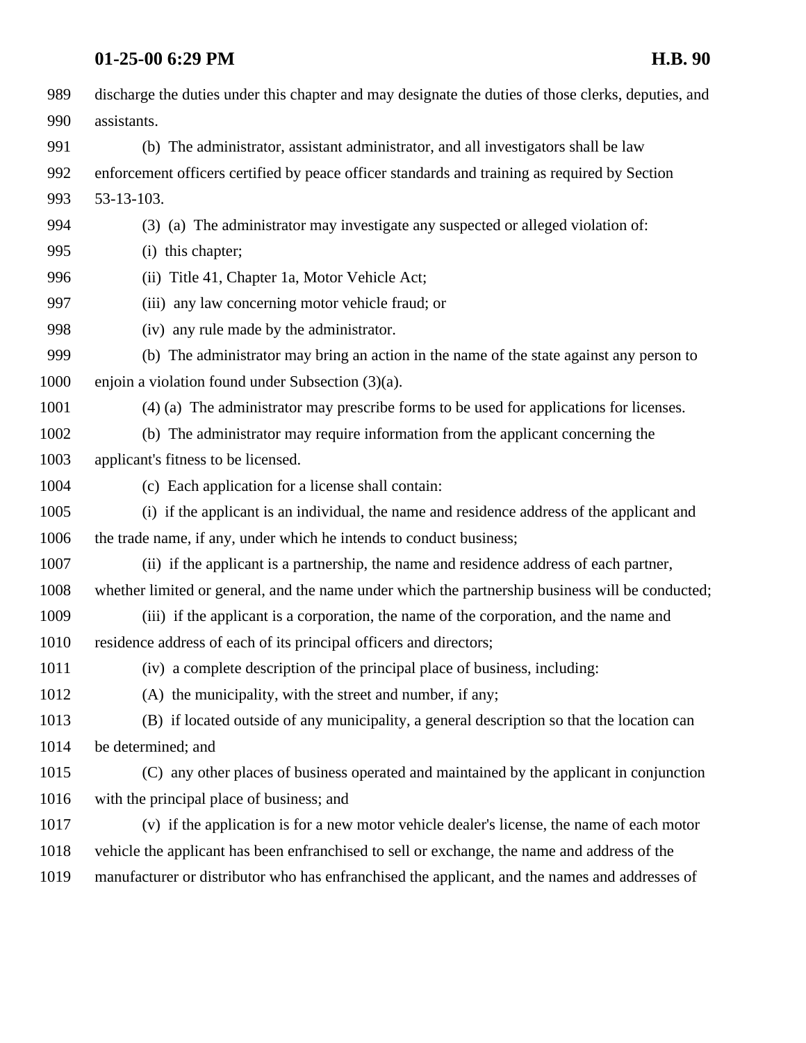discharge the duties under this chapter and may designate the duties of those clerks, deputies, and assistants.

(b) The administrator, assistant administrator, and all investigators shall be law enforcement officers certified by peace officer standards and training as required by Section 53-13-103.

(3) (a) The administrator may investigate any suspected or alleged violation of:

(i) this chapter;

(ii) Title 41, Chapter 1a, Motor Vehicle Act;

(iii) any law concerning motor vehicle fraud; or

(iv) any rule made by the administrator.

(b) The administrator may bring an action in the name of the state against any person to enjoin a violation found under Subsection (3)(a).

(4) (a) The administrator may prescribe forms to be used for applications for licenses.

(b) The administrator may require information from the applicant concerning the applicant's fitness to be licensed.

(c) Each application for a license shall contain:

(i) if the applicant is an individual, the name and residence address of the applicant and the trade name, if any, under which he intends to conduct business;

(ii) if the applicant is a partnership, the name and residence address of each partner, whether limited or general, and the name under which the partnership business will be conducted;

(iii) if the applicant is a corporation, the name of the corporation, and the name and residence address of each of its principal officers and directors;

(iv) a complete description of the principal place of business, including:

(A) the municipality, with the street and number, if any;

(B) if located outside of any municipality, a general description so that the location can be determined; and

(C) any other places of business operated and maintained by the applicant in conjunction with the principal place of business; and

(v) if the application is for a new motor vehicle dealer's license, the name of each motor vehicle the applicant has been enfranchised to sell or exchange, the name and address of the manufacturer or distributor who has enfranchised the applicant, and the names and addresses of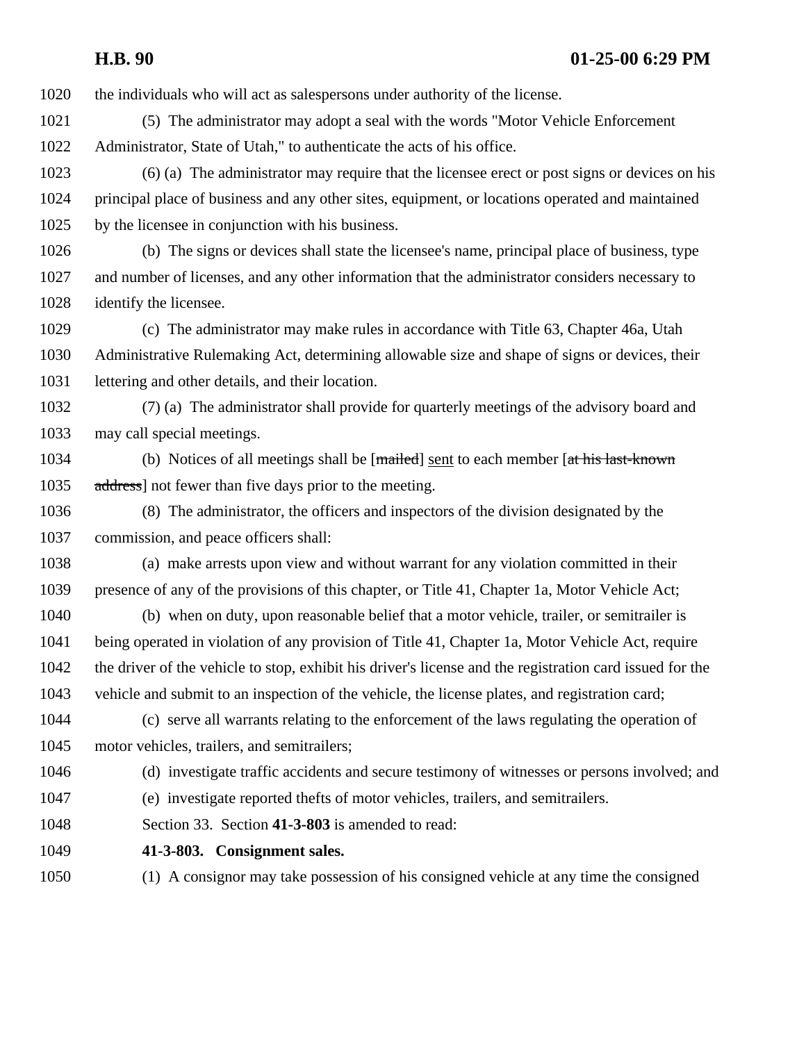the individuals who will act as salespersons under authority of the license.

(5) The administrator may adopt a seal with the words "Motor Vehicle Enforcement Administrator, State of Utah," to authenticate the acts of his office.

(6) (a) The administrator may require that the licensee erect or post signs or devices on his principal place of business and any other sites, equipment, or locations operated and maintained by the licensee in conjunction with his business.

(b) The signs or devices shall state the licensee's name, principal place of business, type and number of licenses, and any other information that the administrator considers necessary to identify the licensee.

(c) The administrator may make rules in accordance with Title 63, Chapter 46a, Utah Administrative Rulemaking Act, determining allowable size and shape of signs or devices, their lettering and other details, and their location.

(7) (a) The administrator shall provide for quarterly meetings of the advisory board and may call special meetings.

(b) Notices of all meetings shall be [~~mailed~~] sent to each member [~~at his last-known address~~] not fewer than five days prior to the meeting.

(8) The administrator, the officers and inspectors of the division designated by the commission, and peace officers shall:

(a) make arrests upon view and without warrant for any violation committed in their presence of any of the provisions of this chapter, or Title 41, Chapter 1a, Motor Vehicle Act;

(b) when on duty, upon reasonable belief that a motor vehicle, trailer, or semitrailer is being operated in violation of any provision of Title 41, Chapter 1a, Motor Vehicle Act, require the driver of the vehicle to stop, exhibit his driver's license and the registration card issued for the vehicle and submit to an inspection of the vehicle, the license plates, and registration card;

(c) serve all warrants relating to the enforcement of the laws regulating the operation of motor vehicles, trailers, and semitrailers;

(d) investigate traffic accidents and secure testimony of witnesses or persons involved; and

(e) investigate reported thefts of motor vehicles, trailers, and semitrailers.

Section 33. Section **41-3-803** is amended to read:

**41-3-803. Consignment sales.**

(1) A consignor may take possession of his consigned vehicle at any time the consigned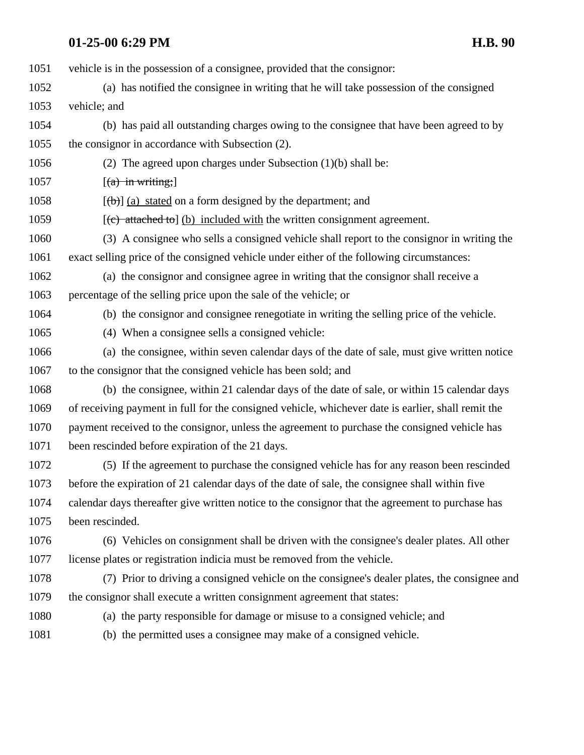vehicle is in the possession of a consignee, provided that the consignor:

(a) has notified the consignee in writing that he will take possession of the consigned vehicle; and

(b) has paid all outstanding charges owing to the consignee that have been agreed to by the consignor in accordance with Subsection (2).

(2) The agreed upon charges under Subsection (1)(b) shall be:

[~~(a) in writing;~~]

[~~(b)~~] (a) stated on a form designed by the department; and

[~~(c) attached to~~] (b) included with the written consignment agreement.

(3) A consignee who sells a consigned vehicle shall report to the consignor in writing the exact selling price of the consigned vehicle under either of the following circumstances:

(a) the consignor and consignee agree in writing that the consignor shall receive a percentage of the selling price upon the sale of the vehicle; or

(b) the consignor and consignee renegotiate in writing the selling price of the vehicle.

(4) When a consignee sells a consigned vehicle:

(a) the consignee, within seven calendar days of the date of sale, must give written notice to the consignor that the consigned vehicle has been sold; and

(b) the consignee, within 21 calendar days of the date of sale, or within 15 calendar days of receiving payment in full for the consigned vehicle, whichever date is earlier, shall remit the payment received to the consignor, unless the agreement to purchase the consigned vehicle has been rescinded before expiration of the 21 days.

(5) If the agreement to purchase the consigned vehicle has for any reason been rescinded before the expiration of 21 calendar days of the date of sale, the consignee shall within five calendar days thereafter give written notice to the consignor that the agreement to purchase has been rescinded.

(6) Vehicles on consignment shall be driven with the consignee's dealer plates. All other license plates or registration indicia must be removed from the vehicle.

(7) Prior to driving a consigned vehicle on the consignee's dealer plates, the consignee and the consignor shall execute a written consignment agreement that states:

(a) the party responsible for damage or misuse to a consigned vehicle; and

(b) the permitted uses a consignee may make of a consigned vehicle.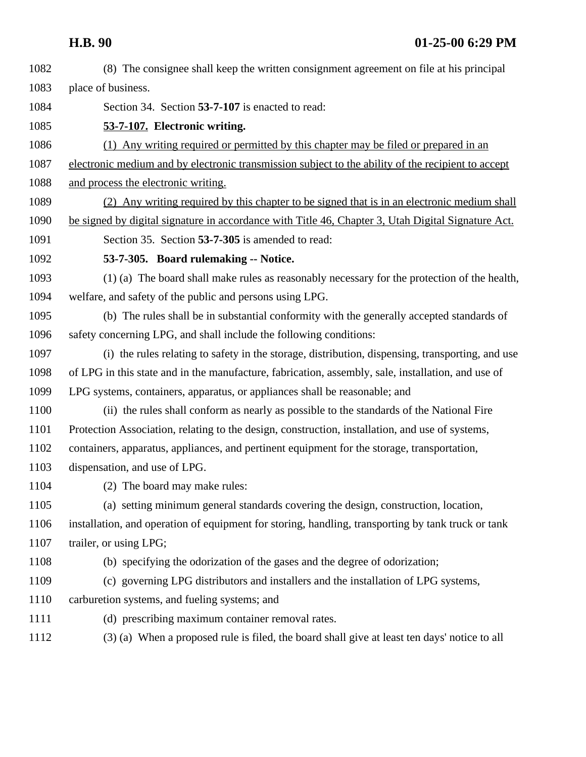(8) The consignee shall keep the written consignment agreement on file at his principal place of business.

Section 34. Section **53-7-107** is enacted to read:

**53-7-107. Electronic writing.**

(1) Any writing required or permitted by this chapter may be filed or prepared in an electronic medium and by electronic transmission subject to the ability of the recipient to accept and process the electronic writing.

(2) Any writing required by this chapter to be signed that is in an electronic medium shall be signed by digital signature in accordance with Title 46, Chapter 3, Utah Digital Signature Act.

Section 35. Section **53-7-305** is amended to read:

**53-7-305. Board rulemaking -- Notice.**

(1) (a) The board shall make rules as reasonably necessary for the protection of the health, welfare, and safety of the public and persons using LPG.

(b) The rules shall be in substantial conformity with the generally accepted standards of safety concerning LPG, and shall include the following conditions:

(i) the rules relating to safety in the storage, distribution, dispensing, transporting, and use of LPG in this state and in the manufacture, fabrication, assembly, sale, installation, and use of LPG systems, containers, apparatus, or appliances shall be reasonable; and

(ii) the rules shall conform as nearly as possible to the standards of the National Fire Protection Association, relating to the design, construction, installation, and use of systems, containers, apparatus, appliances, and pertinent equipment for the storage, transportation, dispensation, and use of LPG.

(2) The board may make rules:

(a) setting minimum general standards covering the design, construction, location, installation, and operation of equipment for storing, handling, transporting by tank truck or tank trailer, or using LPG;

(b) specifying the odorization of the gases and the degree of odorization;

(c) governing LPG distributors and installers and the installation of LPG systems, carburetion systems, and fueling systems; and

(d) prescribing maximum container removal rates.

(3) (a) When a proposed rule is filed, the board shall give at least ten days' notice to all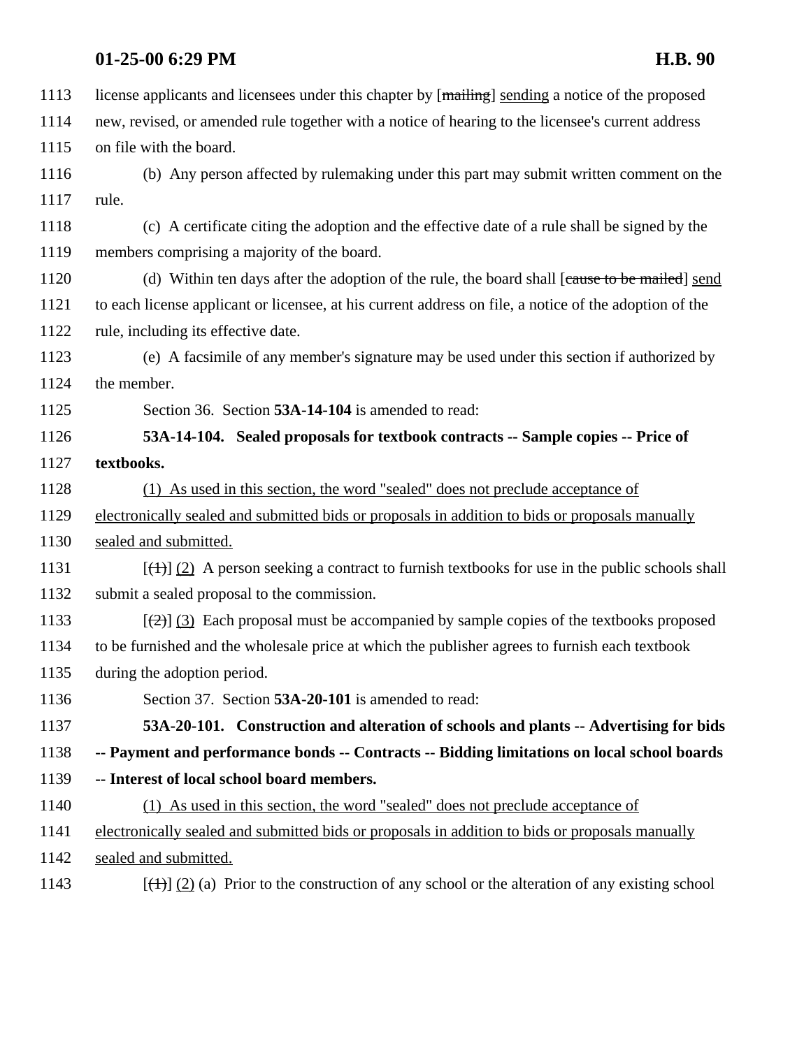license applicants and licensees under this chapter by [~~mailing~~] <u>sending</u> a notice of the proposed new, revised, or amended rule together with a notice of hearing to the licensee's current address on file with the board.

(b) Any person affected by rulemaking under this part may submit written comment on the rule.

(c) A certificate citing the adoption and the effective date of a rule shall be signed by the members comprising a majority of the board.

(d) Within ten days after the adoption of the rule, the board shall [~~cause to be mailed~~] <u>send</u> to each license applicant or licensee, at his current address on file, a notice of the adoption of the rule, including its effective date.

(e) A facsimile of any member's signature may be used under this section if authorized by the member.

Section 36. Section **53A-14-104** is amended to read:

**53A-14-104. Sealed proposals for textbook contracts -- Sample copies -- Price of textbooks.**

<u>(1) As used in this section, the word "sealed" does not preclude acceptance of electronically sealed and submitted bids or proposals in addition to bids or proposals manually sealed and submitted.</u>

[~~(1)~~] <u>(2)</u> A person seeking a contract to furnish textbooks for use in the public schools shall submit a sealed proposal to the commission.

[~~(2)~~] <u>(3)</u> Each proposal must be accompanied by sample copies of the textbooks proposed to be furnished and the wholesale price at which the publisher agrees to furnish each textbook during the adoption period.

Section 37. Section **53A-20-101** is amended to read:

**53A-20-101. Construction and alteration of schools and plants -- Advertising for bids -- Payment and performance bonds -- Contracts -- Bidding limitations on local school boards -- Interest of local school board members.**

<u>(1) As used in this section, the word "sealed" does not preclude acceptance of electronically sealed and submitted bids or proposals in addition to bids or proposals manually sealed and submitted.</u>

[~~(1)~~] <u>(2)</u> (a) Prior to the construction of any school or the alteration of any existing school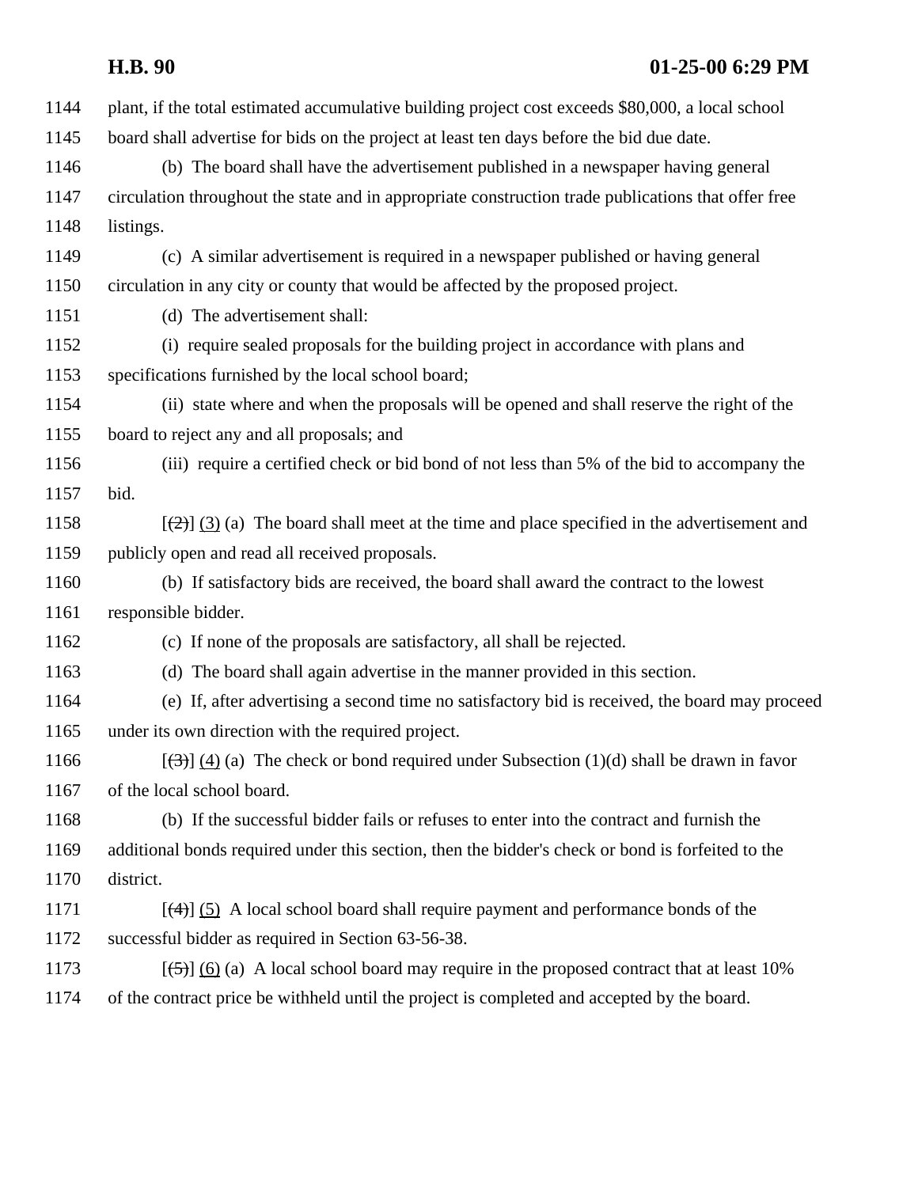plant, if the total estimated accumulative building project cost exceeds $80,000, a local school board shall advertise for bids on the project at least ten days before the bid due date.

(b) The board shall have the advertisement published in a newspaper having general circulation throughout the state and in appropriate construction trade publications that offer free listings.

(c) A similar advertisement is required in a newspaper published or having general circulation in any city or county that would be affected by the proposed project.

(d) The advertisement shall:

(i) require sealed proposals for the building project in accordance with plans and specifications furnished by the local school board;

(ii) state where and when the proposals will be opened and shall reserve the right of the board to reject any and all proposals; and

(iii) require a certified check or bid bond of not less than 5% of the bid to accompany the bid.

[~~(2)~~] (3) (a) The board shall meet at the time and place specified in the advertisement and publicly open and read all received proposals.

(b) If satisfactory bids are received, the board shall award the contract to the lowest responsible bidder.

(c) If none of the proposals are satisfactory, all shall be rejected.

(d) The board shall again advertise in the manner provided in this section.

(e) If, after advertising a second time no satisfactory bid is received, the board may proceed under its own direction with the required project.

[~~(3)~~] (4) (a) The check or bond required under Subsection (1)(d) shall be drawn in favor of the local school board.

(b) If the successful bidder fails or refuses to enter into the contract and furnish the additional bonds required under this section, then the bidder's check or bond is forfeited to the district.

[~~(4)~~] (5) A local school board shall require payment and performance bonds of the successful bidder as required in Section 63-56-38.

[~~(5)~~] (6) (a) A local school board may require in the proposed contract that at least 10% of the contract price be withheld until the project is completed and accepted by the board.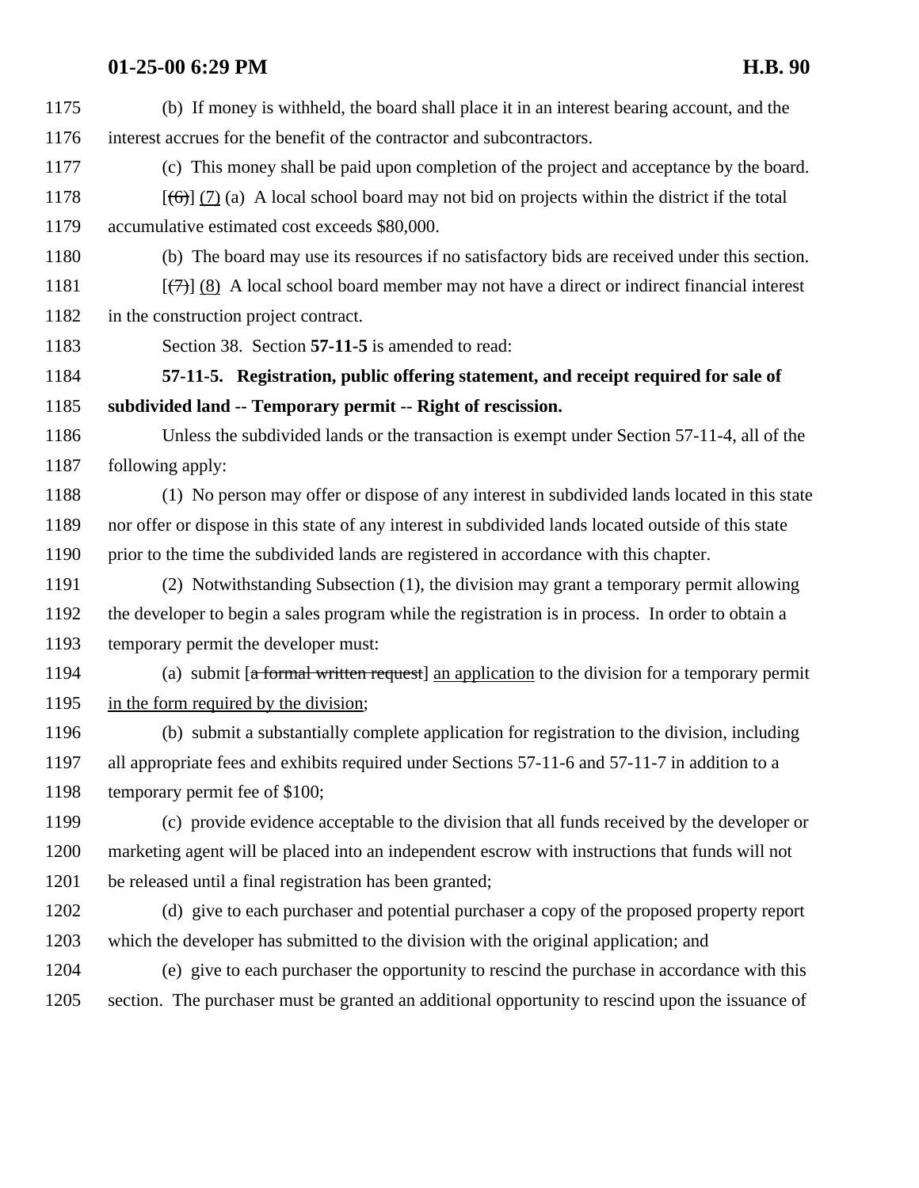(b) If money is withheld, the board shall place it in an interest bearing account, and the interest accrues for the benefit of the contractor and subcontractors.

(c) This money shall be paid upon completion of the project and acceptance by the board.

[~~(6)~~] (7) (a) A local school board may not bid on projects within the district if the total accumulative estimated cost exceeds $80,000.

(b) The board may use its resources if no satisfactory bids are received under this section.

[~~(7)~~] (8) A local school board member may not have a direct or indirect financial interest in the construction project contract.

Section 38. Section **57-11-5** is amended to read:

**57-11-5. Registration, public offering statement, and receipt required for sale of subdivided land -- Temporary permit -- Right of rescission.**

Unless the subdivided lands or the transaction is exempt under Section 57-11-4, all of the following apply:

(1) No person may offer or dispose of any interest in subdivided lands located in this state nor offer or dispose in this state of any interest in subdivided lands located outside of this state prior to the time the subdivided lands are registered in accordance with this chapter.

(2) Notwithstanding Subsection (1), the division may grant a temporary permit allowing the developer to begin a sales program while the registration is in process. In order to obtain a temporary permit the developer must:

(a) submit [~~a formal written request~~] an application to the division for a temporary permit in the form required by the division;

(b) submit a substantially complete application for registration to the division, including all appropriate fees and exhibits required under Sections 57-11-6 and 57-11-7 in addition to a temporary permit fee of $100;

(c) provide evidence acceptable to the division that all funds received by the developer or marketing agent will be placed into an independent escrow with instructions that funds will not be released until a final registration has been granted;

(d) give to each purchaser and potential purchaser a copy of the proposed property report which the developer has submitted to the division with the original application; and

(e) give to each purchaser the opportunity to rescind the purchase in accordance with this section. The purchaser must be granted an additional opportunity to rescind upon the issuance of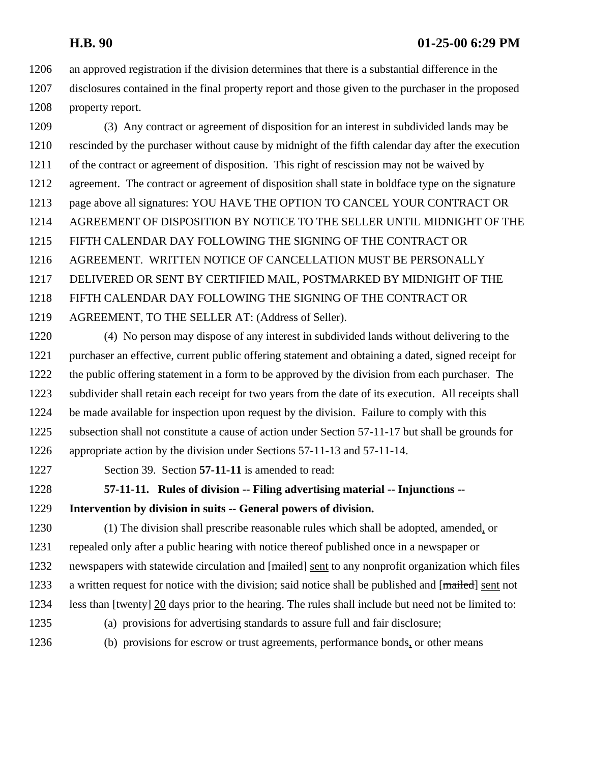1206 an approved registration if the division determines that there is a substantial difference in the
1207 disclosures contained in the final property report and those given to the purchaser in the proposed
1208 property report.

1209 (3) Any contract or agreement of disposition for an interest in subdivided lands may be
1210 rescinded by the purchaser without cause by midnight of the fifth calendar day after the execution
1211 of the contract or agreement of disposition. This right of rescission may not be waived by
1212 agreement. The contract or agreement of disposition shall state in boldface type on the signature
1213 page above all signatures: YOU HAVE THE OPTION TO CANCEL YOUR CONTRACT OR
1214 AGREEMENT OF DISPOSITION BY NOTICE TO THE SELLER UNTIL MIDNIGHT OF THE
1215 FIFTH CALENDAR DAY FOLLOWING THE SIGNING OF THE CONTRACT OR
1216 AGREEMENT. WRITTEN NOTICE OF CANCELLATION MUST BE PERSONALLY
1217 DELIVERED OR SENT BY CERTIFIED MAIL, POSTMARKED BY MIDNIGHT OF THE
1218 FIFTH CALENDAR DAY FOLLOWING THE SIGNING OF THE CONTRACT OR
1219 AGREEMENT, TO THE SELLER AT: (Address of Seller).

1220 (4) No person may dispose of any interest in subdivided lands without delivering to the
1221 purchaser an effective, current public offering statement and obtaining a dated, signed receipt for
1222 the public offering statement in a form to be approved by the division from each purchaser. The
1223 subdivider shall retain each receipt for two years from the date of its execution. All receipts shall
1224 be made available for inspection upon request by the division. Failure to comply with this
1225 subsection shall not constitute a cause of action under Section 57-11-17 but shall be grounds for
1226 appropriate action by the division under Sections 57-11-13 and 57-11-14.

1227 Section 39. Section **57-11-11** is amended to read:

1228 **57-11-11. Rules of division -- Filing advertising material -- Injunctions --**
1229 **Intervention by division in suits -- General powers of division.**

1230 (1) The division shall prescribe reasonable rules which shall be adopted, amended, or
1231 repealed only after a public hearing with notice thereof published once in a newspaper or
1232 newspapers with statewide circulation and [~~mailed~~] sent to any nonprofit organization which files
1233 a written request for notice with the division; said notice shall be published and [~~mailed~~] sent not
1234 less than [~~twenty~~] 20 days prior to the hearing. The rules shall include but need not be limited to:

1235 (a) provisions for advertising standards to assure full and fair disclosure;

1236 (b) provisions for escrow or trust agreements, performance bonds, or other means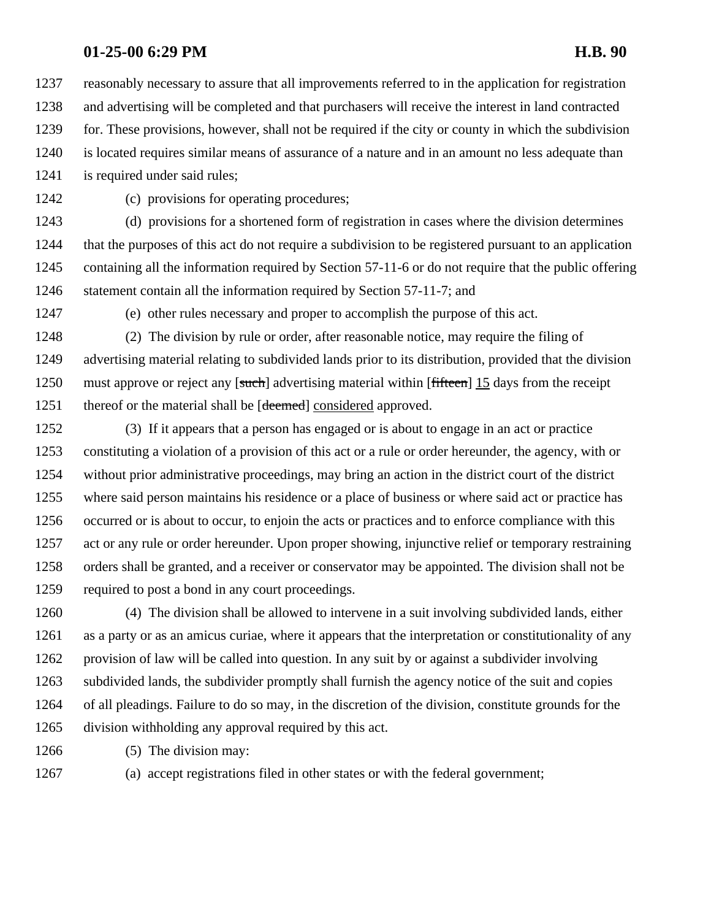reasonably necessary to assure that all improvements referred to in the application for registration and advertising will be completed and that purchasers will receive the interest in land contracted for. These provisions, however, shall not be required if the city or county in which the subdivision is located requires similar means of assurance of a nature and in an amount no less adequate than is required under said rules;

(c) provisions for operating procedures;

(d) provisions for a shortened form of registration in cases where the division determines that the purposes of this act do not require a subdivision to be registered pursuant to an application containing all the information required by Section 57-11-6 or do not require that the public offering statement contain all the information required by Section 57-11-7; and

(e) other rules necessary and proper to accomplish the purpose of this act.

(2) The division by rule or order, after reasonable notice, may require the filing of advertising material relating to subdivided lands prior to its distribution, provided that the division must approve or reject any [~~such~~] advertising material within [~~fifteen~~] 15 days from the receipt thereof or the material shall be [~~deemed~~] considered approved.

(3) If it appears that a person has engaged or is about to engage in an act or practice constituting a violation of a provision of this act or a rule or order hereunder, the agency, with or without prior administrative proceedings, may bring an action in the district court of the district where said person maintains his residence or a place of business or where said act or practice has occurred or is about to occur, to enjoin the acts or practices and to enforce compliance with this act or any rule or order hereunder. Upon proper showing, injunctive relief or temporary restraining orders shall be granted, and a receiver or conservator may be appointed. The division shall not be required to post a bond in any court proceedings.

(4) The division shall be allowed to intervene in a suit involving subdivided lands, either as a party or as an amicus curiae, where it appears that the interpretation or constitutionality of any provision of law will be called into question. In any suit by or against a subdivider involving subdivided lands, the subdivider promptly shall furnish the agency notice of the suit and copies of all pleadings. Failure to do so may, in the discretion of the division, constitute grounds for the division withholding any approval required by this act.

(5) The division may:

(a) accept registrations filed in other states or with the federal government;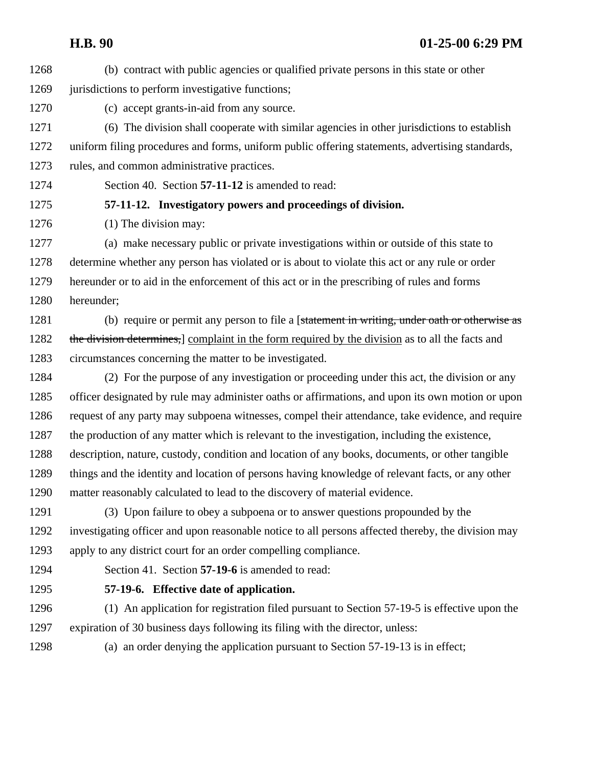(b) contract with public agencies or qualified private persons in this state or other jurisdictions to perform investigative functions;

(c) accept grants-in-aid from any source.

(6) The division shall cooperate with similar agencies in other jurisdictions to establish uniform filing procedures and forms, uniform public offering statements, advertising standards, rules, and common administrative practices.

Section 40. Section **57-11-12** is amended to read:

**57-11-12. Investigatory powers and proceedings of division.**

(1) The division may:

(a) make necessary public or private investigations within or outside of this state to determine whether any person has violated or is about to violate this act or any rule or order hereunder or to aid in the enforcement of this act or in the prescribing of rules and forms hereunder;

(b) require or permit any person to file a [~~statement in writing, under oath or otherwise as the division determines,~~] complaint in the form required by the division as to all the facts and circumstances concerning the matter to be investigated.

(2) For the purpose of any investigation or proceeding under this act, the division or any officer designated by rule may administer oaths or affirmations, and upon its own motion or upon request of any party may subpoena witnesses, compel their attendance, take evidence, and require the production of any matter which is relevant to the investigation, including the existence, description, nature, custody, condition and location of any books, documents, or other tangible things and the identity and location of persons having knowledge of relevant facts, or any other matter reasonably calculated to lead to the discovery of material evidence.

(3) Upon failure to obey a subpoena or to answer questions propounded by the investigating officer and upon reasonable notice to all persons affected thereby, the division may apply to any district court for an order compelling compliance.

Section 41. Section **57-19-6** is amended to read:

**57-19-6. Effective date of application.**

(1) An application for registration filed pursuant to Section 57-19-5 is effective upon the expiration of 30 business days following its filing with the director, unless:

(a) an order denying the application pursuant to Section 57-19-13 is in effect;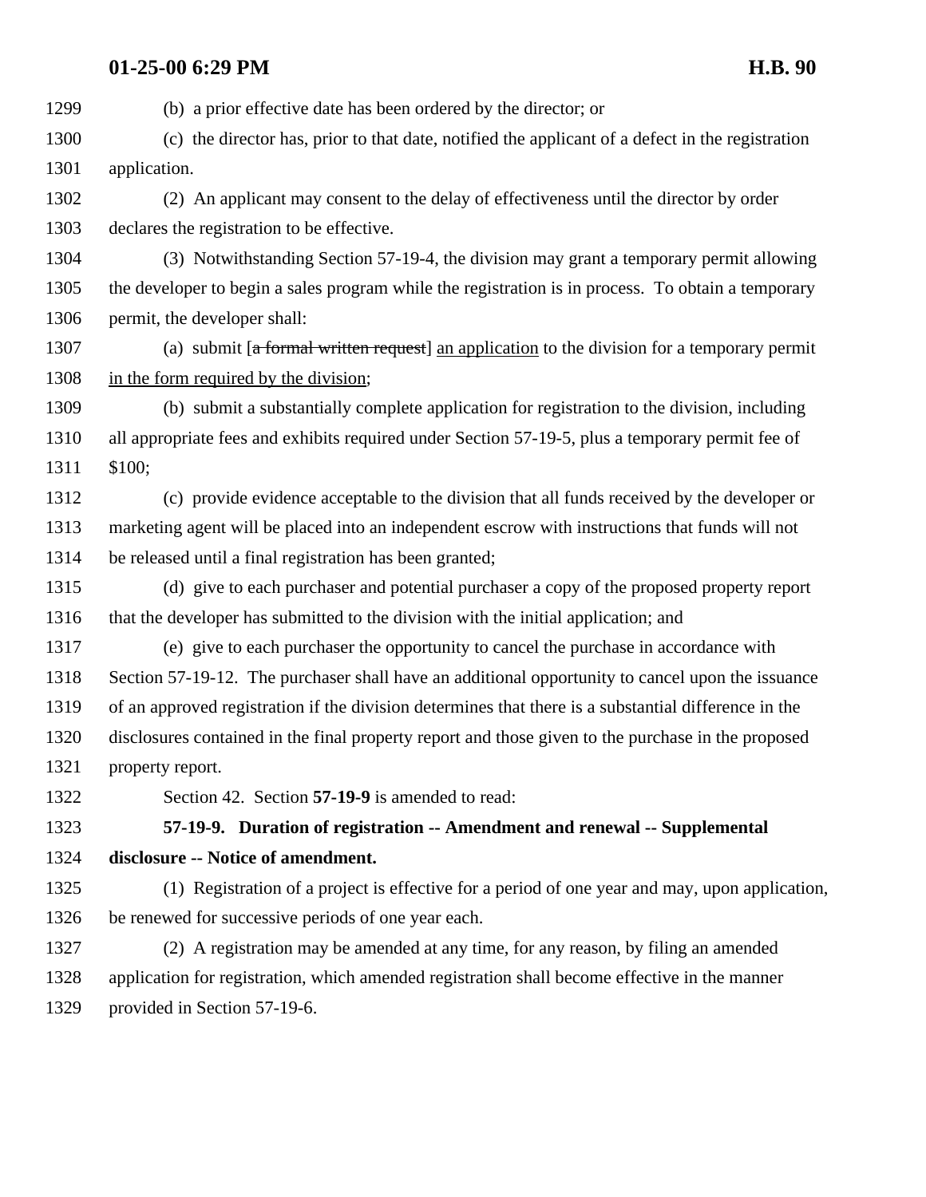(b) a prior effective date has been ordered by the director; or

(c) the director has, prior to that date, notified the applicant of a defect in the registration application.

(2) An applicant may consent to the delay of effectiveness until the director by order declares the registration to be effective.

(3) Notwithstanding Section 57-19-4, the division may grant a temporary permit allowing the developer to begin a sales program while the registration is in process. To obtain a temporary permit, the developer shall:

(a) submit [~~a formal written request~~] an application to the division for a temporary permit in the form required by the division;

(b) submit a substantially complete application for registration to the division, including all appropriate fees and exhibits required under Section 57-19-5, plus a temporary permit fee of $100;

(c) provide evidence acceptable to the division that all funds received by the developer or marketing agent will be placed into an independent escrow with instructions that funds will not be released until a final registration has been granted;

(d) give to each purchaser and potential purchaser a copy of the proposed property report that the developer has submitted to the division with the initial application; and

(e) give to each purchaser the opportunity to cancel the purchase in accordance with Section 57-19-12. The purchaser shall have an additional opportunity to cancel upon the issuance of an approved registration if the division determines that there is a substantial difference in the disclosures contained in the final property report and those given to the purchase in the proposed property report.

Section 42. Section **57-19-9** is amended to read:

**57-19-9. Duration of registration -- Amendment and renewal -- Supplemental disclosure -- Notice of amendment.**

(1) Registration of a project is effective for a period of one year and may, upon application, be renewed for successive periods of one year each.

(2) A registration may be amended at any time, for any reason, by filing an amended application for registration, which amended registration shall become effective in the manner provided in Section 57-19-6.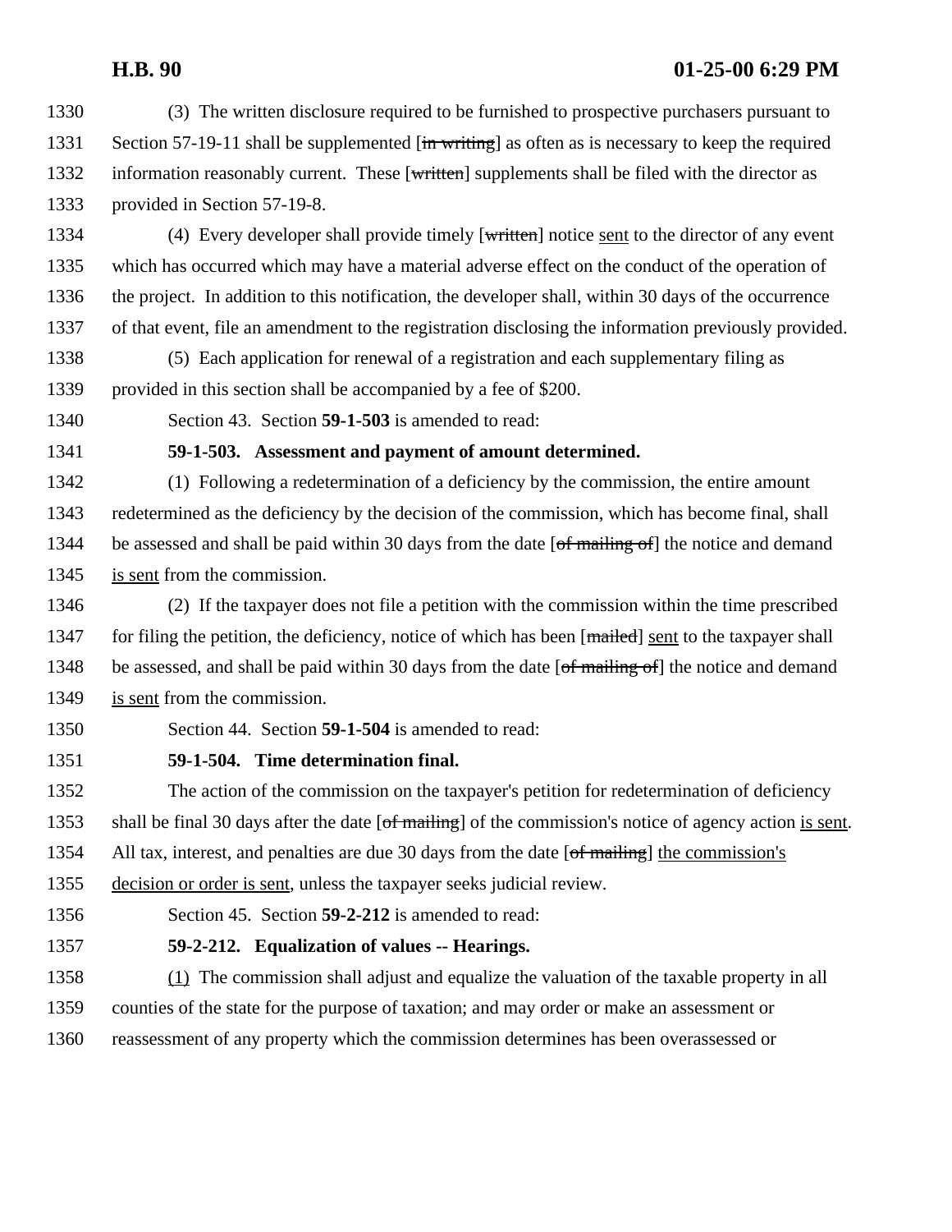(3) The written disclosure required to be furnished to prospective purchasers pursuant to Section 57-19-11 shall be supplemented [~~in writing~~] as often as is necessary to keep the required information reasonably current. These [~~written~~] supplements shall be filed with the director as provided in Section 57-19-8.

(4) Every developer shall provide timely [~~written~~] notice <u>sent</u> to the director of any event which has occurred which may have a material adverse effect on the conduct of the operation of the project. In addition to this notification, the developer shall, within 30 days of the occurrence of that event, file an amendment to the registration disclosing the information previously provided.

(5) Each application for renewal of a registration and each supplementary filing as provided in this section shall be accompanied by a fee of $200.

Section 43. Section **59-1-503** is amended to read:

**59-1-503. Assessment and payment of amount determined.**

(1) Following a redetermination of a deficiency by the commission, the entire amount redetermined as the deficiency by the decision of the commission, which has become final, shall be assessed and shall be paid within 30 days from the date [~~of mailing of~~] the notice and demand <u>is sent</u> from the commission.

(2) If the taxpayer does not file a petition with the commission within the time prescribed for filing the petition, the deficiency, notice of which has been [~~mailed~~] <u>sent</u> to the taxpayer shall be assessed, and shall be paid within 30 days from the date [~~of mailing of~~] the notice and demand <u>is sent</u> from the commission.

Section 44. Section **59-1-504** is amended to read:

**59-1-504. Time determination final.**

The action of the commission on the taxpayer's petition for redetermination of deficiency shall be final 30 days after the date [~~of mailing~~] of the commission's notice of agency action <u>is sent</u>. All tax, interest, and penalties are due 30 days from the date [~~of mailing~~] <u>the commission's decision or order is sent</u>, unless the taxpayer seeks judicial review.

Section 45. Section **59-2-212** is amended to read:

**59-2-212. Equalization of values -- Hearings.**

<u>(1)</u> The commission shall adjust and equalize the valuation of the taxable property in all counties of the state for the purpose of taxation; and may order or make an assessment or reassessment of any property which the commission determines has been overassessed or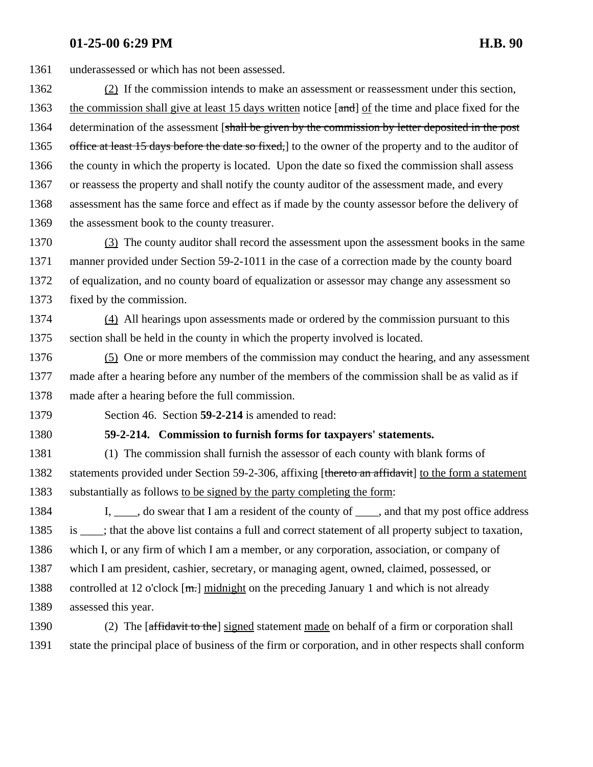underassessed or which has not been assessed.

(2) If the commission intends to make an assessment or reassessment under this section, the commission shall give at least 15 days written notice [~~and~~] of the time and place fixed for the determination of the assessment [~~shall be given by the commission by letter deposited in the post office at least 15 days before the date so fixed,~~] to the owner of the property and to the auditor of the county in which the property is located. Upon the date so fixed the commission shall assess or reassess the property and shall notify the county auditor of the assessment made, and every assessment has the same force and effect as if made by the county assessor before the delivery of the assessment book to the county treasurer.

(3) The county auditor shall record the assessment upon the assessment books in the same manner provided under Section 59-2-1011 in the case of a correction made by the county board of equalization, and no county board of equalization or assessor may change any assessment so fixed by the commission.

(4) All hearings upon assessments made or ordered by the commission pursuant to this section shall be held in the county in which the property involved is located.

(5) One or more members of the commission may conduct the hearing, and any assessment made after a hearing before any number of the members of the commission shall be as valid as if made after a hearing before the full commission.

Section 46. Section **59-2-214** is amended to read:

**59-2-214. Commission to furnish forms for taxpayers' statements.**

(1) The commission shall furnish the assessor of each county with blank forms of statements provided under Section 59-2-306, affixing [~~thereto an affidavit~~] to the form a statement substantially as follows to be signed by the party completing the form:

I, ____, do swear that I am a resident of the county of ____, and that my post office address is ____; that the above list contains a full and correct statement of all property subject to taxation, which I, or any firm of which I am a member, or any corporation, association, or company of which I am president, cashier, secretary, or managing agent, owned, claimed, possessed, or controlled at 12 o'clock [~~m.~~] midnight on the preceding January 1 and which is not already assessed this year.

(2) The [~~affidavit to the~~] signed statement made on behalf of a firm or corporation shall state the principal place of business of the firm or corporation, and in other respects shall conform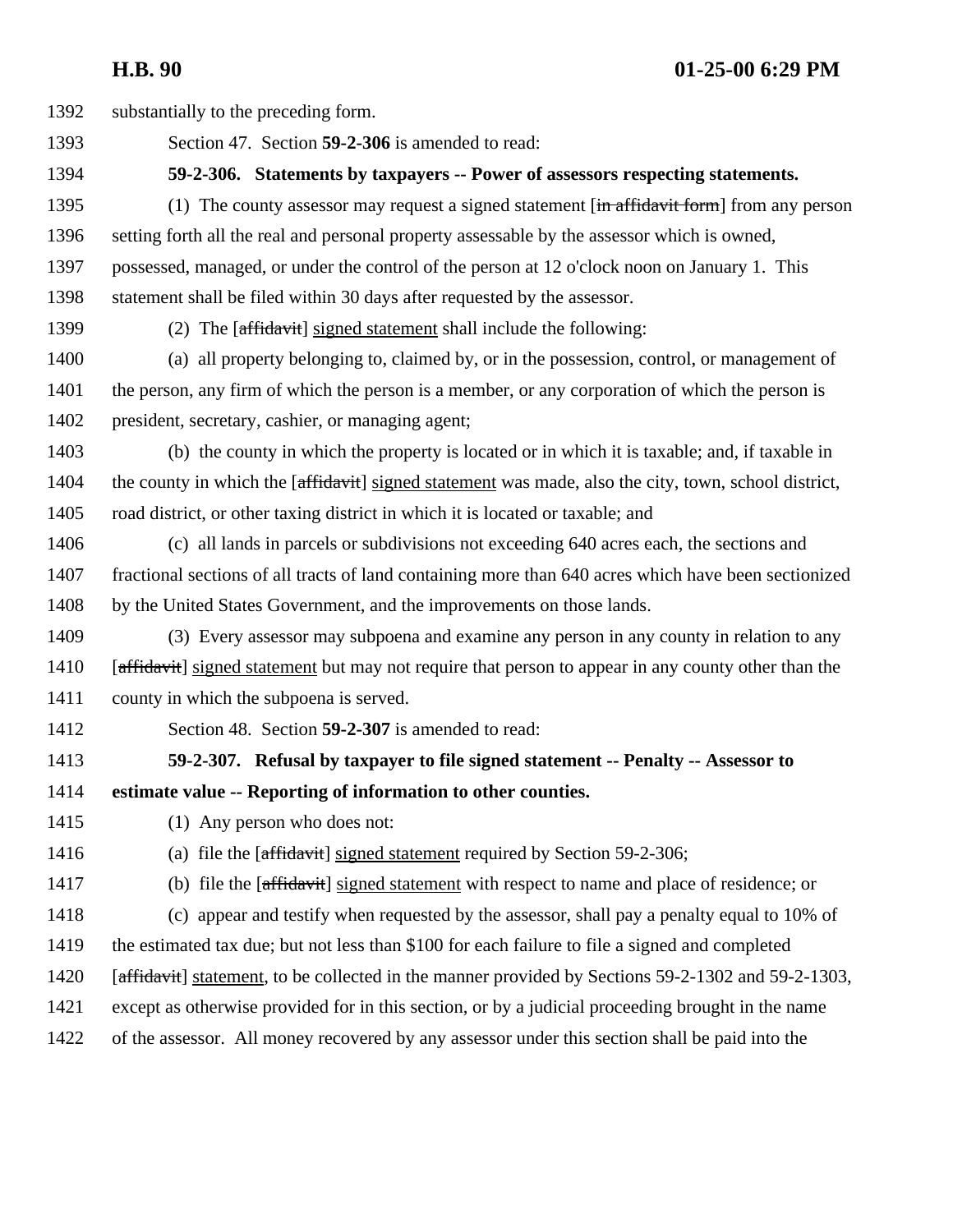substantially to the preceding form.

Section 47. Section **59-2-306** is amended to read:

**59-2-306. Statements by taxpayers -- Power of assessors respecting statements.**

(1) The county assessor may request a signed statement [~~in affidavit form~~] from any person setting forth all the real and personal property assessable by the assessor which is owned, possessed, managed, or under the control of the person at 12 o'clock noon on January 1. This statement shall be filed within 30 days after requested by the assessor.

(2) The [~~affidavit~~] signed statement shall include the following:

(a) all property belonging to, claimed by, or in the possession, control, or management of the person, any firm of which the person is a member, or any corporation of which the person is president, secretary, cashier, or managing agent;

(b) the county in which the property is located or in which it is taxable; and, if taxable in the county in which the [~~affidavit~~] signed statement was made, also the city, town, school district, road district, or other taxing district in which it is located or taxable; and

(c) all lands in parcels or subdivisions not exceeding 640 acres each, the sections and fractional sections of all tracts of land containing more than 640 acres which have been sectionized by the United States Government, and the improvements on those lands.

(3) Every assessor may subpoena and examine any person in any county in relation to any [~~affidavit~~] signed statement but may not require that person to appear in any county other than the county in which the subpoena is served.

Section 48. Section **59-2-307** is amended to read:

**59-2-307. Refusal by taxpayer to file signed statement -- Penalty -- Assessor to estimate value -- Reporting of information to other counties.**

(1) Any person who does not:

(a) file the [~~affidavit~~] signed statement required by Section 59-2-306;

(b) file the [~~affidavit~~] signed statement with respect to name and place of residence; or

(c) appear and testify when requested by the assessor, shall pay a penalty equal to 10% of the estimated tax due; but not less than $100 for each failure to file a signed and completed [~~affidavit~~] statement, to be collected in the manner provided by Sections 59-2-1302 and 59-2-1303, except as otherwise provided for in this section, or by a judicial proceeding brought in the name of the assessor. All money recovered by any assessor under this section shall be paid into the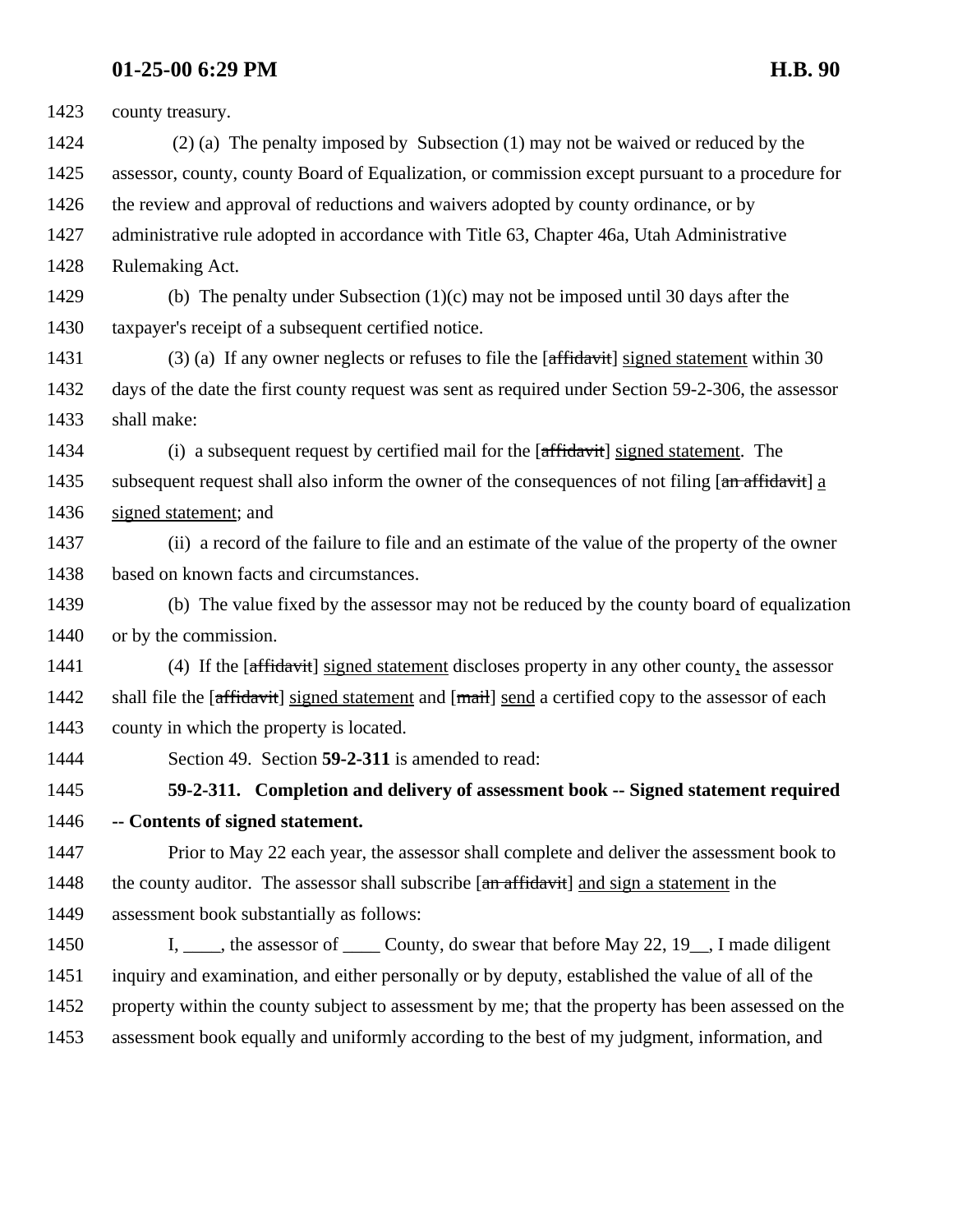county treasury.

(2) (a) The penalty imposed by Subsection (1) may not be waived or reduced by the assessor, county, county Board of Equalization, or commission except pursuant to a procedure for the review and approval of reductions and waivers adopted by county ordinance, or by administrative rule adopted in accordance with Title 63, Chapter 46a, Utah Administrative Rulemaking Act.

(b) The penalty under Subsection (1)(c) may not be imposed until 30 days after the taxpayer's receipt of a subsequent certified notice.

(3) (a) If any owner neglects or refuses to file the [~~affidavit~~] signed statement within 30 days of the date the first county request was sent as required under Section 59-2-306, the assessor shall make:

(i) a subsequent request by certified mail for the [~~affidavit~~] signed statement. The subsequent request shall also inform the owner of the consequences of not filing [~~an affidavit~~] a signed statement; and

(ii) a record of the failure to file and an estimate of the value of the property of the owner based on known facts and circumstances.

(b) The value fixed by the assessor may not be reduced by the county board of equalization or by the commission.

(4) If the [~~affidavit~~] signed statement discloses property in any other county, the assessor shall file the [~~affidavit~~] signed statement and [~~mail~~] send a certified copy to the assessor of each county in which the property is located.

Section 49. Section **59-2-311** is amended to read:

**59-2-311. Completion and delivery of assessment book -- Signed statement required -- Contents of signed statement.**

Prior to May 22 each year, the assessor shall complete and deliver the assessment book to the county auditor. The assessor shall subscribe [~~an affidavit~~] and sign a statement in the assessment book substantially as follows:

I, ____, the assessor of ____ County, do swear that before May 22, 19__, I made diligent inquiry and examination, and either personally or by deputy, established the value of all of the property within the county subject to assessment by me; that the property has been assessed on the assessment book equally and uniformly according to the best of my judgment, information, and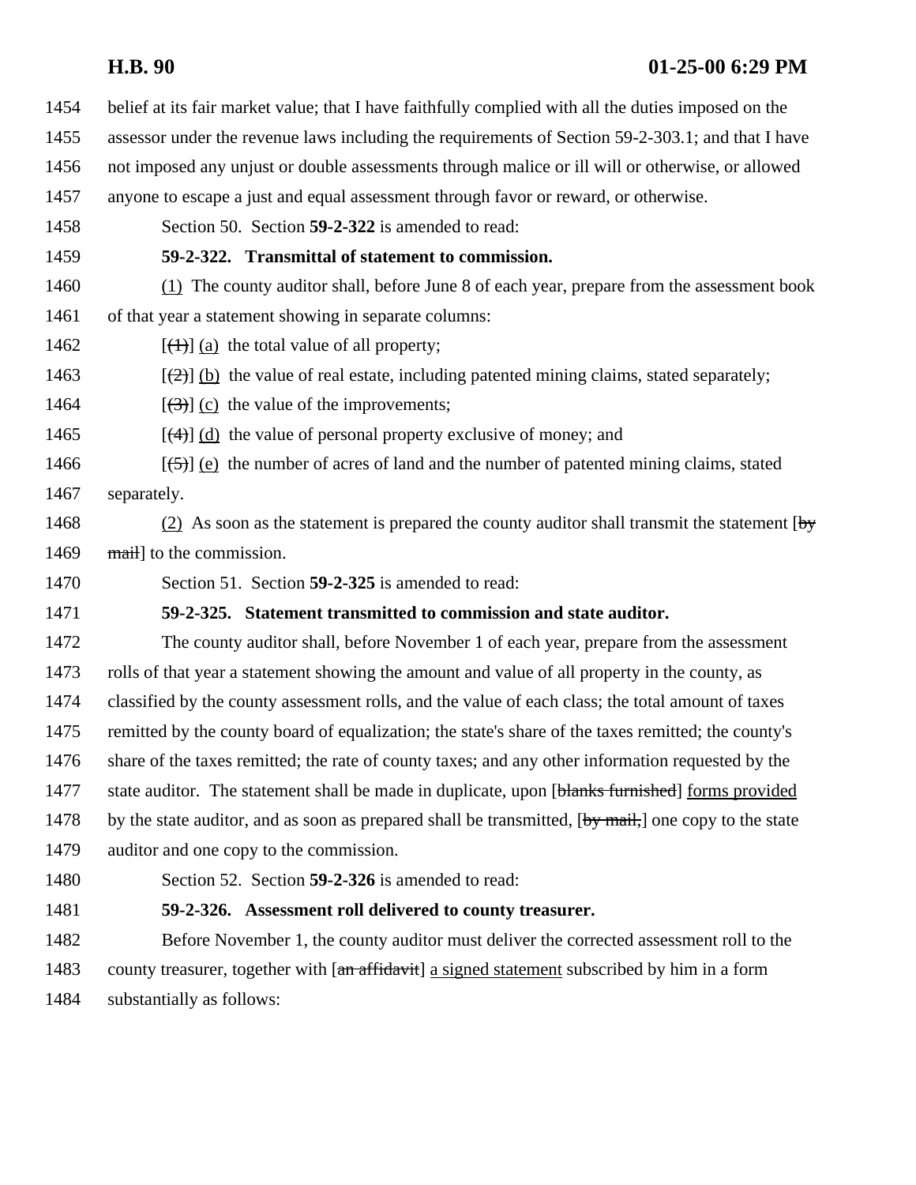1454 belief at its fair market value; that I have faithfully complied with all the duties imposed on the
1455 assessor under the revenue laws including the requirements of Section 59-2-303.1; and that I have
1456 not imposed any unjust or double assessments through malice or ill will or otherwise, or allowed
1457 anyone to escape a just and equal assessment through favor or reward, or otherwise.

1458 Section 50. Section **59-2-322** is amended to read:

1459 **59-2-322. Transmittal of statement to commission.**

1460 (1) The county auditor shall, before June 8 of each year, prepare from the assessment book
1461 of that year a statement showing in separate columns:

1462 [~~(1)~~] (a) the total value of all property;

1463 [~~(2)~~] (b) the value of real estate, including patented mining claims, stated separately;

1464 [~~(3)~~] (c) the value of the improvements;

1465 [~~(4)~~] (d) the value of personal property exclusive of money; and

1466 [~~(5)~~] (e) the number of acres of land and the number of patented mining claims, stated
1467 separately.

1468 (2) As soon as the statement is prepared the county auditor shall transmit the statement [~~by~~
1469 ~~mail~~] to the commission.

1470 Section 51. Section **59-2-325** is amended to read:

1471 **59-2-325. Statement transmitted to commission and state auditor.**

1472 The county auditor shall, before November 1 of each year, prepare from the assessment
1473 rolls of that year a statement showing the amount and value of all property in the county, as
1474 classified by the county assessment rolls, and the value of each class; the total amount of taxes
1475 remitted by the county board of equalization; the state's share of the taxes remitted; the county's
1476 share of the taxes remitted; the rate of county taxes; and any other information requested by the
1477 state auditor. The statement shall be made in duplicate, upon [~~blanks furnished~~] forms provided
1478 by the state auditor, and as soon as prepared shall be transmitted, [~~by mail,~~] one copy to the state
1479 auditor and one copy to the commission.

1480 Section 52. Section **59-2-326** is amended to read:

1481 **59-2-326. Assessment roll delivered to county treasurer.**

1482 Before November 1, the county auditor must deliver the corrected assessment roll to the
1483 county treasurer, together with [~~an affidavit~~] a signed statement subscribed by him in a form
1484 substantially as follows: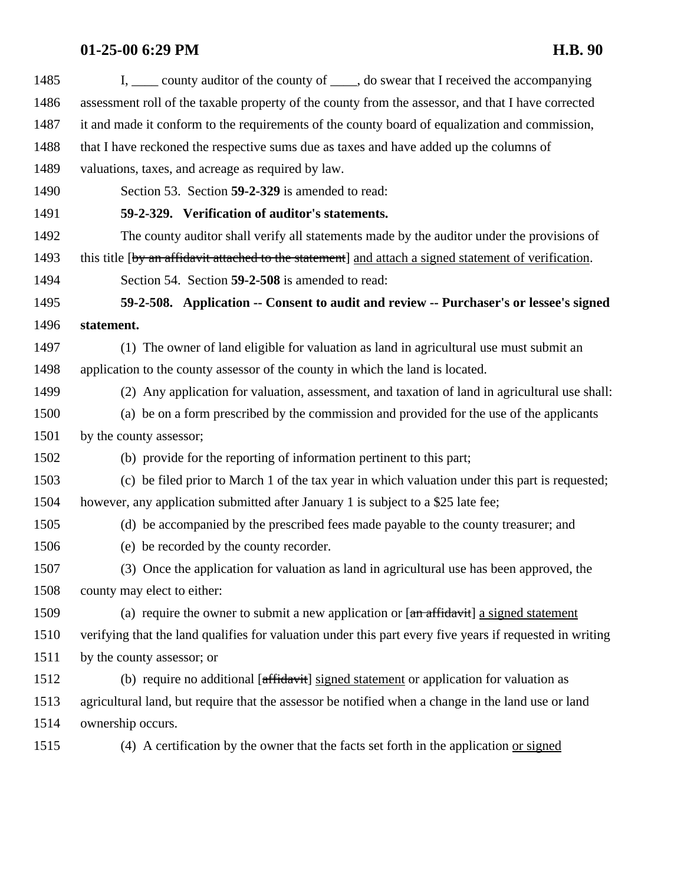I, ____ county auditor of the county of ____, do swear that I received the accompanying assessment roll of the taxable property of the county from the assessor, and that I have corrected it and made it conform to the requirements of the county board of equalization and commission, that I have reckoned the respective sums due as taxes and have added up the columns of valuations, taxes, and acreage as required by law.

Section 53. Section **59-2-329** is amended to read:

**59-2-329. Verification of auditor's statements.**

The county auditor shall verify all statements made by the auditor under the provisions of this title [~~by an affidavit attached to the statement~~] <u>and attach a signed statement of verification</u>.

Section 54. Section **59-2-508** is amended to read:

**59-2-508. Application -- Consent to audit and review -- Purchaser's or lessee's signed statement.**

(1) The owner of land eligible for valuation as land in agricultural use must submit an application to the county assessor of the county in which the land is located.

(2) Any application for valuation, assessment, and taxation of land in agricultural use shall:

(a) be on a form prescribed by the commission and provided for the use of the applicants by the county assessor;

(b) provide for the reporting of information pertinent to this part;

(c) be filed prior to March 1 of the tax year in which valuation under this part is requested; however, any application submitted after January 1 is subject to a $25 late fee;

(d) be accompanied by the prescribed fees made payable to the county treasurer; and

(e) be recorded by the county recorder.

(3) Once the application for valuation as land in agricultural use has been approved, the county may elect to either:

(a) require the owner to submit a new application or [~~an affidavit~~] <u>a signed statement</u> verifying that the land qualifies for valuation under this part every five years if requested in writing by the county assessor; or

(b) require no additional [~~affidavit~~] <u>signed statement</u> or application for valuation as agricultural land, but require that the assessor be notified when a change in the land use or land ownership occurs.

(4) A certification by the owner that the facts set forth in the application <u>or signed</u>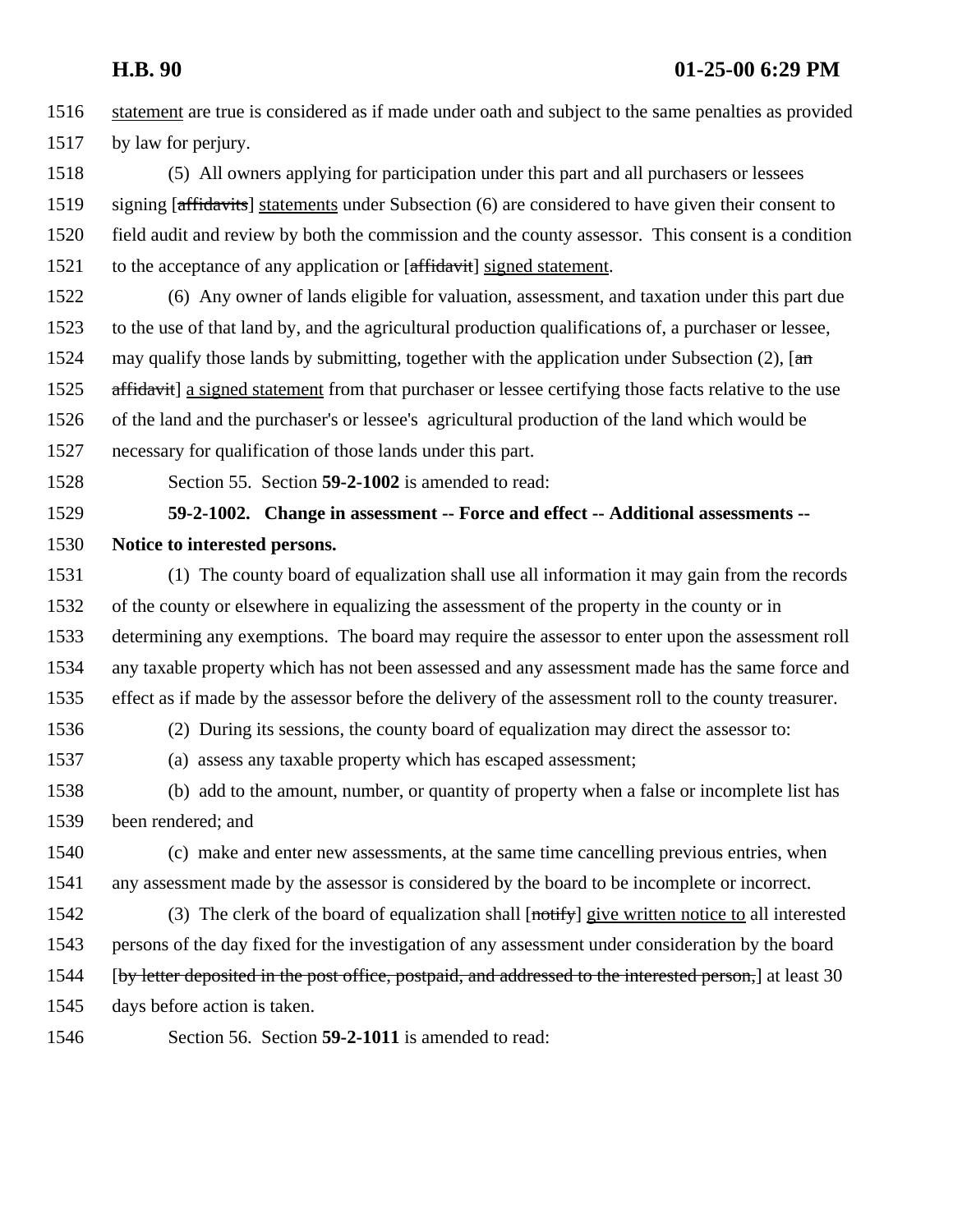statement are true is considered as if made under oath and subject to the same penalties as provided by law for perjury.

(5) All owners applying for participation under this part and all purchasers or lessees signing [~~affidavits~~] statements under Subsection (6) are considered to have given their consent to field audit and review by both the commission and the county assessor. This consent is a condition to the acceptance of any application or [~~affidavit~~] signed statement.

(6) Any owner of lands eligible for valuation, assessment, and taxation under this part due to the use of that land by, and the agricultural production qualifications of, a purchaser or lessee, may qualify those lands by submitting, together with the application under Subsection (2), [~~an affidavit~~] a signed statement from that purchaser or lessee certifying those facts relative to the use of the land and the purchaser's or lessee's agricultural production of the land which would be necessary for qualification of those lands under this part.

Section 55. Section **59-2-1002** is amended to read:

**59-2-1002. Change in assessment -- Force and effect -- Additional assessments -- Notice to interested persons.**

(1) The county board of equalization shall use all information it may gain from the records of the county or elsewhere in equalizing the assessment of the property in the county or in determining any exemptions. The board may require the assessor to enter upon the assessment roll any taxable property which has not been assessed and any assessment made has the same force and effect as if made by the assessor before the delivery of the assessment roll to the county treasurer.

(2) During its sessions, the county board of equalization may direct the assessor to:

(a) assess any taxable property which has escaped assessment;

(b) add to the amount, number, or quantity of property when a false or incomplete list has been rendered; and

(c) make and enter new assessments, at the same time cancelling previous entries, when any assessment made by the assessor is considered by the board to be incomplete or incorrect.

(3) The clerk of the board of equalization shall [~~notify~~] give written notice to all interested persons of the day fixed for the investigation of any assessment under consideration by the board [~~by letter deposited in the post office, postpaid, and addressed to the interested person,~~] at least 30 days before action is taken.

Section 56. Section **59-2-1011** is amended to read: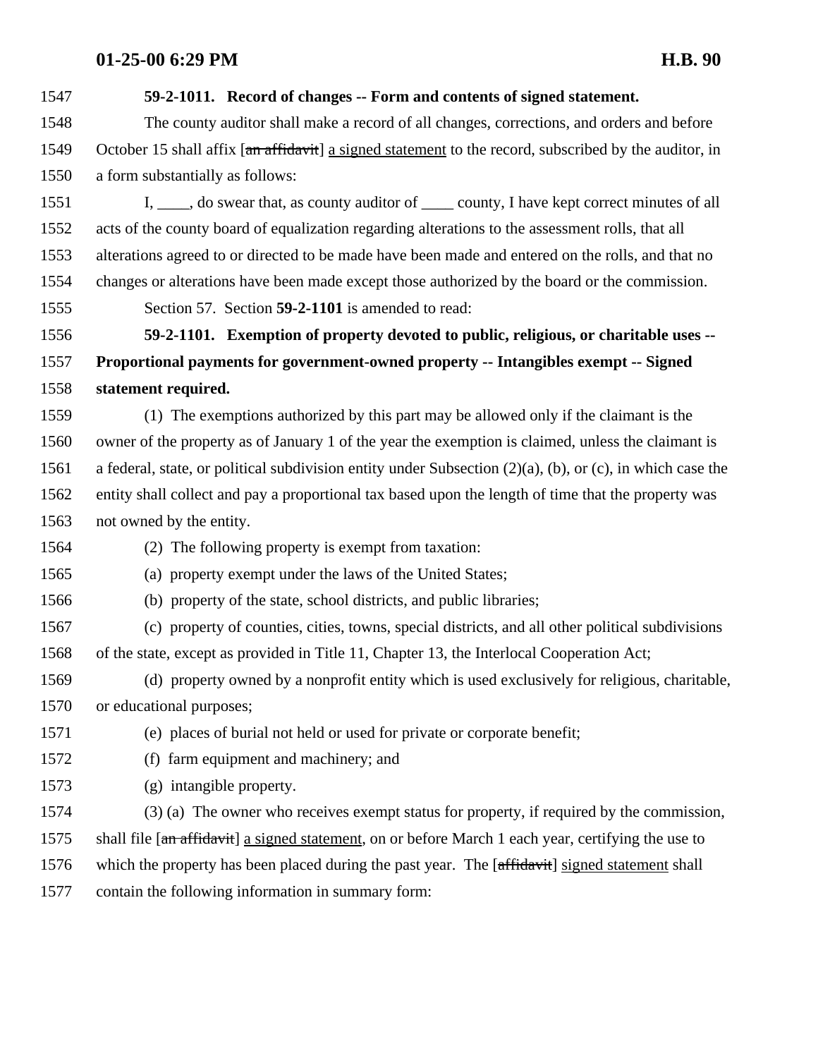**59-2-1011. Record of changes -- Form and contents of signed statement.**

The county auditor shall make a record of all changes, corrections, and orders and before October 15 shall affix [~~an affidavit~~] <u>a signed statement</u> to the record, subscribed by the auditor, in a form substantially as follows:

I, ____, do swear that, as county auditor of ____ county, I have kept correct minutes of all acts of the county board of equalization regarding alterations to the assessment rolls, that all alterations agreed to or directed to be made have been made and entered on the rolls, and that no changes or alterations have been made except those authorized by the board or the commission.

Section 57. Section **59-2-1101** is amended to read:

**59-2-1101. Exemption of property devoted to public, religious, or charitable uses -- Proportional payments for government-owned property -- Intangibles exempt -- Signed statement required.**

(1) The exemptions authorized by this part may be allowed only if the claimant is the owner of the property as of January 1 of the year the exemption is claimed, unless the claimant is a federal, state, or political subdivision entity under Subsection (2)(a), (b), or (c), in which case the entity shall collect and pay a proportional tax based upon the length of time that the property was not owned by the entity.

(2) The following property is exempt from taxation:

(a) property exempt under the laws of the United States;

(b) property of the state, school districts, and public libraries;

(c) property of counties, cities, towns, special districts, and all other political subdivisions of the state, except as provided in Title 11, Chapter 13, the Interlocal Cooperation Act;

(d) property owned by a nonprofit entity which is used exclusively for religious, charitable, or educational purposes;

(e) places of burial not held or used for private or corporate benefit;

(f) farm equipment and machinery; and

(g) intangible property.

(3) (a) The owner who receives exempt status for property, if required by the commission, shall file [~~an affidavit~~] <u>a signed statement</u>, on or before March 1 each year, certifying the use to which the property has been placed during the past year. The [~~affidavit~~] <u>signed statement</u> shall contain the following information in summary form: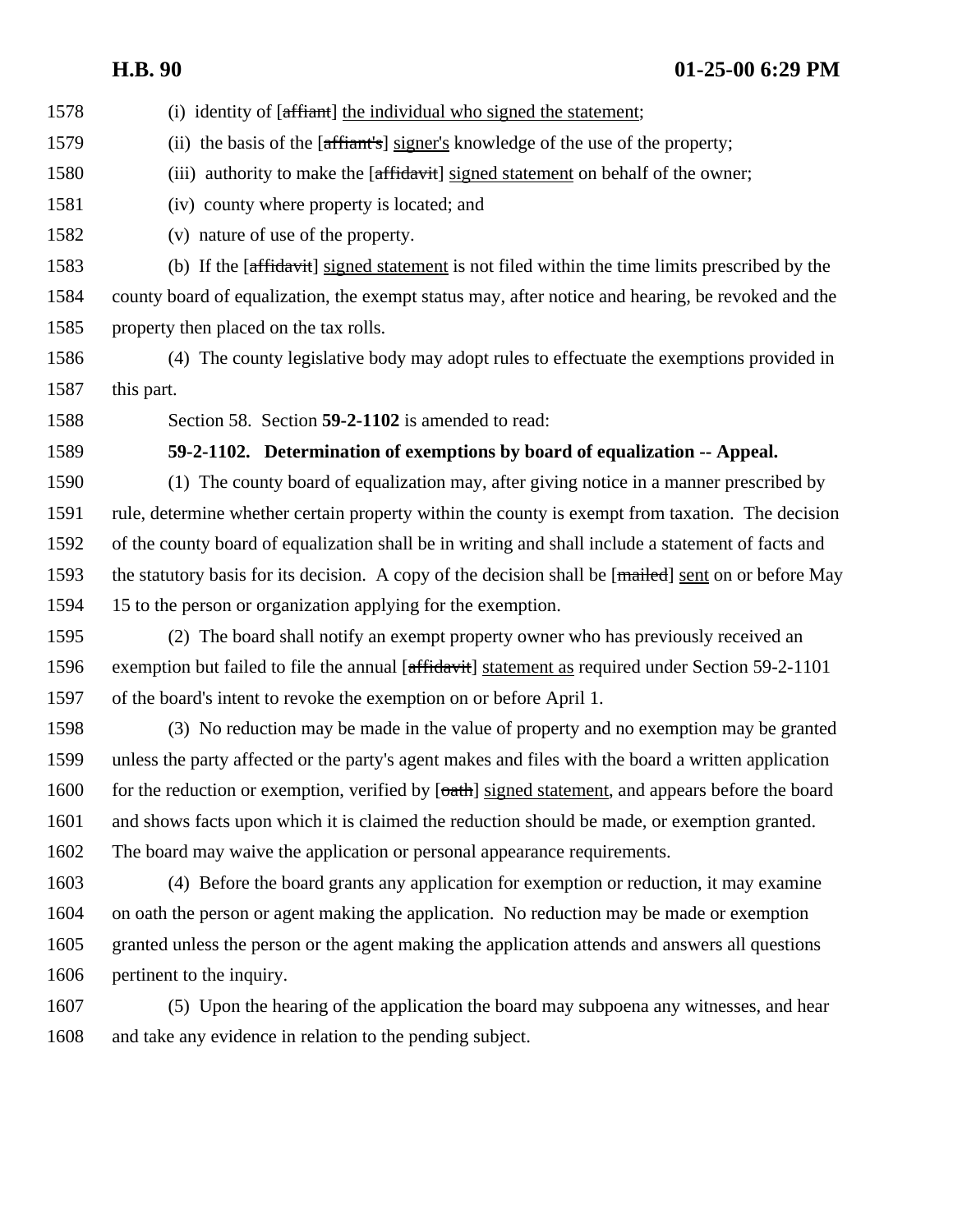(i) identity of [~~affiant~~] <u>the individual who signed the statement</u>;

(ii) the basis of the [~~affiant's~~] <u>signer's</u> knowledge of the use of the property;

(iii) authority to make the [~~affidavit~~] <u>signed statement</u> on behalf of the owner;

(iv) county where property is located; and

(v) nature of use of the property.

(b) If the [~~affidavit~~] <u>signed statement</u> is not filed within the time limits prescribed by the county board of equalization, the exempt status may, after notice and hearing, be revoked and the property then placed on the tax rolls.

(4) The county legislative body may adopt rules to effectuate the exemptions provided in this part.

Section 58. Section **59-2-1102** is amended to read:

**59-2-1102. Determination of exemptions by board of equalization -- Appeal.**

(1) The county board of equalization may, after giving notice in a manner prescribed by rule, determine whether certain property within the county is exempt from taxation. The decision of the county board of equalization shall be in writing and shall include a statement of facts and the statutory basis for its decision. A copy of the decision shall be [~~mailed~~] <u>sent</u> on or before May 15 to the person or organization applying for the exemption.

(2) The board shall notify an exempt property owner who has previously received an exemption but failed to file the annual [~~affidavit~~] <u>statement as</u> required under Section 59-2-1101 of the board's intent to revoke the exemption on or before April 1.

(3) No reduction may be made in the value of property and no exemption may be granted unless the party affected or the party's agent makes and files with the board a written application for the reduction or exemption, verified by [~~oath~~] <u>signed statement</u>, and appears before the board and shows facts upon which it is claimed the reduction should be made, or exemption granted. The board may waive the application or personal appearance requirements.

(4) Before the board grants any application for exemption or reduction, it may examine on oath the person or agent making the application. No reduction may be made or exemption granted unless the person or the agent making the application attends and answers all questions pertinent to the inquiry.

(5) Upon the hearing of the application the board may subpoena any witnesses, and hear and take any evidence in relation to the pending subject.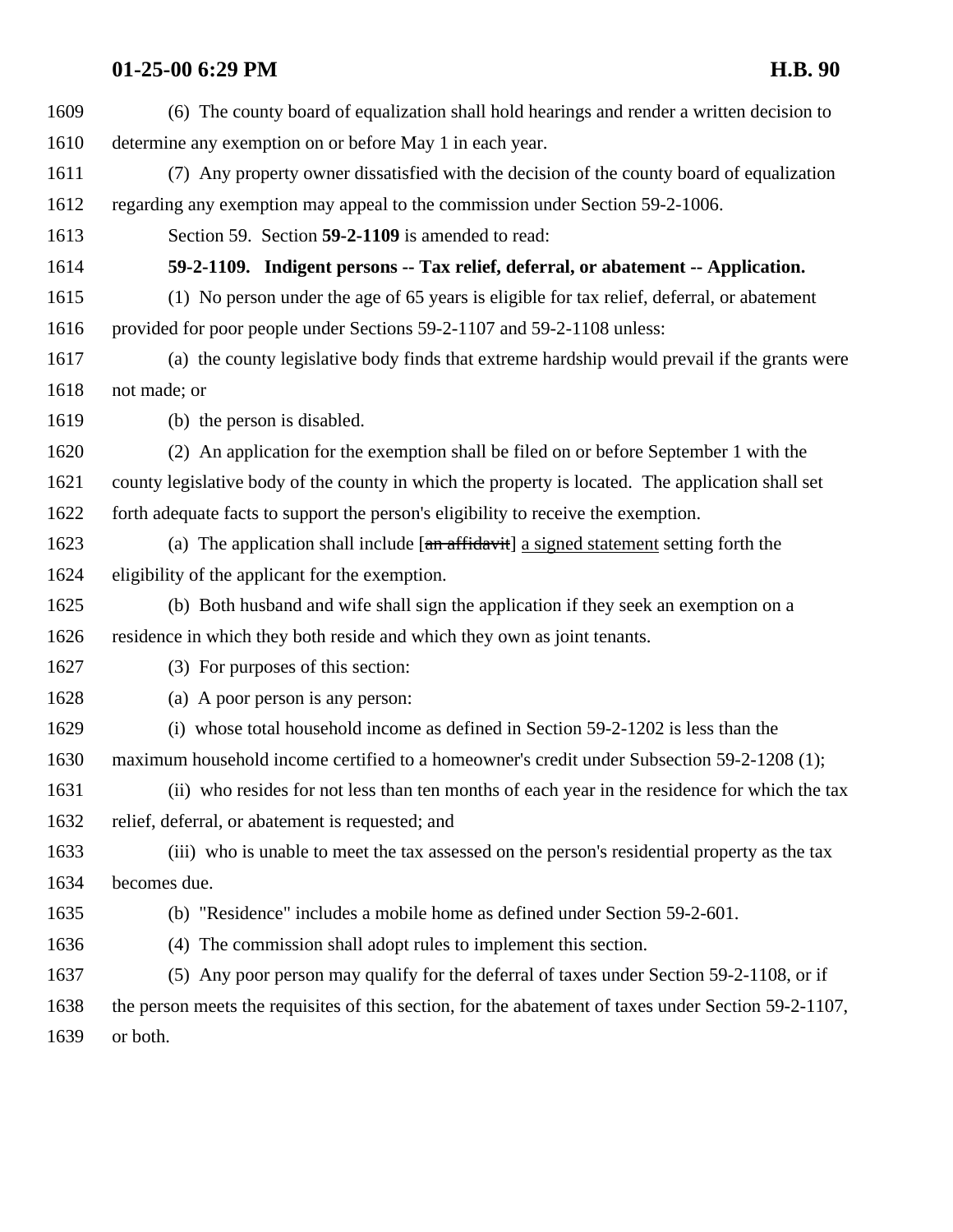(6) The county board of equalization shall hold hearings and render a written decision to determine any exemption on or before May 1 in each year.

(7) Any property owner dissatisfied with the decision of the county board of equalization regarding any exemption may appeal to the commission under Section 59-2-1006.

Section 59. Section **59-2-1109** is amended to read:

**59-2-1109. Indigent persons -- Tax relief, deferral, or abatement -- Application.**

(1) No person under the age of 65 years is eligible for tax relief, deferral, or abatement provided for poor people under Sections 59-2-1107 and 59-2-1108 unless:

(a) the county legislative body finds that extreme hardship would prevail if the grants were not made; or

(b) the person is disabled.

(2) An application for the exemption shall be filed on or before September 1 with the county legislative body of the county in which the property is located. The application shall set forth adequate facts to support the person's eligibility to receive the exemption.

(a) The application shall include [~~an affidavit~~] <u>a signed statement</u> setting forth the eligibility of the applicant for the exemption.

(b) Both husband and wife shall sign the application if they seek an exemption on a residence in which they both reside and which they own as joint tenants.

(3) For purposes of this section:

(a) A poor person is any person:

(i) whose total household income as defined in Section 59-2-1202 is less than the maximum household income certified to a homeowner's credit under Subsection 59-2-1208 (1);

(ii) who resides for not less than ten months of each year in the residence for which the tax relief, deferral, or abatement is requested; and

(iii) who is unable to meet the tax assessed on the person's residential property as the tax becomes due.

(b) "Residence" includes a mobile home as defined under Section 59-2-601.

(4) The commission shall adopt rules to implement this section.

(5) Any poor person may qualify for the deferral of taxes under Section 59-2-1108, or if the person meets the requisites of this section, for the abatement of taxes under Section 59-2-1107, or both.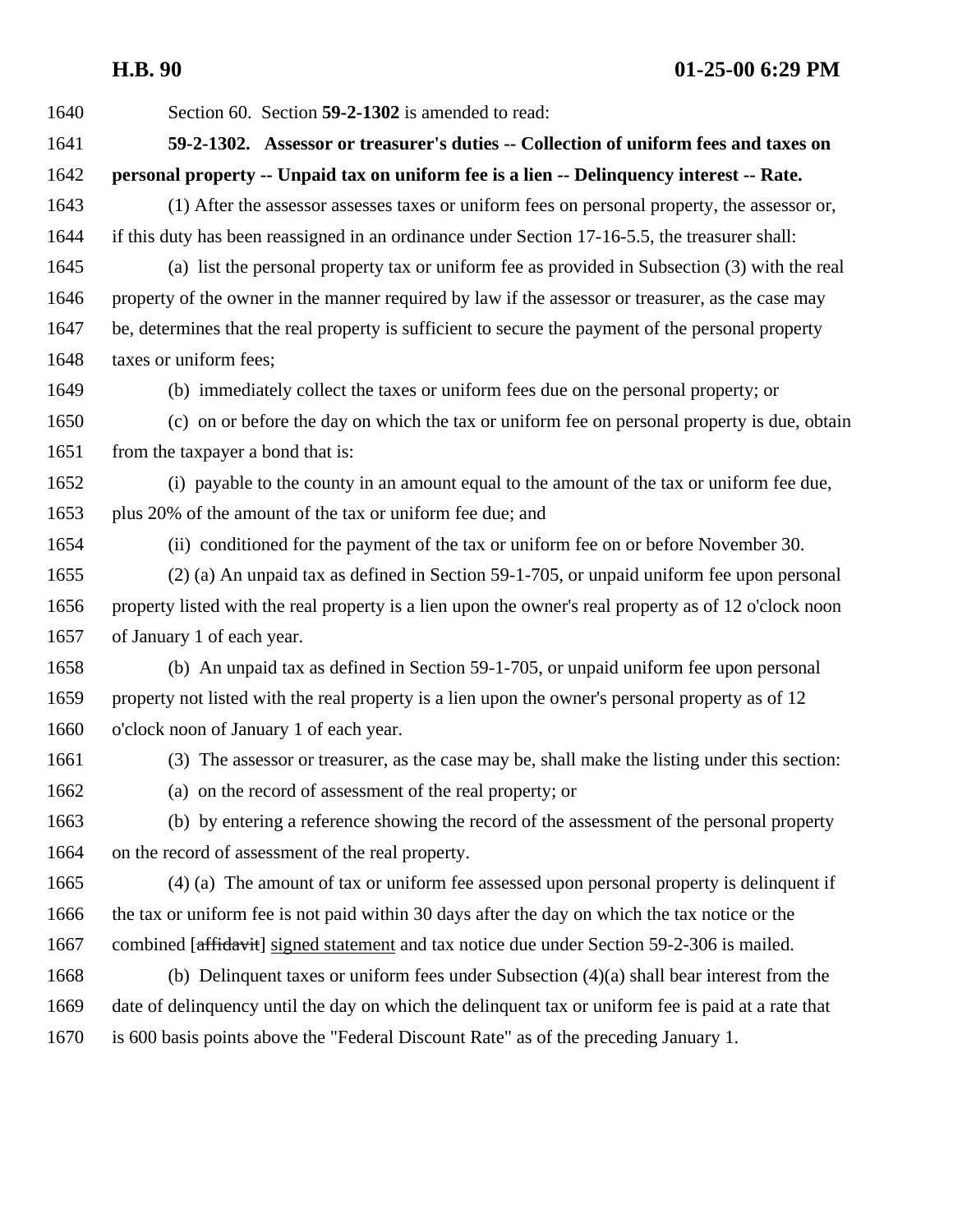Section 60. Section **59-2-1302** is amended to read:

**59-2-1302. Assessor or treasurer's duties -- Collection of uniform fees and taxes on personal property -- Unpaid tax on uniform fee is a lien -- Delinquency interest -- Rate.**

(1) After the assessor assesses taxes or uniform fees on personal property, the assessor or, if this duty has been reassigned in an ordinance under Section 17-16-5.5, the treasurer shall:

(a) list the personal property tax or uniform fee as provided in Subsection (3) with the real property of the owner in the manner required by law if the assessor or treasurer, as the case may be, determines that the real property is sufficient to secure the payment of the personal property taxes or uniform fees;

(b) immediately collect the taxes or uniform fees due on the personal property; or

(c) on or before the day on which the tax or uniform fee on personal property is due, obtain from the taxpayer a bond that is:

(i) payable to the county in an amount equal to the amount of the tax or uniform fee due, plus 20% of the amount of the tax or uniform fee due; and

(ii) conditioned for the payment of the tax or uniform fee on or before November 30.

(2) (a) An unpaid tax as defined in Section 59-1-705, or unpaid uniform fee upon personal property listed with the real property is a lien upon the owner's real property as of 12 o'clock noon of January 1 of each year.

(b) An unpaid tax as defined in Section 59-1-705, or unpaid uniform fee upon personal property not listed with the real property is a lien upon the owner's personal property as of 12 o'clock noon of January 1 of each year.

(3) The assessor or treasurer, as the case may be, shall make the listing under this section:

(a) on the record of assessment of the real property; or

(b) by entering a reference showing the record of the assessment of the personal property on the record of assessment of the real property.

(4) (a) The amount of tax or uniform fee assessed upon personal property is delinquent if the tax or uniform fee is not paid within 30 days after the day on which the tax notice or the combined [~~affidavit~~] signed statement and tax notice due under Section 59-2-306 is mailed.

(b) Delinquent taxes or uniform fees under Subsection (4)(a) shall bear interest from the date of delinquency until the day on which the delinquent tax or uniform fee is paid at a rate that is 600 basis points above the "Federal Discount Rate" as of the preceding January 1.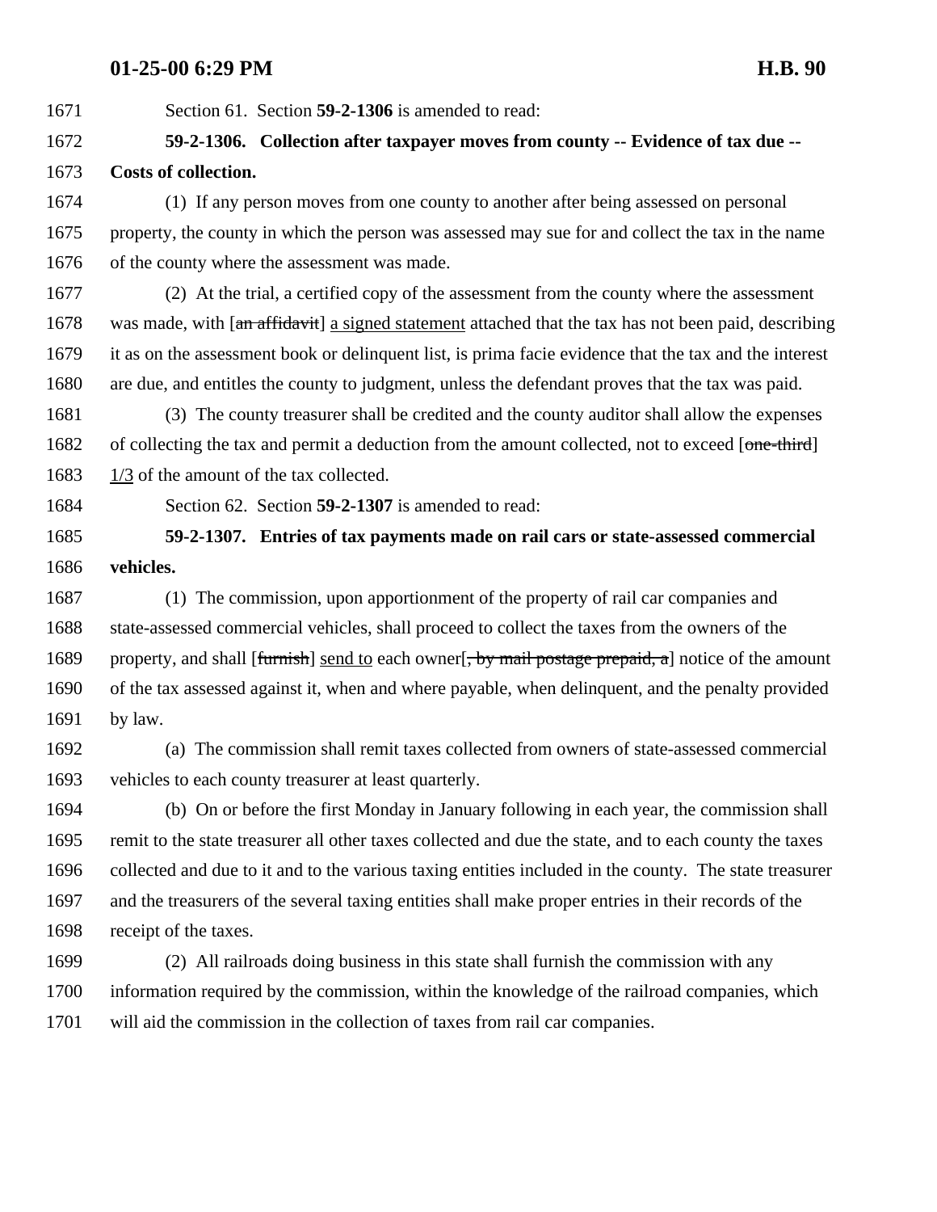Section 61. Section **59-2-1306** is amended to read:

**59-2-1306. Collection after taxpayer moves from county -- Evidence of tax due -- Costs of collection.**

(1) If any person moves from one county to another after being assessed on personal property, the county in which the person was assessed may sue for and collect the tax in the name of the county where the assessment was made.

(2) At the trial, a certified copy of the assessment from the county where the assessment was made, with [~~an affidavit~~] <u>a signed statement</u> attached that the tax has not been paid, describing it as on the assessment book or delinquent list, is prima facie evidence that the tax and the interest are due, and entitles the county to judgment, unless the defendant proves that the tax was paid.

(3) The county treasurer shall be credited and the county auditor shall allow the expenses of collecting the tax and permit a deduction from the amount collected, not to exceed [~~one-third~~] <u>1/3</u> of the amount of the tax collected.

Section 62. Section **59-2-1307** is amended to read:

**59-2-1307. Entries of tax payments made on rail cars or state-assessed commercial vehicles.**

(1) The commission, upon apportionment of the property of rail car companies and state-assessed commercial vehicles, shall proceed to collect the taxes from the owners of the property, and shall [~~furnish~~] <u>send to</u> each owner[~~, by mail postage prepaid, a~~] notice of the amount of the tax assessed against it, when and where payable, when delinquent, and the penalty provided by law.

(a) The commission shall remit taxes collected from owners of state-assessed commercial vehicles to each county treasurer at least quarterly.

(b) On or before the first Monday in January following in each year, the commission shall remit to the state treasurer all other taxes collected and due the state, and to each county the taxes collected and due to it and to the various taxing entities included in the county. The state treasurer and the treasurers of the several taxing entities shall make proper entries in their records of the receipt of the taxes.

(2) All railroads doing business in this state shall furnish the commission with any information required by the commission, within the knowledge of the railroad companies, which will aid the commission in the collection of taxes from rail car companies.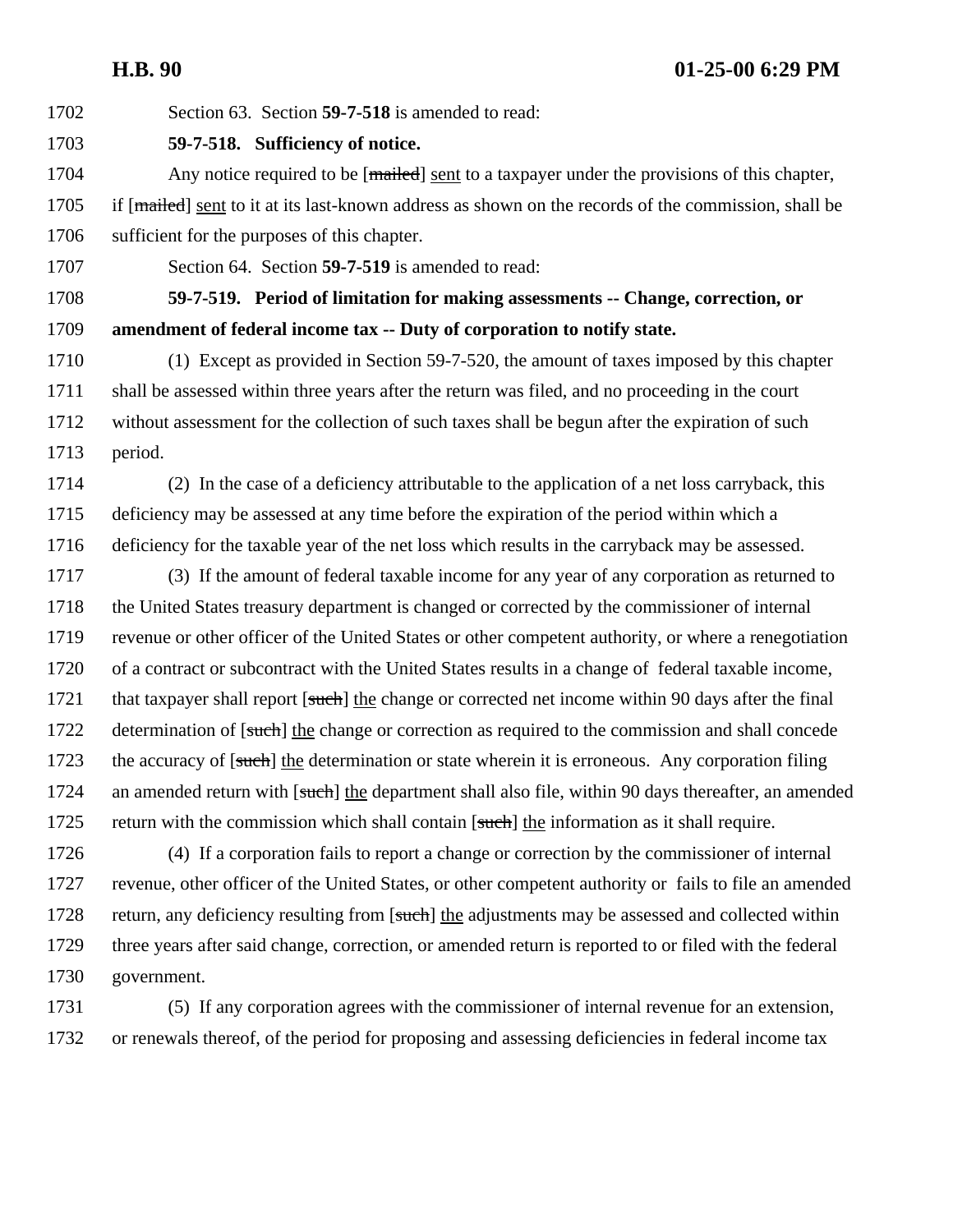Section 63. Section **59-7-518** is amended to read:

**59-7-518. Sufficiency of notice.**

Any notice required to be [~~mailed~~] sent to a taxpayer under the provisions of this chapter, if [~~mailed~~] sent to it at its last-known address as shown on the records of the commission, shall be sufficient for the purposes of this chapter.

Section 64. Section **59-7-519** is amended to read:

**59-7-519. Period of limitation for making assessments -- Change, correction, or amendment of federal income tax -- Duty of corporation to notify state.**

(1) Except as provided in Section 59-7-520, the amount of taxes imposed by this chapter shall be assessed within three years after the return was filed, and no proceeding in the court without assessment for the collection of such taxes shall be begun after the expiration of such period.

(2) In the case of a deficiency attributable to the application of a net loss carryback, this deficiency may be assessed at any time before the expiration of the period within which a deficiency for the taxable year of the net loss which results in the carryback may be assessed.

(3) If the amount of federal taxable income for any year of any corporation as returned to the United States treasury department is changed or corrected by the commissioner of internal revenue or other officer of the United States or other competent authority, or where a renegotiation of a contract or subcontract with the United States results in a change of federal taxable income, that taxpayer shall report [~~such~~] the change or corrected net income within 90 days after the final determination of [~~such~~] the change or correction as required to the commission and shall concede the accuracy of [~~such~~] the determination or state wherein it is erroneous. Any corporation filing an amended return with [~~such~~] the department shall also file, within 90 days thereafter, an amended return with the commission which shall contain [~~such~~] the information as it shall require.

(4) If a corporation fails to report a change or correction by the commissioner of internal revenue, other officer of the United States, or other competent authority or fails to file an amended return, any deficiency resulting from [~~such~~] the adjustments may be assessed and collected within three years after said change, correction, or amended return is reported to or filed with the federal government.

(5) If any corporation agrees with the commissioner of internal revenue for an extension, or renewals thereof, of the period for proposing and assessing deficiencies in federal income tax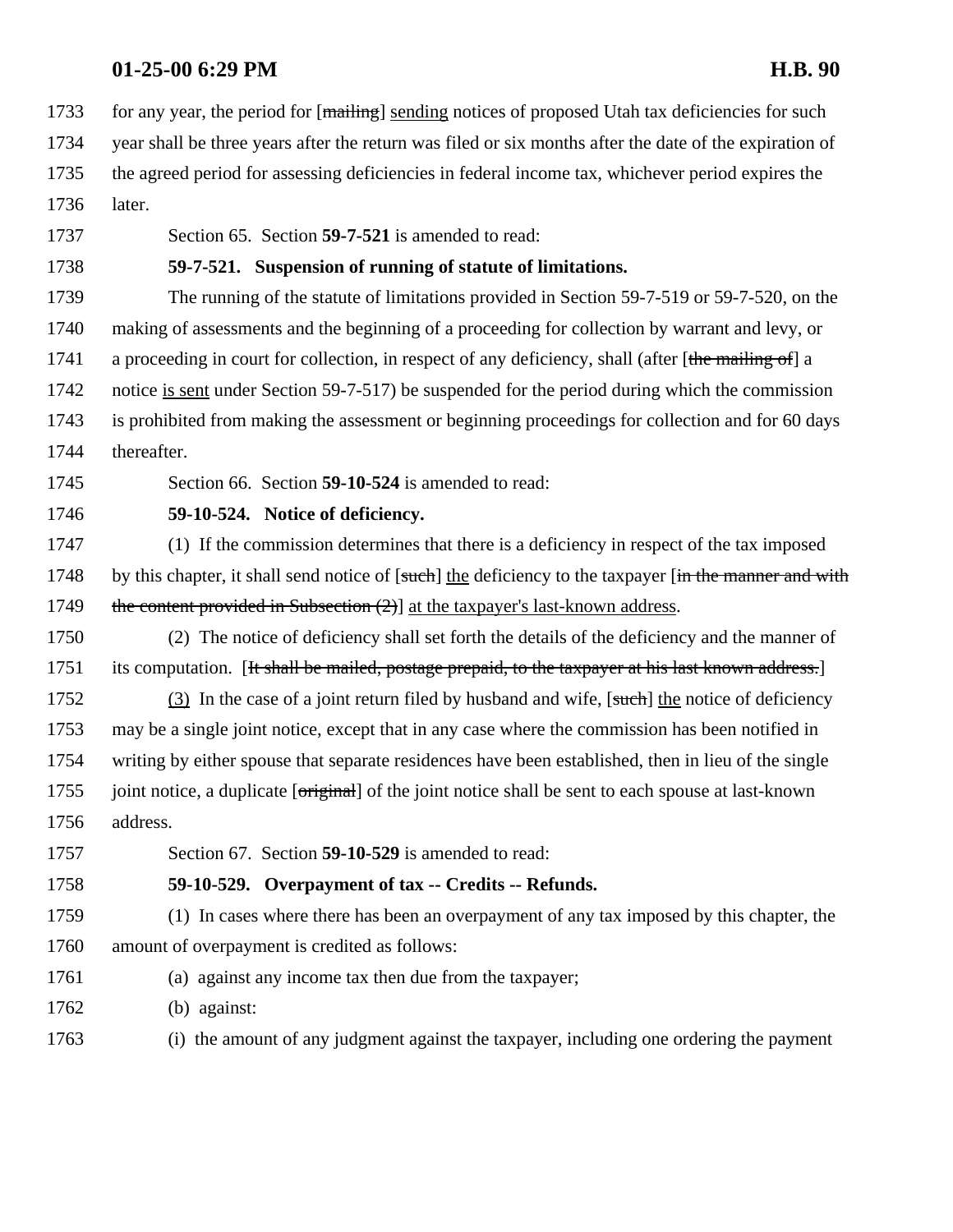for any year, the period for [~~mailing~~] <u>sending</u> notices of proposed Utah tax deficiencies for such year shall be three years after the return was filed or six months after the date of the expiration of the agreed period for assessing deficiencies in federal income tax, whichever period expires the later.

Section 65. Section **59-7-521** is amended to read:

**59-7-521. Suspension of running of statute of limitations.**

The running of the statute of limitations provided in Section 59-7-519 or 59-7-520, on the making of assessments and the beginning of a proceeding for collection by warrant and levy, or a proceeding in court for collection, in respect of any deficiency, shall (after [~~the mailing of~~] a notice <u>is sent</u> under Section 59-7-517) be suspended for the period during which the commission is prohibited from making the assessment or beginning proceedings for collection and for 60 days thereafter.

Section 66. Section **59-10-524** is amended to read:

**59-10-524. Notice of deficiency.**

(1) If the commission determines that there is a deficiency in respect of the tax imposed by this chapter, it shall send notice of [~~such~~] <u>the</u> deficiency to the taxpayer [~~in the manner and with the content provided in Subsection (2)~~] <u>at the taxpayer's last-known address</u>.

(2) The notice of deficiency shall set forth the details of the deficiency and the manner of its computation. [~~It shall be mailed, postage prepaid, to the taxpayer at his last known address.~~]

<u>(3)</u> In the case of a joint return filed by husband and wife, [~~such~~] <u>the</u> notice of deficiency may be a single joint notice, except that in any case where the commission has been notified in writing by either spouse that separate residences have been established, then in lieu of the single joint notice, a duplicate [~~original~~] of the joint notice shall be sent to each spouse at last-known address.

Section 67. Section **59-10-529** is amended to read:

**59-10-529. Overpayment of tax -- Credits -- Refunds.**

(1) In cases where there has been an overpayment of any tax imposed by this chapter, the amount of overpayment is credited as follows:

(a) against any income tax then due from the taxpayer;

(b) against:

(i) the amount of any judgment against the taxpayer, including one ordering the payment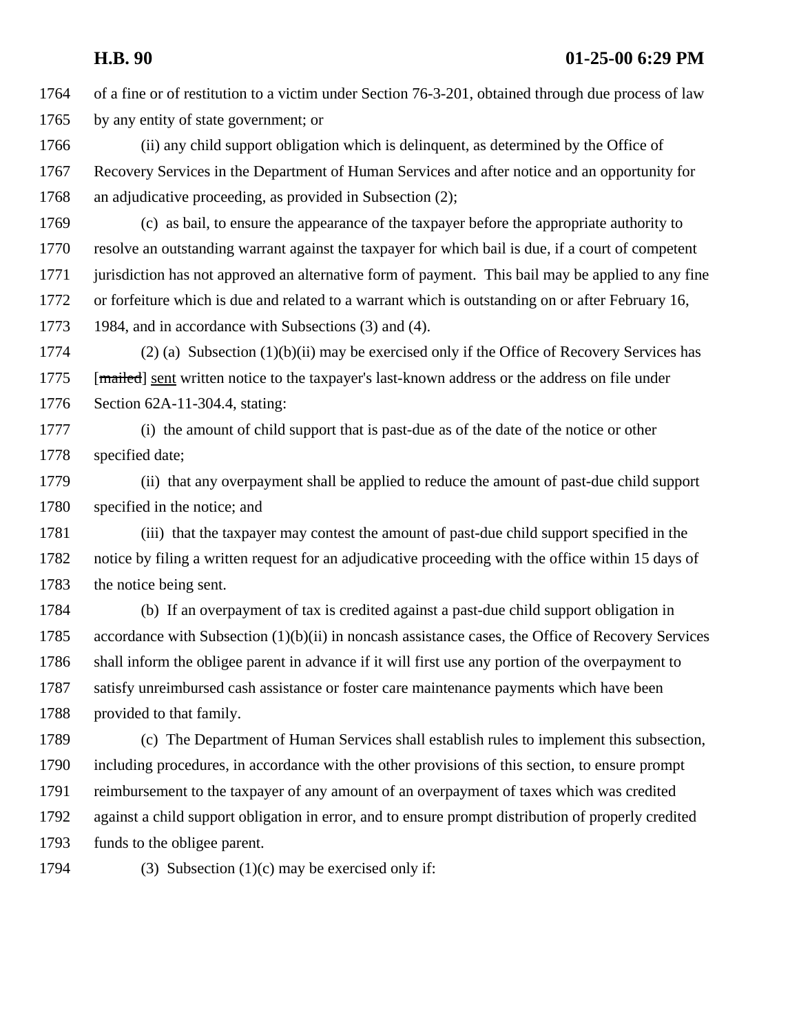of a fine or of restitution to a victim under Section 76-3-201, obtained through due process of law by any entity of state government; or

(ii) any child support obligation which is delinquent, as determined by the Office of Recovery Services in the Department of Human Services and after notice and an opportunity for an adjudicative proceeding, as provided in Subsection (2);

(c) as bail, to ensure the appearance of the taxpayer before the appropriate authority to resolve an outstanding warrant against the taxpayer for which bail is due, if a court of competent jurisdiction has not approved an alternative form of payment. This bail may be applied to any fine or forfeiture which is due and related to a warrant which is outstanding on or after February 16, 1984, and in accordance with Subsections (3) and (4).

(2) (a) Subsection (1)(b)(ii) may be exercised only if the Office of Recovery Services has [~~mailed~~] sent written notice to the taxpayer's last-known address or the address on file under Section 62A-11-304.4, stating:

(i) the amount of child support that is past-due as of the date of the notice or other specified date;

(ii) that any overpayment shall be applied to reduce the amount of past-due child support specified in the notice; and

(iii) that the taxpayer may contest the amount of past-due child support specified in the notice by filing a written request for an adjudicative proceeding with the office within 15 days of the notice being sent.

(b) If an overpayment of tax is credited against a past-due child support obligation in accordance with Subsection (1)(b)(ii) in noncash assistance cases, the Office of Recovery Services shall inform the obligee parent in advance if it will first use any portion of the overpayment to satisfy unreimbursed cash assistance or foster care maintenance payments which have been provided to that family.

(c) The Department of Human Services shall establish rules to implement this subsection, including procedures, in accordance with the other provisions of this section, to ensure prompt reimbursement to the taxpayer of any amount of an overpayment of taxes which was credited against a child support obligation in error, and to ensure prompt distribution of properly credited funds to the obligee parent.

(3) Subsection (1)(c) may be exercised only if: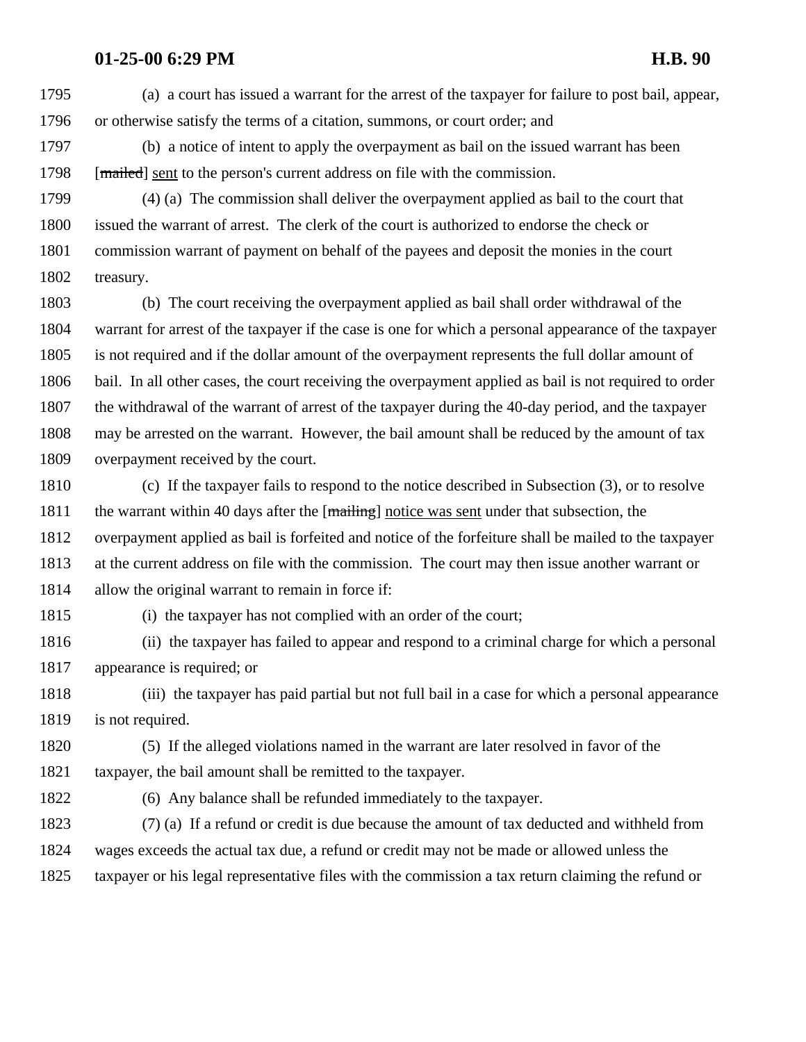(a) a court has issued a warrant for the arrest of the taxpayer for failure to post bail, appear, or otherwise satisfy the terms of a citation, summons, or court order; and

(b) a notice of intent to apply the overpayment as bail on the issued warrant has been [~~mailed~~] sent to the person's current address on file with the commission.

(4) (a) The commission shall deliver the overpayment applied as bail to the court that issued the warrant of arrest. The clerk of the court is authorized to endorse the check or commission warrant of payment on behalf of the payees and deposit the monies in the court treasury.

(b) The court receiving the overpayment applied as bail shall order withdrawal of the warrant for arrest of the taxpayer if the case is one for which a personal appearance of the taxpayer is not required and if the dollar amount of the overpayment represents the full dollar amount of bail. In all other cases, the court receiving the overpayment applied as bail is not required to order the withdrawal of the warrant of arrest of the taxpayer during the 40-day period, and the taxpayer may be arrested on the warrant. However, the bail amount shall be reduced by the amount of tax overpayment received by the court.

(c) If the taxpayer fails to respond to the notice described in Subsection (3), or to resolve the warrant within 40 days after the [~~mailing~~] notice was sent under that subsection, the overpayment applied as bail is forfeited and notice of the forfeiture shall be mailed to the taxpayer at the current address on file with the commission. The court may then issue another warrant or allow the original warrant to remain in force if:

(i) the taxpayer has not complied with an order of the court;

(ii) the taxpayer has failed to appear and respond to a criminal charge for which a personal appearance is required; or

(iii) the taxpayer has paid partial but not full bail in a case for which a personal appearance is not required.

(5) If the alleged violations named in the warrant are later resolved in favor of the taxpayer, the bail amount shall be remitted to the taxpayer.

(6) Any balance shall be refunded immediately to the taxpayer.

(7) (a) If a refund or credit is due because the amount of tax deducted and withheld from wages exceeds the actual tax due, a refund or credit may not be made or allowed unless the taxpayer or his legal representative files with the commission a tax return claiming the refund or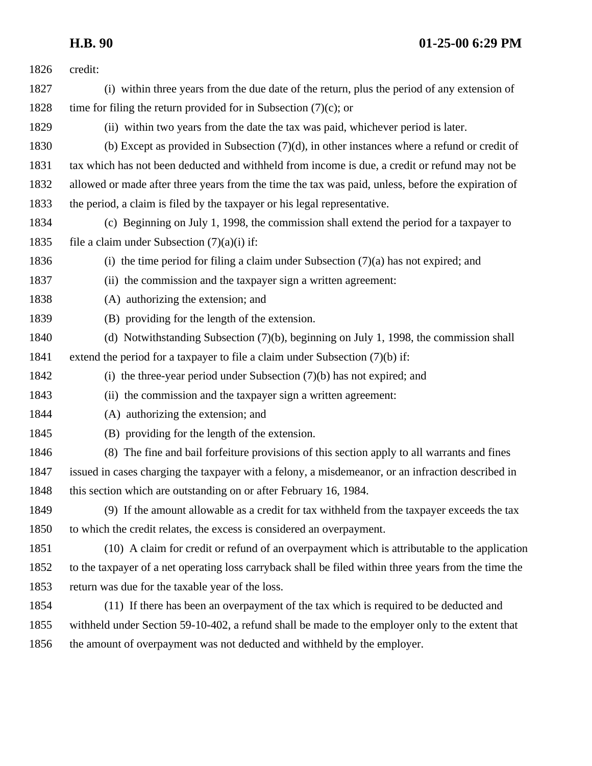credit:

(i) within three years from the due date of the return, plus the period of any extension of time for filing the return provided for in Subsection (7)(c); or

(ii) within two years from the date the tax was paid, whichever period is later.

(b) Except as provided in Subsection (7)(d), in other instances where a refund or credit of tax which has not been deducted and withheld from income is due, a credit or refund may not be allowed or made after three years from the time the tax was paid, unless, before the expiration of the period, a claim is filed by the taxpayer or his legal representative.

(c) Beginning on July 1, 1998, the commission shall extend the period for a taxpayer to file a claim under Subsection (7)(a)(i) if:

(i) the time period for filing a claim under Subsection (7)(a) has not expired; and

(ii) the commission and the taxpayer sign a written agreement:

(A) authorizing the extension; and

(B) providing for the length of the extension.

(d) Notwithstanding Subsection (7)(b), beginning on July 1, 1998, the commission shall extend the period for a taxpayer to file a claim under Subsection (7)(b) if:

(i) the three-year period under Subsection (7)(b) has not expired; and

(ii) the commission and the taxpayer sign a written agreement:

(A) authorizing the extension; and

(B) providing for the length of the extension.

(8) The fine and bail forfeiture provisions of this section apply to all warrants and fines issued in cases charging the taxpayer with a felony, a misdemeanor, or an infraction described in this section which are outstanding on or after February 16, 1984.

(9) If the amount allowable as a credit for tax withheld from the taxpayer exceeds the tax to which the credit relates, the excess is considered an overpayment.

(10) A claim for credit or refund of an overpayment which is attributable to the application to the taxpayer of a net operating loss carryback shall be filed within three years from the time the return was due for the taxable year of the loss.

(11) If there has been an overpayment of the tax which is required to be deducted and withheld under Section 59-10-402, a refund shall be made to the employer only to the extent that the amount of overpayment was not deducted and withheld by the employer.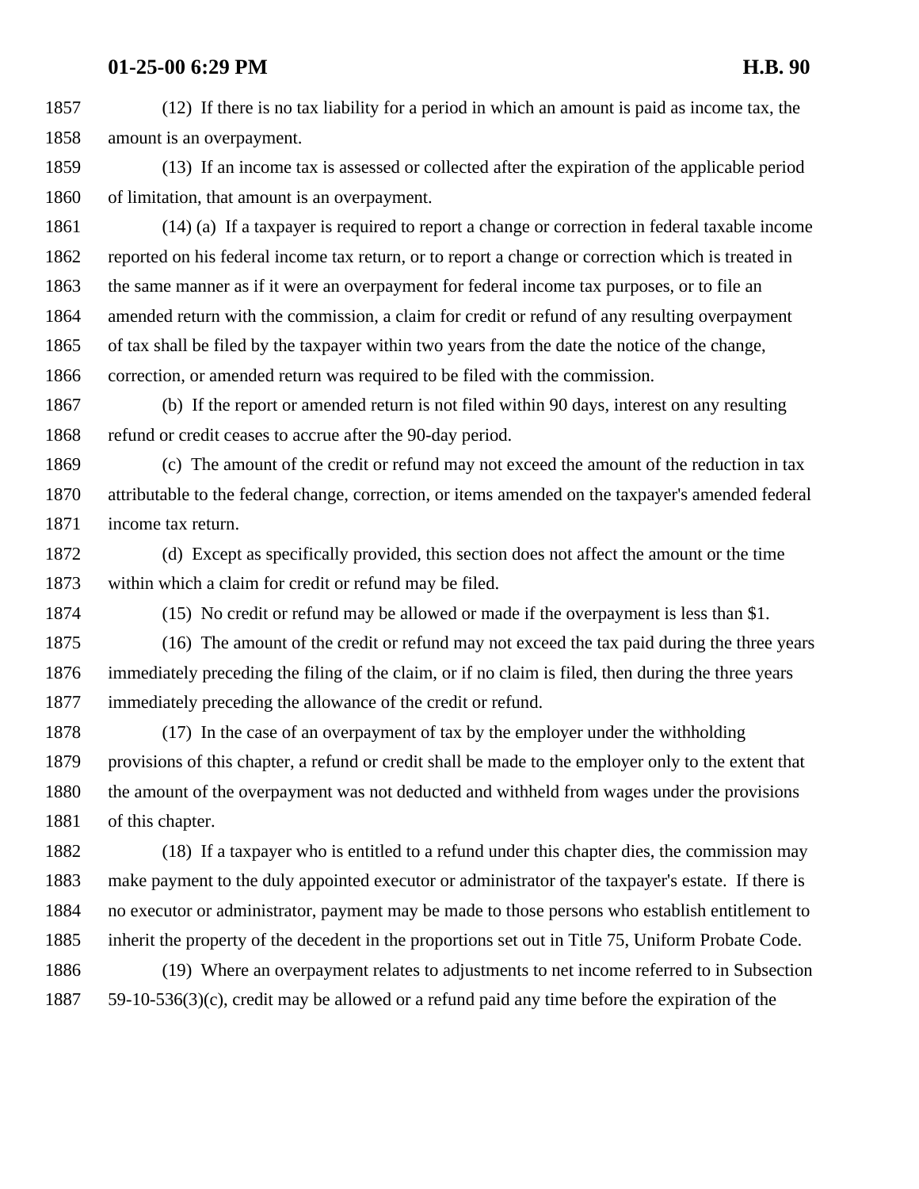(12) If there is no tax liability for a period in which an amount is paid as income tax, the amount is an overpayment.

(13) If an income tax is assessed or collected after the expiration of the applicable period of limitation, that amount is an overpayment.

(14) (a) If a taxpayer is required to report a change or correction in federal taxable income reported on his federal income tax return, or to report a change or correction which is treated in the same manner as if it were an overpayment for federal income tax purposes, or to file an amended return with the commission, a claim for credit or refund of any resulting overpayment of tax shall be filed by the taxpayer within two years from the date the notice of the change, correction, or amended return was required to be filed with the commission.

(b) If the report or amended return is not filed within 90 days, interest on any resulting refund or credit ceases to accrue after the 90-day period.

(c) The amount of the credit or refund may not exceed the amount of the reduction in tax attributable to the federal change, correction, or items amended on the taxpayer's amended federal income tax return.

(d) Except as specifically provided, this section does not affect the amount or the time within which a claim for credit or refund may be filed.

(15) No credit or refund may be allowed or made if the overpayment is less than $1.

(16) The amount of the credit or refund may not exceed the tax paid during the three years immediately preceding the filing of the claim, or if no claim is filed, then during the three years immediately preceding the allowance of the credit or refund.

(17) In the case of an overpayment of tax by the employer under the withholding provisions of this chapter, a refund or credit shall be made to the employer only to the extent that the amount of the overpayment was not deducted and withheld from wages under the provisions of this chapter.

(18) If a taxpayer who is entitled to a refund under this chapter dies, the commission may make payment to the duly appointed executor or administrator of the taxpayer's estate. If there is no executor or administrator, payment may be made to those persons who establish entitlement to inherit the property of the decedent in the proportions set out in Title 75, Uniform Probate Code.

(19) Where an overpayment relates to adjustments to net income referred to in Subsection 59-10-536(3)(c), credit may be allowed or a refund paid any time before the expiration of the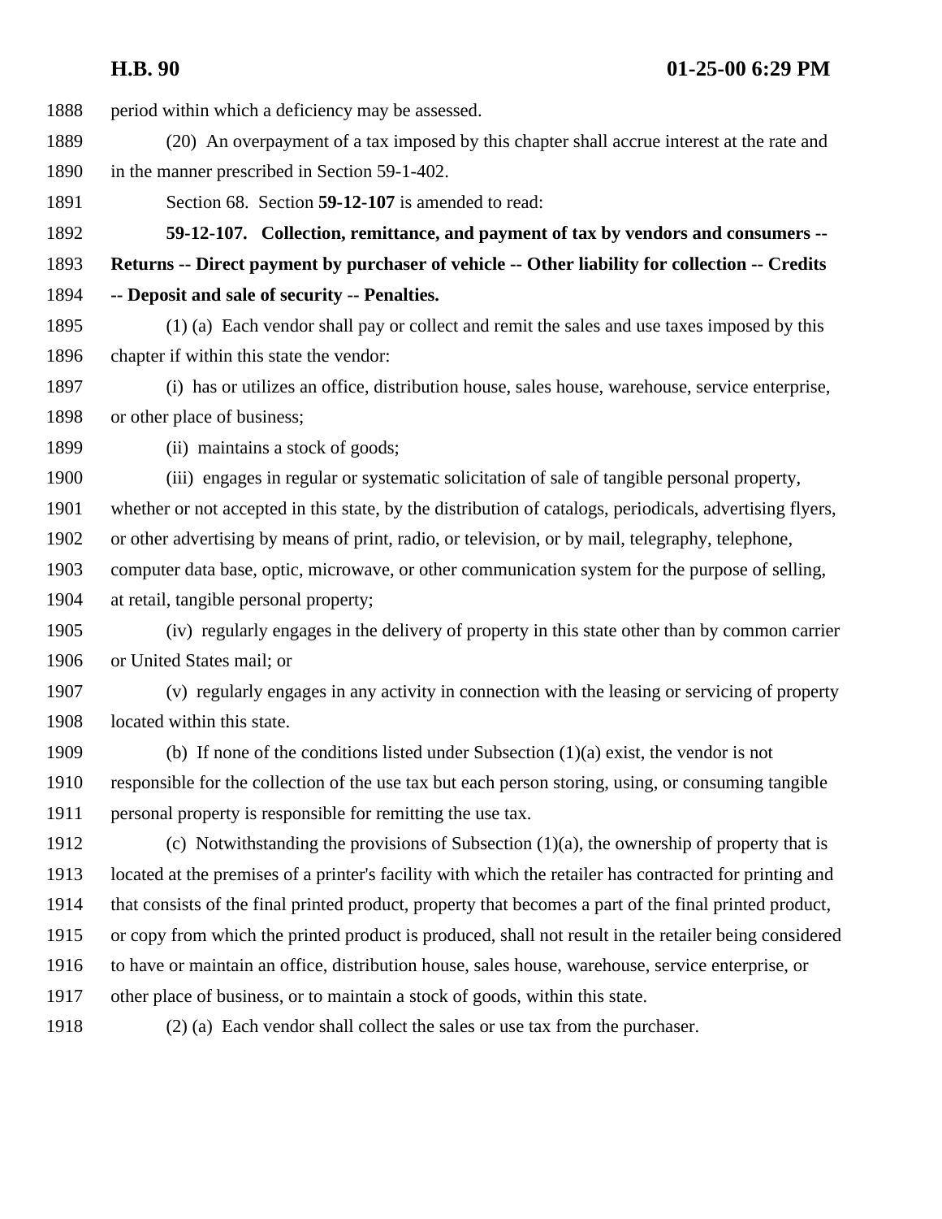period within which a deficiency may be assessed.

(20) An overpayment of a tax imposed by this chapter shall accrue interest at the rate and in the manner prescribed in Section 59-1-402.

Section 68. Section **59-12-107** is amended to read:

**59-12-107. Collection, remittance, and payment of tax by vendors and consumers -- Returns -- Direct payment by purchaser of vehicle -- Other liability for collection -- Credits -- Deposit and sale of security -- Penalties.**

(1) (a) Each vendor shall pay or collect and remit the sales and use taxes imposed by this chapter if within this state the vendor:

(i) has or utilizes an office, distribution house, sales house, warehouse, service enterprise, or other place of business;

(ii) maintains a stock of goods;

(iii) engages in regular or systematic solicitation of sale of tangible personal property, whether or not accepted in this state, by the distribution of catalogs, periodicals, advertising flyers, or other advertising by means of print, radio, or television, or by mail, telegraphy, telephone, computer data base, optic, microwave, or other communication system for the purpose of selling, at retail, tangible personal property;

(iv) regularly engages in the delivery of property in this state other than by common carrier or United States mail; or

(v) regularly engages in any activity in connection with the leasing or servicing of property located within this state.

(b) If none of the conditions listed under Subsection (1)(a) exist, the vendor is not responsible for the collection of the use tax but each person storing, using, or consuming tangible personal property is responsible for remitting the use tax.

(c) Notwithstanding the provisions of Subsection (1)(a), the ownership of property that is located at the premises of a printer's facility with which the retailer has contracted for printing and that consists of the final printed product, property that becomes a part of the final printed product, or copy from which the printed product is produced, shall not result in the retailer being considered to have or maintain an office, distribution house, sales house, warehouse, service enterprise, or other place of business, or to maintain a stock of goods, within this state.

(2) (a) Each vendor shall collect the sales or use tax from the purchaser.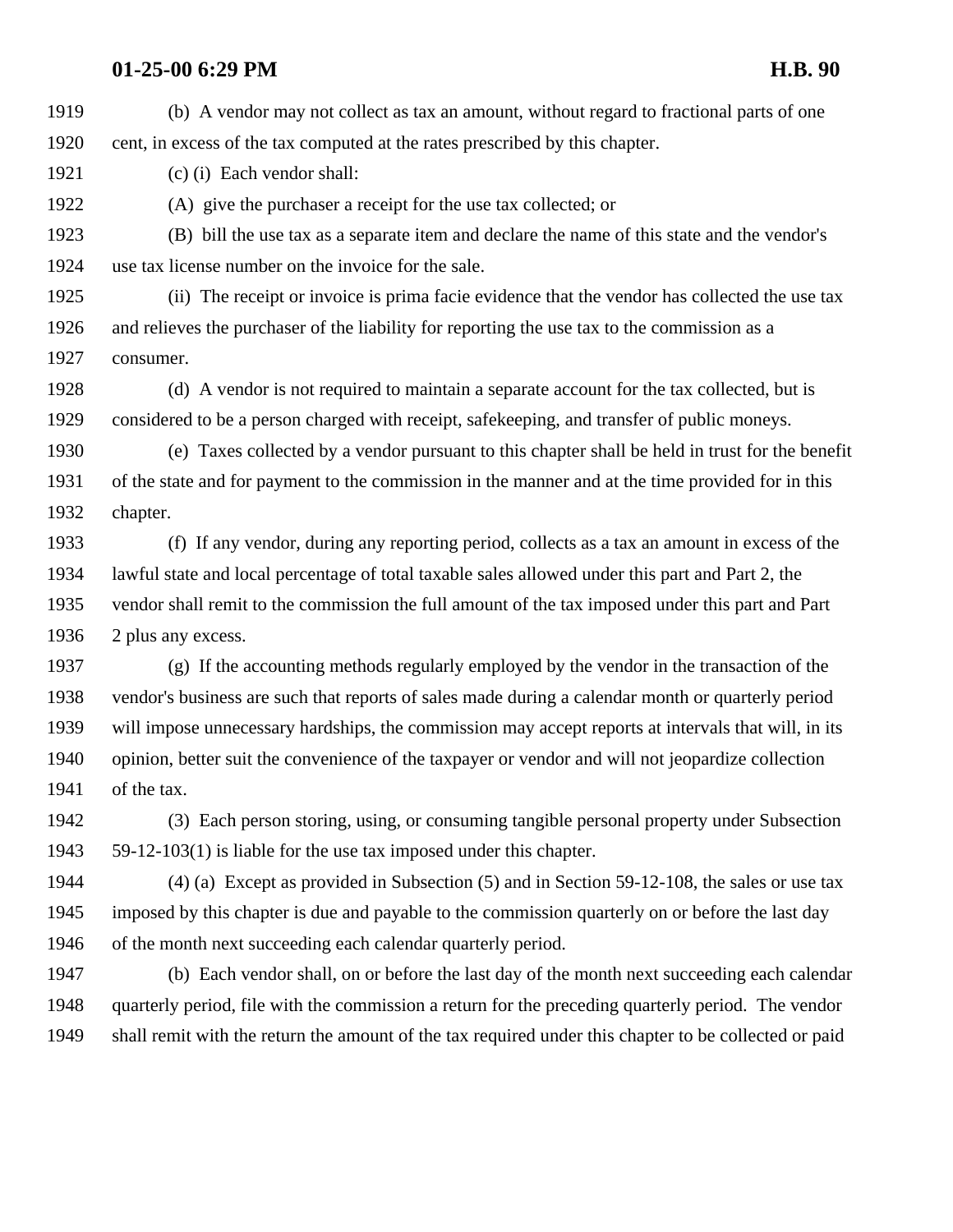(b) A vendor may not collect as tax an amount, without regard to fractional parts of one cent, in excess of the tax computed at the rates prescribed by this chapter.

(c) (i) Each vendor shall:

(A) give the purchaser a receipt for the use tax collected; or

(B) bill the use tax as a separate item and declare the name of this state and the vendor's use tax license number on the invoice for the sale.

(ii) The receipt or invoice is prima facie evidence that the vendor has collected the use tax and relieves the purchaser of the liability for reporting the use tax to the commission as a consumer.

(d) A vendor is not required to maintain a separate account for the tax collected, but is considered to be a person charged with receipt, safekeeping, and transfer of public moneys.

(e) Taxes collected by a vendor pursuant to this chapter shall be held in trust for the benefit of the state and for payment to the commission in the manner and at the time provided for in this chapter.

(f) If any vendor, during any reporting period, collects as a tax an amount in excess of the lawful state and local percentage of total taxable sales allowed under this part and Part 2, the vendor shall remit to the commission the full amount of the tax imposed under this part and Part 2 plus any excess.

(g) If the accounting methods regularly employed by the vendor in the transaction of the vendor's business are such that reports of sales made during a calendar month or quarterly period will impose unnecessary hardships, the commission may accept reports at intervals that will, in its opinion, better suit the convenience of the taxpayer or vendor and will not jeopardize collection of the tax.

(3) Each person storing, using, or consuming tangible personal property under Subsection 59-12-103(1) is liable for the use tax imposed under this chapter.

(4) (a) Except as provided in Subsection (5) and in Section 59-12-108, the sales or use tax imposed by this chapter is due and payable to the commission quarterly on or before the last day of the month next succeeding each calendar quarterly period.

(b) Each vendor shall, on or before the last day of the month next succeeding each calendar quarterly period, file with the commission a return for the preceding quarterly period. The vendor shall remit with the return the amount of the tax required under this chapter to be collected or paid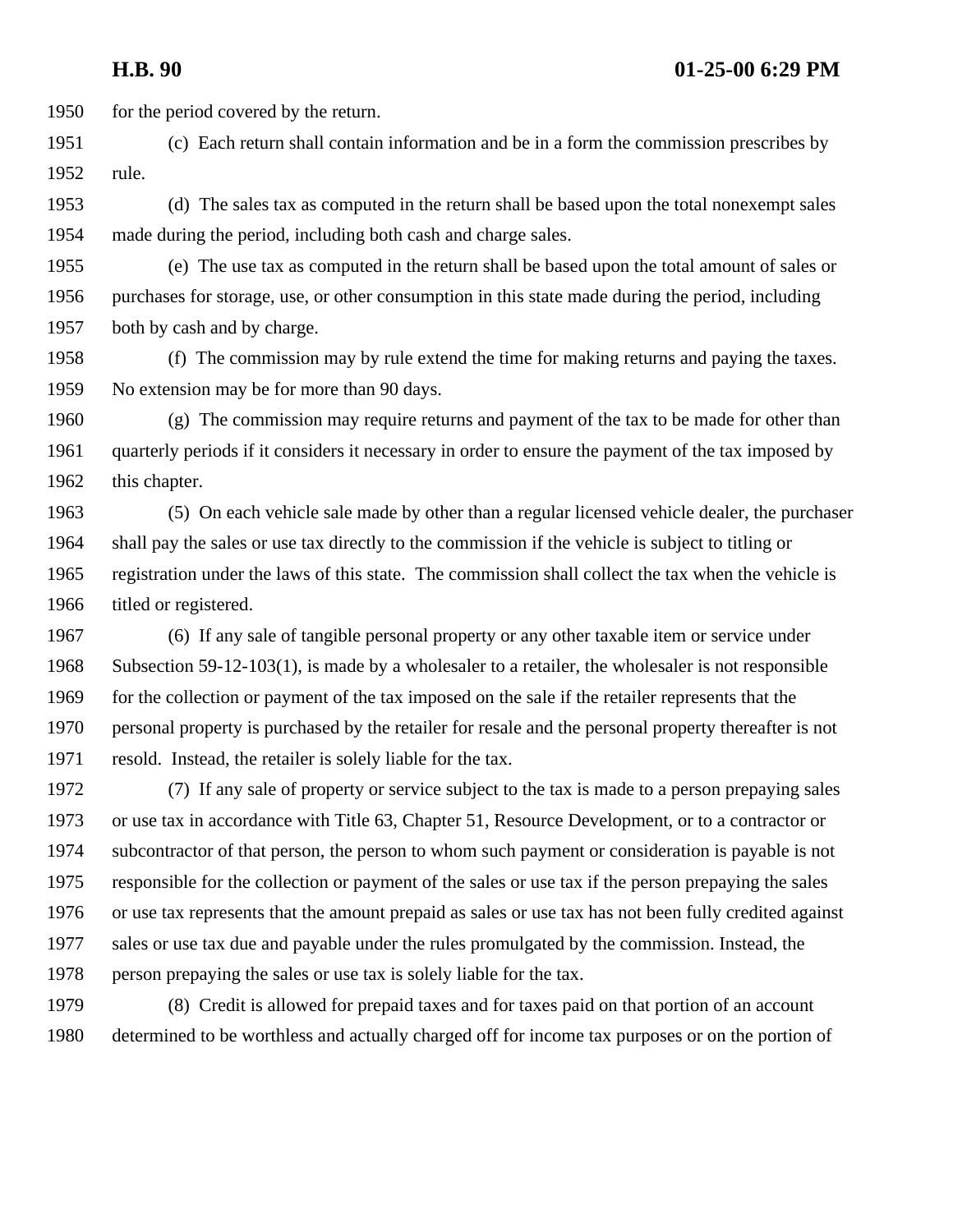for the period covered by the return.

(c) Each return shall contain information and be in a form the commission prescribes by rule.

(d) The sales tax as computed in the return shall be based upon the total nonexempt sales made during the period, including both cash and charge sales.

(e) The use tax as computed in the return shall be based upon the total amount of sales or purchases for storage, use, or other consumption in this state made during the period, including both by cash and by charge.

(f) The commission may by rule extend the time for making returns and paying the taxes. No extension may be for more than 90 days.

(g) The commission may require returns and payment of the tax to be made for other than quarterly periods if it considers it necessary in order to ensure the payment of the tax imposed by this chapter.

(5) On each vehicle sale made by other than a regular licensed vehicle dealer, the purchaser shall pay the sales or use tax directly to the commission if the vehicle is subject to titling or registration under the laws of this state. The commission shall collect the tax when the vehicle is titled or registered.

(6) If any sale of tangible personal property or any other taxable item or service under Subsection 59-12-103(1), is made by a wholesaler to a retailer, the wholesaler is not responsible for the collection or payment of the tax imposed on the sale if the retailer represents that the personal property is purchased by the retailer for resale and the personal property thereafter is not resold. Instead, the retailer is solely liable for the tax.

(7) If any sale of property or service subject to the tax is made to a person prepaying sales or use tax in accordance with Title 63, Chapter 51, Resource Development, or to a contractor or subcontractor of that person, the person to whom such payment or consideration is payable is not responsible for the collection or payment of the sales or use tax if the person prepaying the sales or use tax represents that the amount prepaid as sales or use tax has not been fully credited against sales or use tax due and payable under the rules promulgated by the commission. Instead, the person prepaying the sales or use tax is solely liable for the tax.

(8) Credit is allowed for prepaid taxes and for taxes paid on that portion of an account determined to be worthless and actually charged off for income tax purposes or on the portion of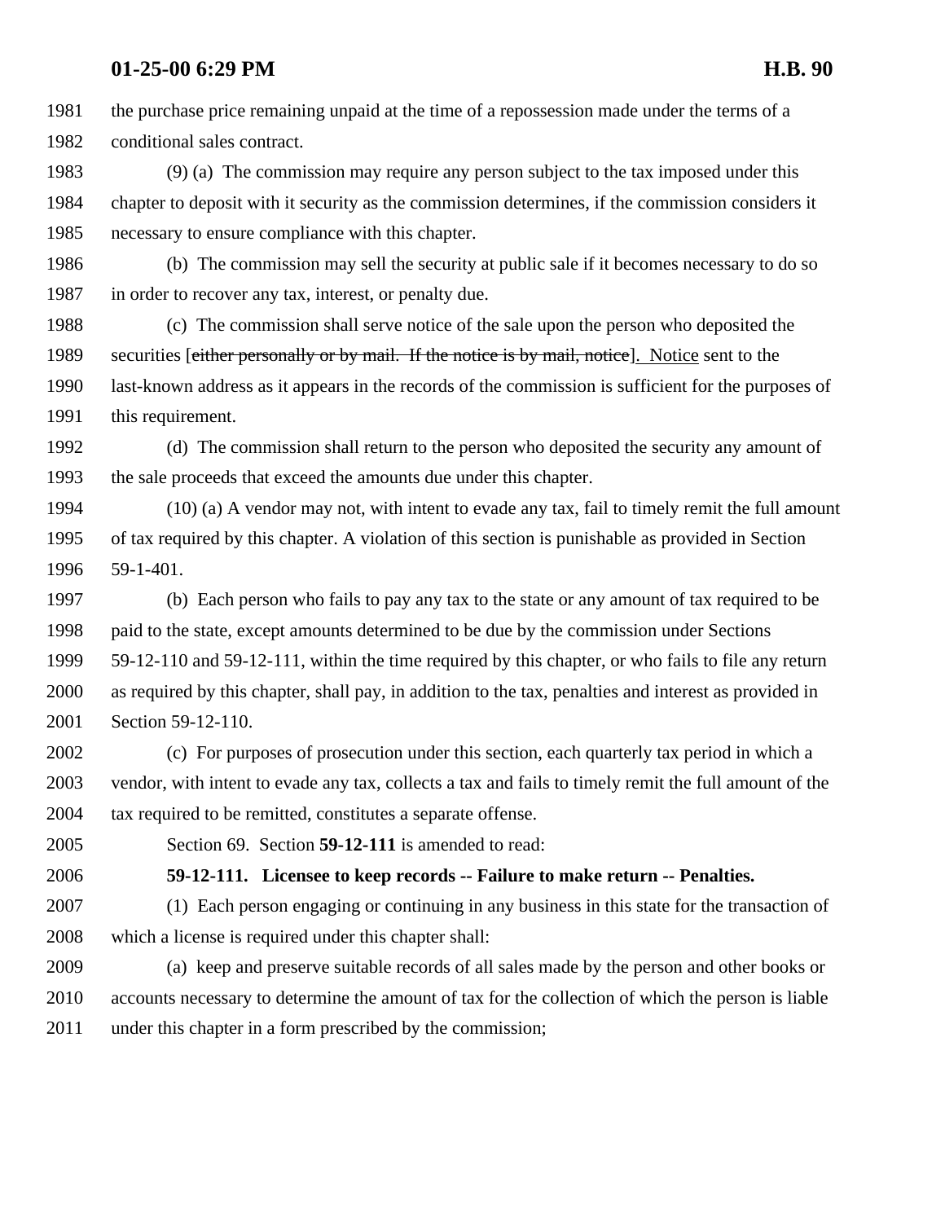the purchase price remaining unpaid at the time of a repossession made under the terms of a conditional sales contract.

(9) (a) The commission may require any person subject to the tax imposed under this chapter to deposit with it security as the commission determines, if the commission considers it necessary to ensure compliance with this chapter.

(b) The commission may sell the security at public sale if it becomes necessary to do so in order to recover any tax, interest, or penalty due.

(c) The commission shall serve notice of the sale upon the person who deposited the securities [~~either personally or by mail. If the notice is by mail, notice~~]. Notice sent to the last-known address as it appears in the records of the commission is sufficient for the purposes of this requirement.

(d) The commission shall return to the person who deposited the security any amount of the sale proceeds that exceed the amounts due under this chapter.

(10) (a) A vendor may not, with intent to evade any tax, fail to timely remit the full amount of tax required by this chapter. A violation of this section is punishable as provided in Section 59-1-401.

(b) Each person who fails to pay any tax to the state or any amount of tax required to be paid to the state, except amounts determined to be due by the commission under Sections 59-12-110 and 59-12-111, within the time required by this chapter, or who fails to file any return as required by this chapter, shall pay, in addition to the tax, penalties and interest as provided in Section 59-12-110.

(c) For purposes of prosecution under this section, each quarterly tax period in which a vendor, with intent to evade any tax, collects a tax and fails to timely remit the full amount of the tax required to be remitted, constitutes a separate offense.

Section 69. Section **59-12-111** is amended to read:

**59-12-111. Licensee to keep records -- Failure to make return -- Penalties.**

(1) Each person engaging or continuing in any business in this state for the transaction of which a license is required under this chapter shall:

(a) keep and preserve suitable records of all sales made by the person and other books or accounts necessary to determine the amount of tax for the collection of which the person is liable under this chapter in a form prescribed by the commission;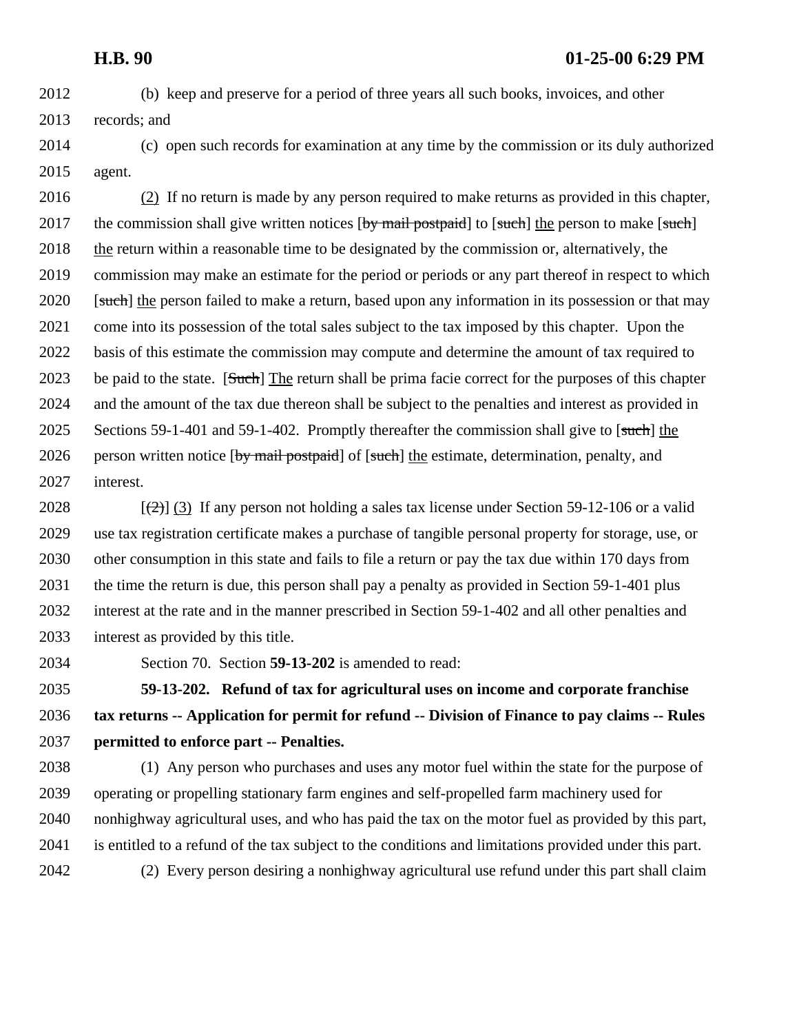(b) keep and preserve for a period of three years all such books, invoices, and other records; and

(c) open such records for examination at any time by the commission or its duly authorized agent.

(2) If no return is made by any person required to make returns as provided in this chapter, the commission shall give written notices [~~by mail postpaid~~] to [~~such~~] the person to make [~~such~~] the return within a reasonable time to be designated by the commission or, alternatively, the commission may make an estimate for the period or periods or any part thereof in respect to which [~~such~~] the person failed to make a return, based upon any information in its possession or that may come into its possession of the total sales subject to the tax imposed by this chapter. Upon the basis of this estimate the commission may compute and determine the amount of tax required to be paid to the state. [~~Such~~] The return shall be prima facie correct for the purposes of this chapter and the amount of the tax due thereon shall be subject to the penalties and interest as provided in Sections 59-1-401 and 59-1-402. Promptly thereafter the commission shall give to [~~such~~] the person written notice [~~by mail postpaid~~] of [~~such~~] the estimate, determination, penalty, and interest.

[~~(2)~~] (3) If any person not holding a sales tax license under Section 59-12-106 or a valid use tax registration certificate makes a purchase of tangible personal property for storage, use, or other consumption in this state and fails to file a return or pay the tax due within 170 days from the time the return is due, this person shall pay a penalty as provided in Section 59-1-401 plus interest at the rate and in the manner prescribed in Section 59-1-402 and all other penalties and interest as provided by this title.

Section 70. Section **59-13-202** is amended to read:

**59-13-202. Refund of tax for agricultural uses on income and corporate franchise tax returns -- Application for permit for refund -- Division of Finance to pay claims -- Rules permitted to enforce part -- Penalties.**

(1) Any person who purchases and uses any motor fuel within the state for the purpose of operating or propelling stationary farm engines and self-propelled farm machinery used for nonhighway agricultural uses, and who has paid the tax on the motor fuel as provided by this part, is entitled to a refund of the tax subject to the conditions and limitations provided under this part.

(2) Every person desiring a nonhighway agricultural use refund under this part shall claim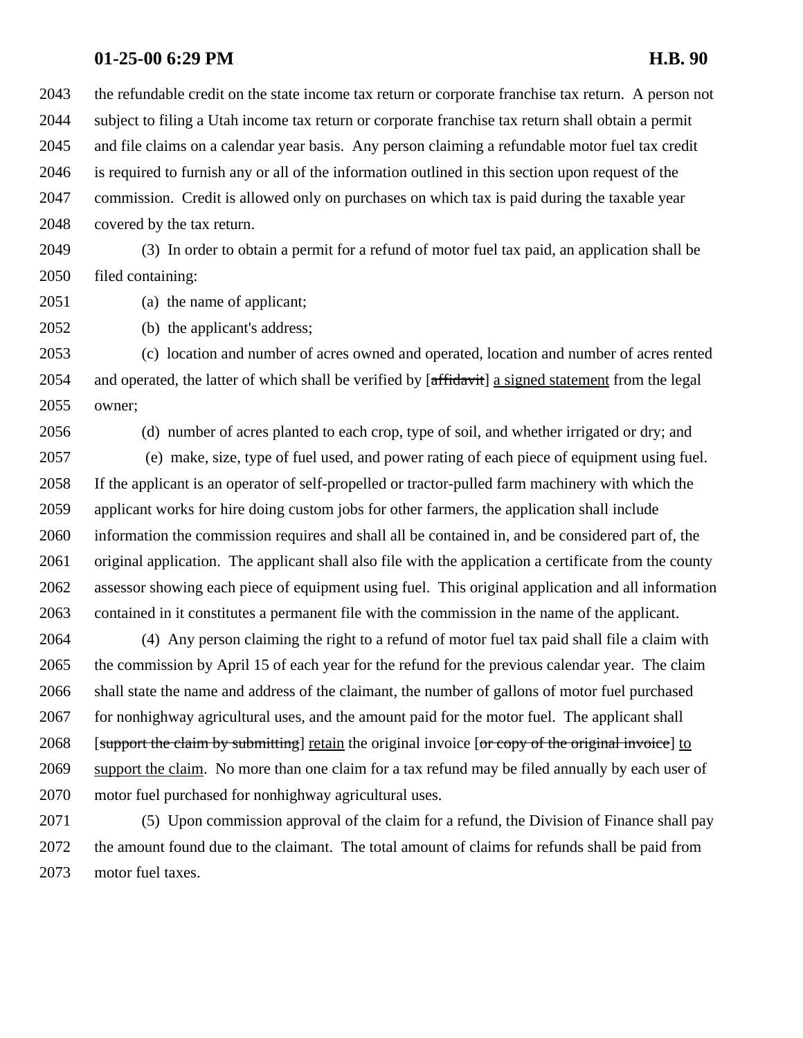the refundable credit on the state income tax return or corporate franchise tax return. A person not subject to filing a Utah income tax return or corporate franchise tax return shall obtain a permit and file claims on a calendar year basis. Any person claiming a refundable motor fuel tax credit is required to furnish any or all of the information outlined in this section upon request of the commission. Credit is allowed only on purchases on which tax is paid during the taxable year covered by the tax return.

(3) In order to obtain a permit for a refund of motor fuel tax paid, an application shall be filed containing:

(a) the name of applicant;

(b) the applicant's address;

(c) location and number of acres owned and operated, location and number of acres rented and operated, the latter of which shall be verified by [~~affidavit~~] <u>a signed statement</u> from the legal owner;

(d) number of acres planted to each crop, type of soil, and whether irrigated or dry; and

(e) make, size, type of fuel used, and power rating of each piece of equipment using fuel. If the applicant is an operator of self-propelled or tractor-pulled farm machinery with which the applicant works for hire doing custom jobs for other farmers, the application shall include information the commission requires and shall all be contained in, and be considered part of, the original application. The applicant shall also file with the application a certificate from the county assessor showing each piece of equipment using fuel. This original application and all information contained in it constitutes a permanent file with the commission in the name of the applicant.

(4) Any person claiming the right to a refund of motor fuel tax paid shall file a claim with the commission by April 15 of each year for the refund for the previous calendar year. The claim shall state the name and address of the claimant, the number of gallons of motor fuel purchased for nonhighway agricultural uses, and the amount paid for the motor fuel. The applicant shall [~~support the claim by submitting~~] <u>retain</u> the original invoice [~~or copy of the original invoice~~] <u>to support the claim</u>. No more than one claim for a tax refund may be filed annually by each user of motor fuel purchased for nonhighway agricultural uses.

(5) Upon commission approval of the claim for a refund, the Division of Finance shall pay the amount found due to the claimant. The total amount of claims for refunds shall be paid from motor fuel taxes.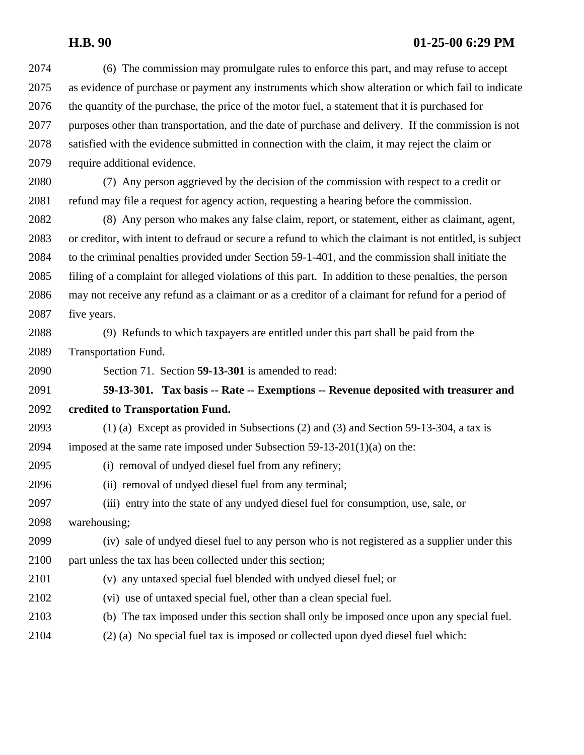(6) The commission may promulgate rules to enforce this part, and may refuse to accept as evidence of purchase or payment any instruments which show alteration or which fail to indicate the quantity of the purchase, the price of the motor fuel, a statement that it is purchased for purposes other than transportation, and the date of purchase and delivery. If the commission is not satisfied with the evidence submitted in connection with the claim, it may reject the claim or require additional evidence.

(7) Any person aggrieved by the decision of the commission with respect to a credit or refund may file a request for agency action, requesting a hearing before the commission.

(8) Any person who makes any false claim, report, or statement, either as claimant, agent, or creditor, with intent to defraud or secure a refund to which the claimant is not entitled, is subject to the criminal penalties provided under Section 59-1-401, and the commission shall initiate the filing of a complaint for alleged violations of this part. In addition to these penalties, the person may not receive any refund as a claimant or as a creditor of a claimant for refund for a period of five years.

(9) Refunds to which taxpayers are entitled under this part shall be paid from the Transportation Fund.

Section 71. Section **59-13-301** is amended to read:

**59-13-301. Tax basis -- Rate -- Exemptions -- Revenue deposited with treasurer and credited to Transportation Fund.**

(1) (a) Except as provided in Subsections (2) and (3) and Section 59-13-304, a tax is imposed at the same rate imposed under Subsection 59-13-201(1)(a) on the:

(i) removal of undyed diesel fuel from any refinery;

(ii) removal of undyed diesel fuel from any terminal;

(iii) entry into the state of any undyed diesel fuel for consumption, use, sale, or warehousing;

(iv) sale of undyed diesel fuel to any person who is not registered as a supplier under this part unless the tax has been collected under this section;

(v) any untaxed special fuel blended with undyed diesel fuel; or

(vi) use of untaxed special fuel, other than a clean special fuel.

(b) The tax imposed under this section shall only be imposed once upon any special fuel.

(2) (a) No special fuel tax is imposed or collected upon dyed diesel fuel which: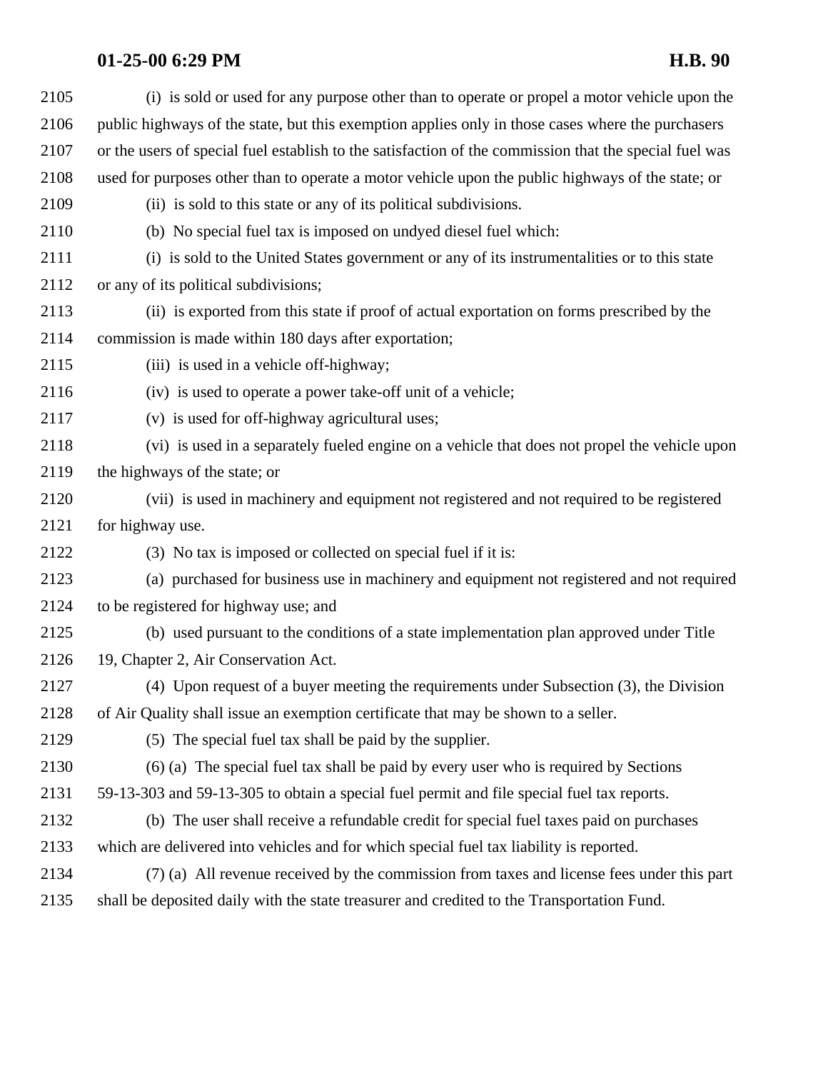(i) is sold or used for any purpose other than to operate or propel a motor vehicle upon the public highways of the state, but this exemption applies only in those cases where the purchasers or the users of special fuel establish to the satisfaction of the commission that the special fuel was used for purposes other than to operate a motor vehicle upon the public highways of the state; or

(ii) is sold to this state or any of its political subdivisions.

(b) No special fuel tax is imposed on undyed diesel fuel which:

(i) is sold to the United States government or any of its instrumentalities or to this state or any of its political subdivisions;

(ii) is exported from this state if proof of actual exportation on forms prescribed by the commission is made within 180 days after exportation;

(iii) is used in a vehicle off-highway;

(iv) is used to operate a power take-off unit of a vehicle;

(v) is used for off-highway agricultural uses;

(vi) is used in a separately fueled engine on a vehicle that does not propel the vehicle upon the highways of the state; or

(vii) is used in machinery and equipment not registered and not required to be registered for highway use.

(3) No tax is imposed or collected on special fuel if it is:

(a) purchased for business use in machinery and equipment not registered and not required to be registered for highway use; and

(b) used pursuant to the conditions of a state implementation plan approved under Title 19, Chapter 2, Air Conservation Act.

(4) Upon request of a buyer meeting the requirements under Subsection (3), the Division of Air Quality shall issue an exemption certificate that may be shown to a seller.

(5) The special fuel tax shall be paid by the supplier.

(6) (a) The special fuel tax shall be paid by every user who is required by Sections 59-13-303 and 59-13-305 to obtain a special fuel permit and file special fuel tax reports.

(b) The user shall receive a refundable credit for special fuel taxes paid on purchases which are delivered into vehicles and for which special fuel tax liability is reported.

(7) (a) All revenue received by the commission from taxes and license fees under this part shall be deposited daily with the state treasurer and credited to the Transportation Fund.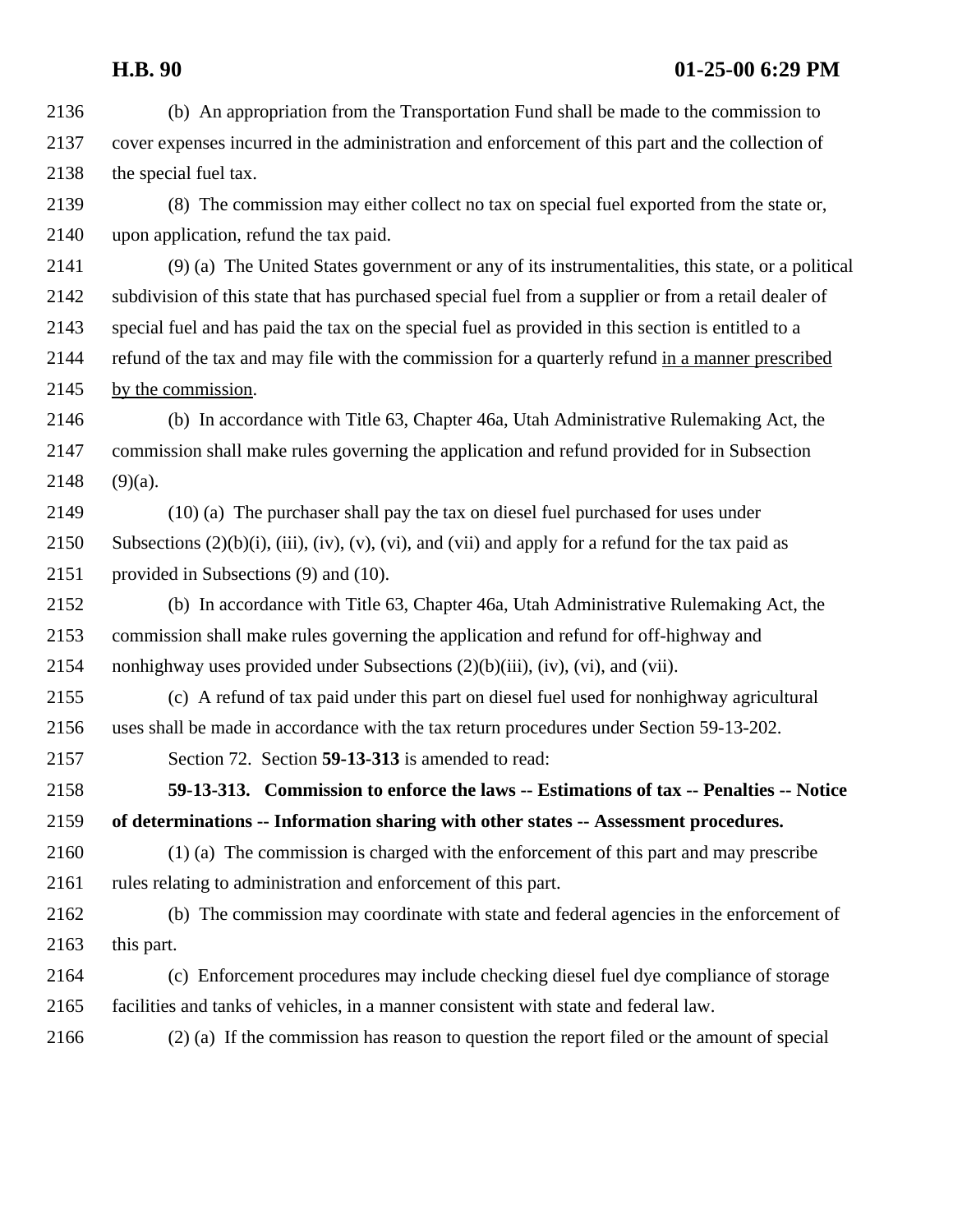(b) An appropriation from the Transportation Fund shall be made to the commission to cover expenses incurred in the administration and enforcement of this part and the collection of the special fuel tax.

(8) The commission may either collect no tax on special fuel exported from the state or, upon application, refund the tax paid.

(9) (a) The United States government or any of its instrumentalities, this state, or a political subdivision of this state that has purchased special fuel from a supplier or from a retail dealer of special fuel and has paid the tax on the special fuel as provided in this section is entitled to a refund of the tax and may file with the commission for a quarterly refund <u>in a manner prescribed by the commission</u>.

(b) In accordance with Title 63, Chapter 46a, Utah Administrative Rulemaking Act, the commission shall make rules governing the application and refund provided for in Subsection (9)(a).

(10) (a) The purchaser shall pay the tax on diesel fuel purchased for uses under Subsections (2)(b)(i), (iii), (iv), (v), (vi), and (vii) and apply for a refund for the tax paid as provided in Subsections (9) and (10).

(b) In accordance with Title 63, Chapter 46a, Utah Administrative Rulemaking Act, the commission shall make rules governing the application and refund for off-highway and nonhighway uses provided under Subsections (2)(b)(iii), (iv), (vi), and (vii).

(c) A refund of tax paid under this part on diesel fuel used for nonhighway agricultural uses shall be made in accordance with the tax return procedures under Section 59-13-202.

Section 72. Section **59-13-313** is amended to read:

**59-13-313. Commission to enforce the laws -- Estimations of tax -- Penalties -- Notice of determinations -- Information sharing with other states -- Assessment procedures.**

(1) (a) The commission is charged with the enforcement of this part and may prescribe rules relating to administration and enforcement of this part.

(b) The commission may coordinate with state and federal agencies in the enforcement of this part.

(c) Enforcement procedures may include checking diesel fuel dye compliance of storage facilities and tanks of vehicles, in a manner consistent with state and federal law.

(2) (a) If the commission has reason to question the report filed or the amount of special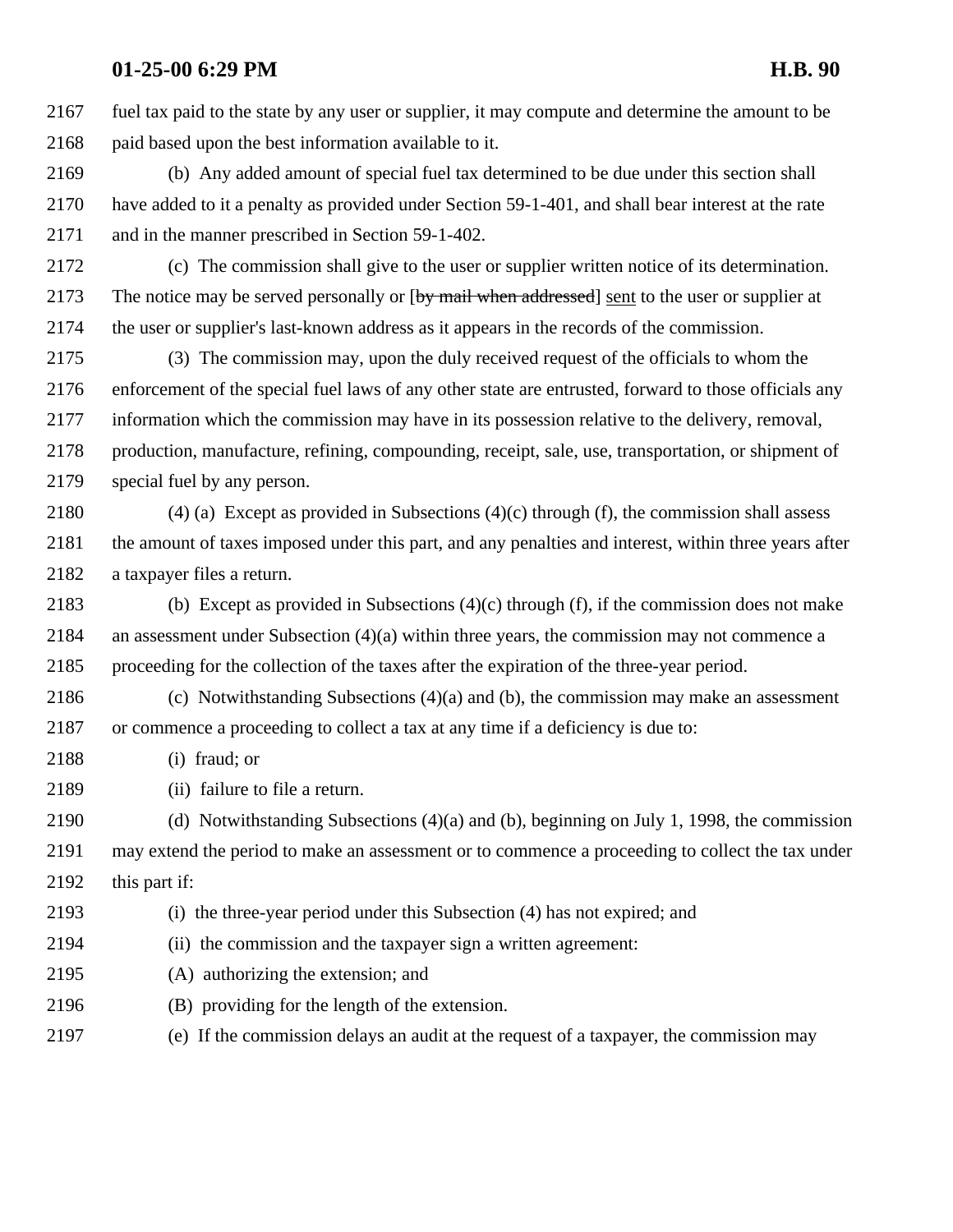fuel tax paid to the state by any user or supplier, it may compute and determine the amount to be paid based upon the best information available to it.

(b) Any added amount of special fuel tax determined to be due under this section shall have added to it a penalty as provided under Section 59-1-401, and shall bear interest at the rate and in the manner prescribed in Section 59-1-402.

(c) The commission shall give to the user or supplier written notice of its determination. The notice may be served personally or [~~by mail when addressed~~] sent to the user or supplier at the user or supplier's last-known address as it appears in the records of the commission.

(3) The commission may, upon the duly received request of the officials to whom the enforcement of the special fuel laws of any other state are entrusted, forward to those officials any information which the commission may have in its possession relative to the delivery, removal, production, manufacture, refining, compounding, receipt, sale, use, transportation, or shipment of special fuel by any person.

(4) (a) Except as provided in Subsections (4)(c) through (f), the commission shall assess the amount of taxes imposed under this part, and any penalties and interest, within three years after a taxpayer files a return.

(b) Except as provided in Subsections (4)(c) through (f), if the commission does not make an assessment under Subsection (4)(a) within three years, the commission may not commence a proceeding for the collection of the taxes after the expiration of the three-year period.

(c) Notwithstanding Subsections (4)(a) and (b), the commission may make an assessment or commence a proceeding to collect a tax at any time if a deficiency is due to:

(i) fraud; or

(ii) failure to file a return.

(d) Notwithstanding Subsections (4)(a) and (b), beginning on July 1, 1998, the commission may extend the period to make an assessment or to commence a proceeding to collect the tax under this part if:

(i) the three-year period under this Subsection (4) has not expired; and

(ii) the commission and the taxpayer sign a written agreement:

(A) authorizing the extension; and

(B) providing for the length of the extension.

(e) If the commission delays an audit at the request of a taxpayer, the commission may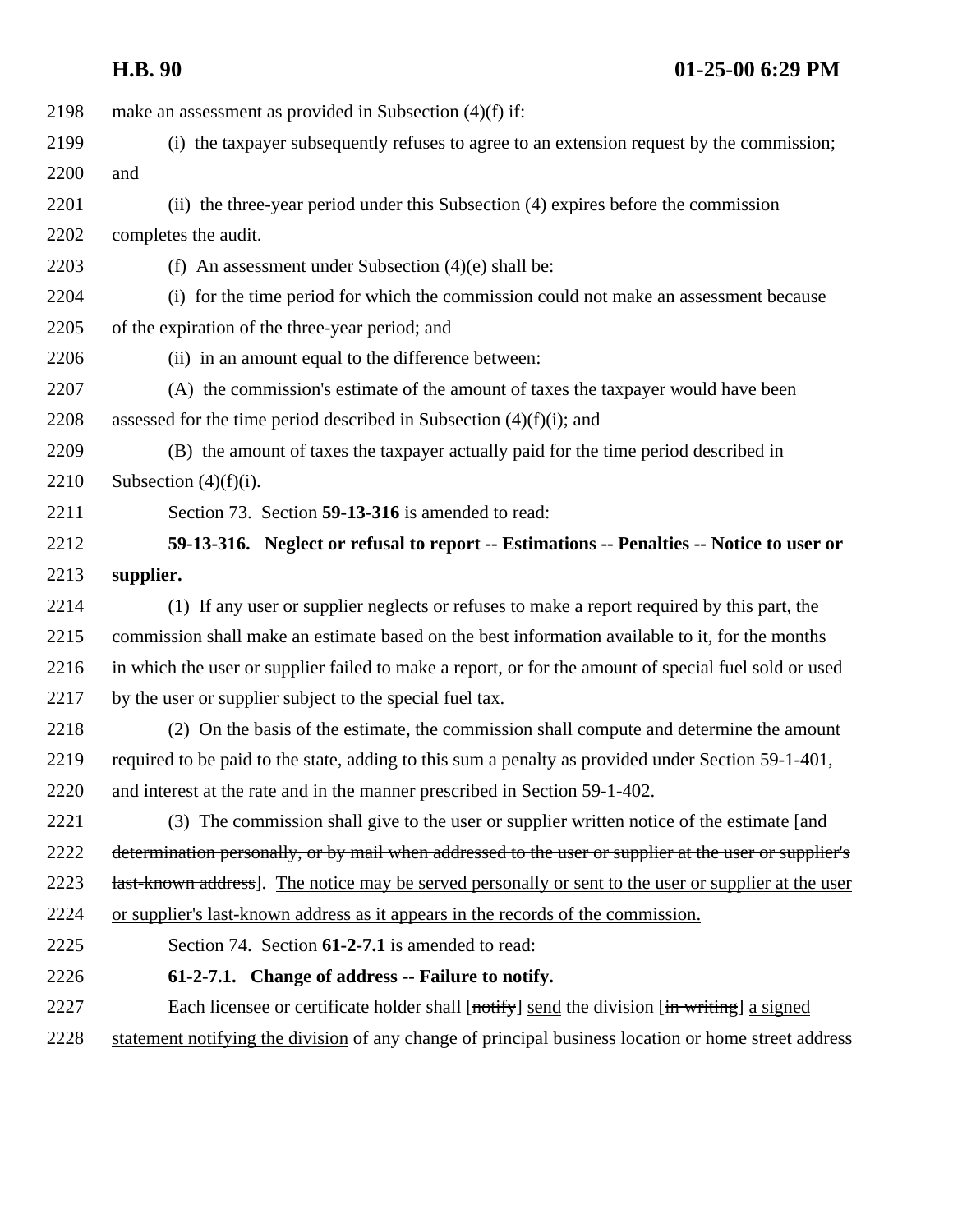make an assessment as provided in Subsection (4)(f) if:

(i) the taxpayer subsequently refuses to agree to an extension request by the commission; and

(ii) the three-year period under this Subsection (4) expires before the commission completes the audit.

(f) An assessment under Subsection (4)(e) shall be:

(i) for the time period for which the commission could not make an assessment because of the expiration of the three-year period; and

(ii) in an amount equal to the difference between:

(A) the commission's estimate of the amount of taxes the taxpayer would have been assessed for the time period described in Subsection (4)(f)(i); and

(B) the amount of taxes the taxpayer actually paid for the time period described in Subsection (4)(f)(i).

Section 73. Section **59-13-316** is amended to read:

**59-13-316. Neglect or refusal to report -- Estimations -- Penalties -- Notice to user or supplier.**

(1) If any user or supplier neglects or refuses to make a report required by this part, the commission shall make an estimate based on the best information available to it, for the months in which the user or supplier failed to make a report, or for the amount of special fuel sold or used by the user or supplier subject to the special fuel tax.

(2) On the basis of the estimate, the commission shall compute and determine the amount required to be paid to the state, adding to this sum a penalty as provided under Section 59-1-401, and interest at the rate and in the manner prescribed in Section 59-1-402.

(3) The commission shall give to the user or supplier written notice of the estimate [~~and determination personally, or by mail when addressed to the user or supplier at the user or supplier's last-known address~~]. The notice may be served personally or sent to the user or supplier at the user or supplier's last-known address as it appears in the records of the commission.

Section 74. Section **61-2-7.1** is amended to read:

**61-2-7.1. Change of address -- Failure to notify.**

Each licensee or certificate holder shall [~~notify~~] send the division [~~in writing~~] a signed statement notifying the division of any change of principal business location or home street address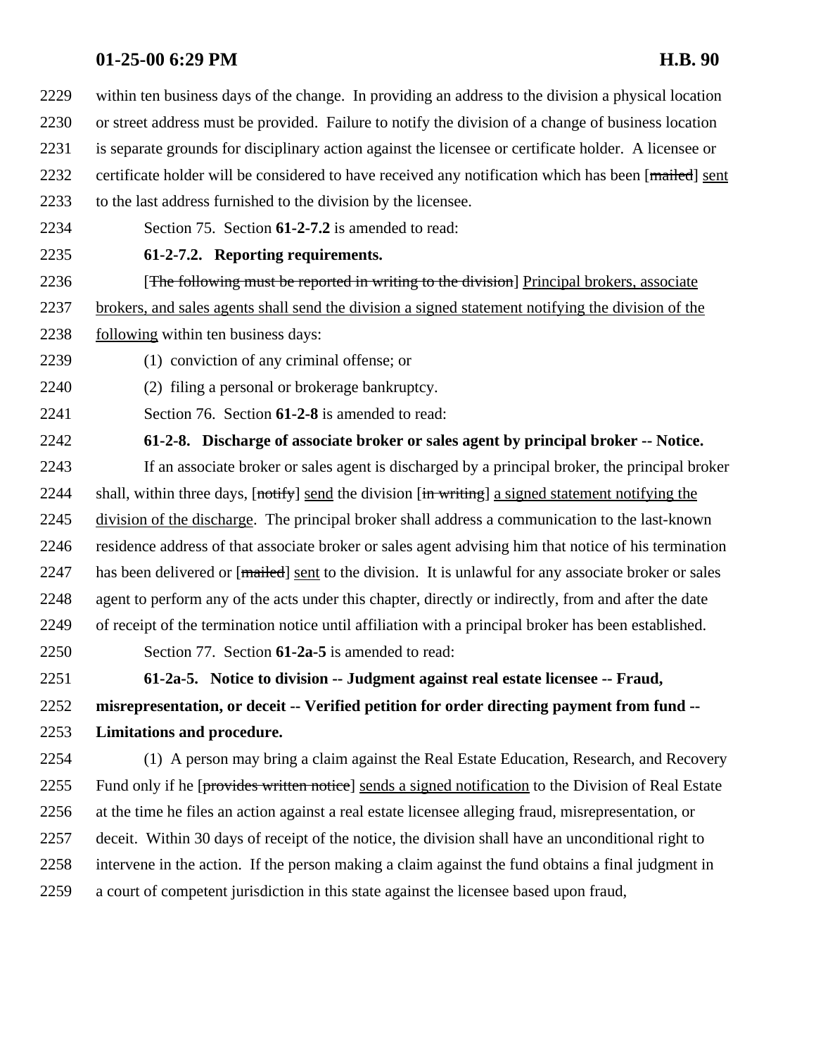within ten business days of the change. In providing an address to the division a physical location or street address must be provided. Failure to notify the division of a change of business location is separate grounds for disciplinary action against the licensee or certificate holder. A licensee or certificate holder will be considered to have received any notification which has been [~~mailed~~] sent to the last address furnished to the division by the licensee.

Section 75. Section **61-2-7.2** is amended to read:

**61-2-7.2. Reporting requirements.**

[~~The following must be reported in writing to the division~~] Principal brokers, associate brokers, and sales agents shall send the division a signed statement notifying the division of the following within ten business days:

(1) conviction of any criminal offense; or

(2) filing a personal or brokerage bankruptcy.

Section 76. Section **61-2-8** is amended to read:

**61-2-8. Discharge of associate broker or sales agent by principal broker -- Notice.**

If an associate broker or sales agent is discharged by a principal broker, the principal broker shall, within three days, [~~notify~~] send the division [~~in writing~~] a signed statement notifying the division of the discharge. The principal broker shall address a communication to the last-known residence address of that associate broker or sales agent advising him that notice of his termination has been delivered or [~~mailed~~] sent to the division. It is unlawful for any associate broker or sales agent to perform any of the acts under this chapter, directly or indirectly, from and after the date of receipt of the termination notice until affiliation with a principal broker has been established.

Section 77. Section **61-2a-5** is amended to read:

**61-2a-5. Notice to division -- Judgment against real estate licensee -- Fraud, misrepresentation, or deceit -- Verified petition for order directing payment from fund -- Limitations and procedure.**

(1) A person may bring a claim against the Real Estate Education, Research, and Recovery Fund only if he [~~provides written notice~~] sends a signed notification to the Division of Real Estate at the time he files an action against a real estate licensee alleging fraud, misrepresentation, or deceit. Within 30 days of receipt of the notice, the division shall have an unconditional right to intervene in the action. If the person making a claim against the fund obtains a final judgment in a court of competent jurisdiction in this state against the licensee based upon fraud,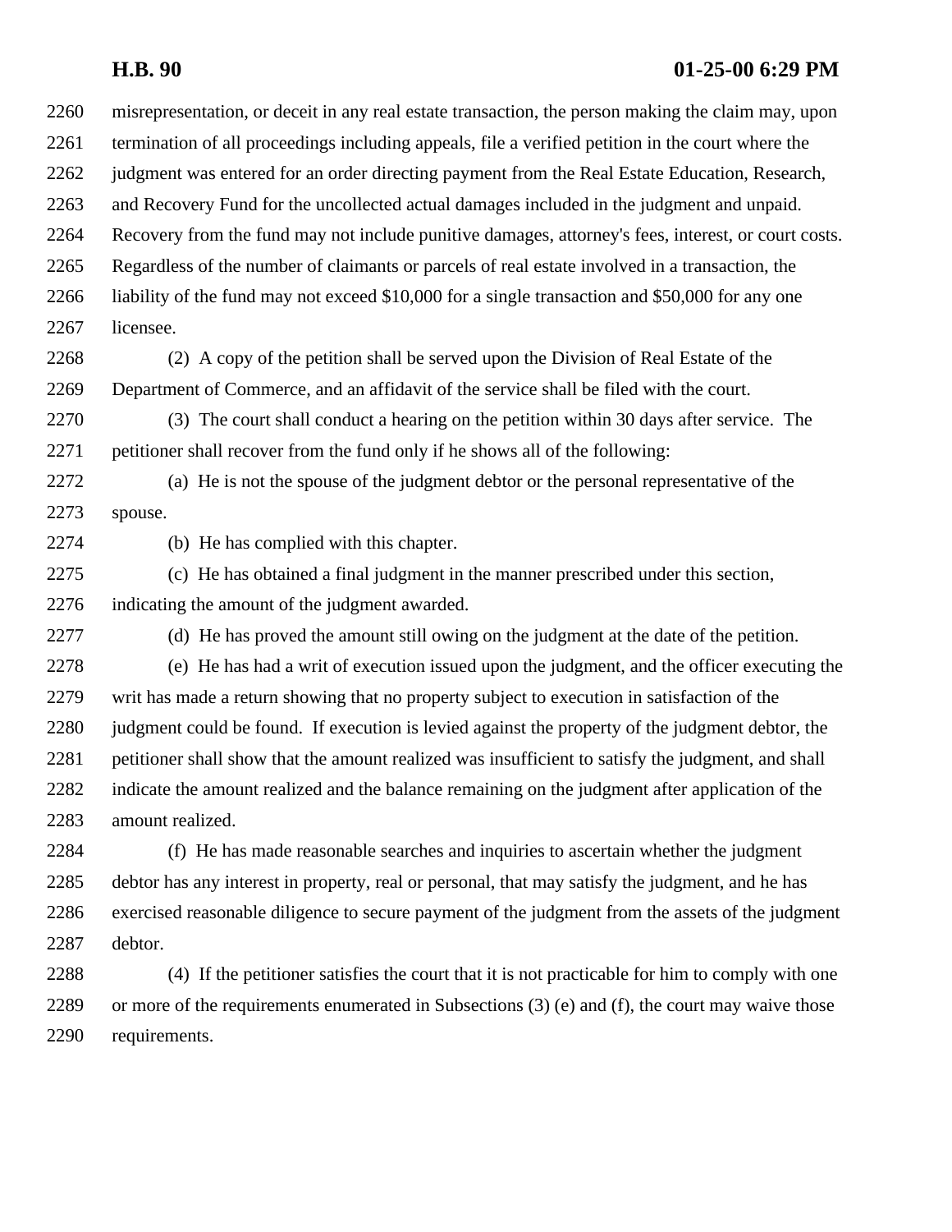misrepresentation, or deceit in any real estate transaction, the person making the claim may, upon termination of all proceedings including appeals, file a verified petition in the court where the judgment was entered for an order directing payment from the Real Estate Education, Research, and Recovery Fund for the uncollected actual damages included in the judgment and unpaid. Recovery from the fund may not include punitive damages, attorney's fees, interest, or court costs. Regardless of the number of claimants or parcels of real estate involved in a transaction, the liability of the fund may not exceed $10,000 for a single transaction and $50,000 for any one licensee.

(2) A copy of the petition shall be served upon the Division of Real Estate of the Department of Commerce, and an affidavit of the service shall be filed with the court.

(3) The court shall conduct a hearing on the petition within 30 days after service. The petitioner shall recover from the fund only if he shows all of the following:

(a) He is not the spouse of the judgment debtor or the personal representative of the spouse.

(b) He has complied with this chapter.

(c) He has obtained a final judgment in the manner prescribed under this section, indicating the amount of the judgment awarded.

(d) He has proved the amount still owing on the judgment at the date of the petition.

(e) He has had a writ of execution issued upon the judgment, and the officer executing the writ has made a return showing that no property subject to execution in satisfaction of the judgment could be found. If execution is levied against the property of the judgment debtor, the petitioner shall show that the amount realized was insufficient to satisfy the judgment, and shall indicate the amount realized and the balance remaining on the judgment after application of the amount realized.

(f) He has made reasonable searches and inquiries to ascertain whether the judgment debtor has any interest in property, real or personal, that may satisfy the judgment, and he has exercised reasonable diligence to secure payment of the judgment from the assets of the judgment debtor.

(4) If the petitioner satisfies the court that it is not practicable for him to comply with one or more of the requirements enumerated in Subsections (3) (e) and (f), the court may waive those requirements.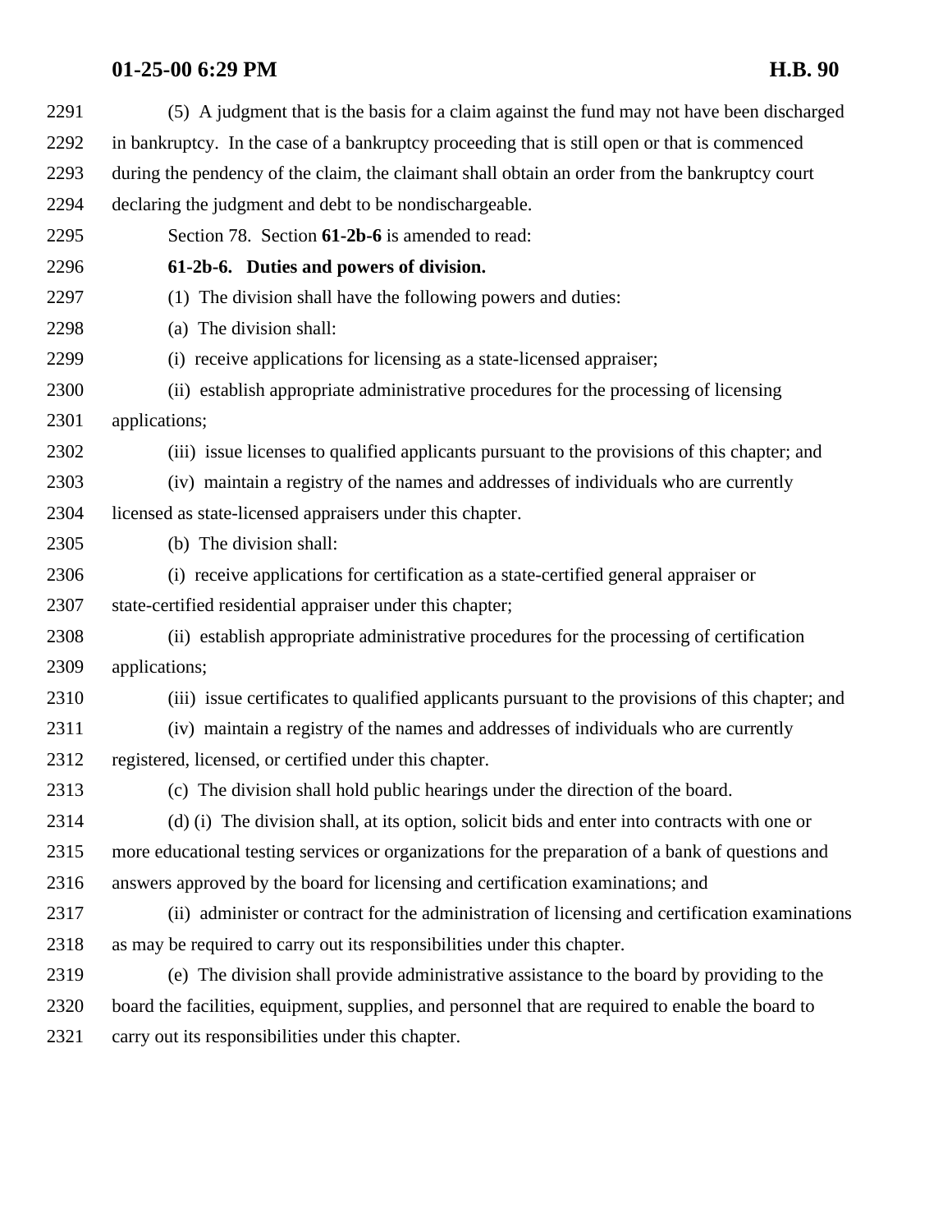(5) A judgment that is the basis for a claim against the fund may not have been discharged in bankruptcy. In the case of a bankruptcy proceeding that is still open or that is commenced during the pendency of the claim, the claimant shall obtain an order from the bankruptcy court declaring the judgment and debt to be nondischargeable.

Section 78. Section **61-2b-6** is amended to read:

**61-2b-6. Duties and powers of division.**

(1) The division shall have the following powers and duties:

(a) The division shall:

(i) receive applications for licensing as a state-licensed appraiser;

(ii) establish appropriate administrative procedures for the processing of licensing applications;

(iii) issue licenses to qualified applicants pursuant to the provisions of this chapter; and

(iv) maintain a registry of the names and addresses of individuals who are currently licensed as state-licensed appraisers under this chapter.

(b) The division shall:

(i) receive applications for certification as a state-certified general appraiser or state-certified residential appraiser under this chapter;

(ii) establish appropriate administrative procedures for the processing of certification applications;

(iii) issue certificates to qualified applicants pursuant to the provisions of this chapter; and

(iv) maintain a registry of the names and addresses of individuals who are currently registered, licensed, or certified under this chapter.

(c) The division shall hold public hearings under the direction of the board.

(d) (i) The division shall, at its option, solicit bids and enter into contracts with one or more educational testing services or organizations for the preparation of a bank of questions and answers approved by the board for licensing and certification examinations; and

(ii) administer or contract for the administration of licensing and certification examinations as may be required to carry out its responsibilities under this chapter.

(e) The division shall provide administrative assistance to the board by providing to the board the facilities, equipment, supplies, and personnel that are required to enable the board to carry out its responsibilities under this chapter.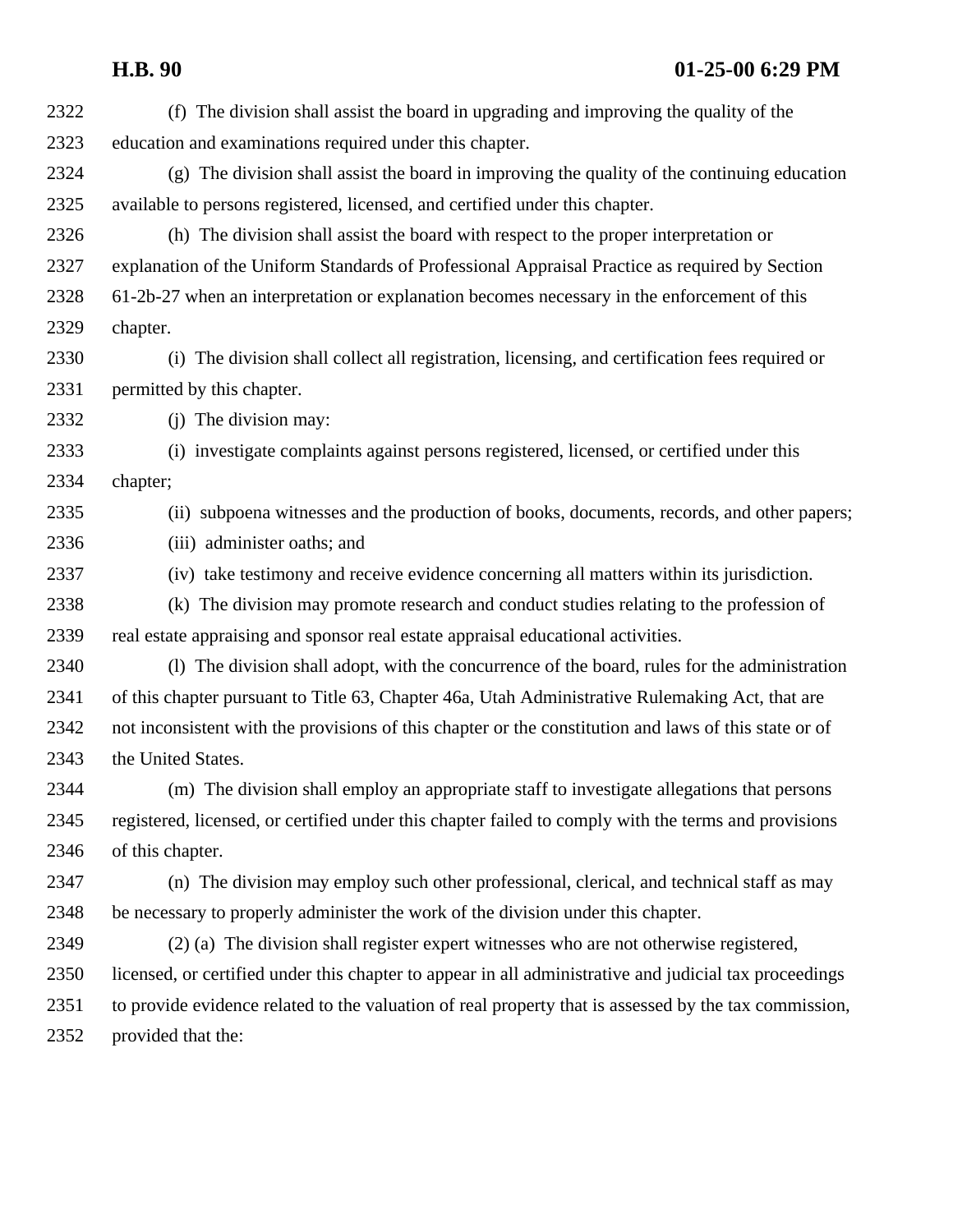(f) The division shall assist the board in upgrading and improving the quality of the education and examinations required under this chapter.

(g) The division shall assist the board in improving the quality of the continuing education available to persons registered, licensed, and certified under this chapter.

(h) The division shall assist the board with respect to the proper interpretation or explanation of the Uniform Standards of Professional Appraisal Practice as required by Section 61-2b-27 when an interpretation or explanation becomes necessary in the enforcement of this chapter.

(i) The division shall collect all registration, licensing, and certification fees required or permitted by this chapter.

(j) The division may:

(i) investigate complaints against persons registered, licensed, or certified under this chapter;

(ii) subpoena witnesses and the production of books, documents, records, and other papers;

(iii) administer oaths; and

(iv) take testimony and receive evidence concerning all matters within its jurisdiction.

(k) The division may promote research and conduct studies relating to the profession of real estate appraising and sponsor real estate appraisal educational activities.

(l) The division shall adopt, with the concurrence of the board, rules for the administration of this chapter pursuant to Title 63, Chapter 46a, Utah Administrative Rulemaking Act, that are not inconsistent with the provisions of this chapter or the constitution and laws of this state or of the United States.

(m) The division shall employ an appropriate staff to investigate allegations that persons registered, licensed, or certified under this chapter failed to comply with the terms and provisions of this chapter.

(n) The division may employ such other professional, clerical, and technical staff as may be necessary to properly administer the work of the division under this chapter.

(2) (a) The division shall register expert witnesses who are not otherwise registered, licensed, or certified under this chapter to appear in all administrative and judicial tax proceedings to provide evidence related to the valuation of real property that is assessed by the tax commission, provided that the: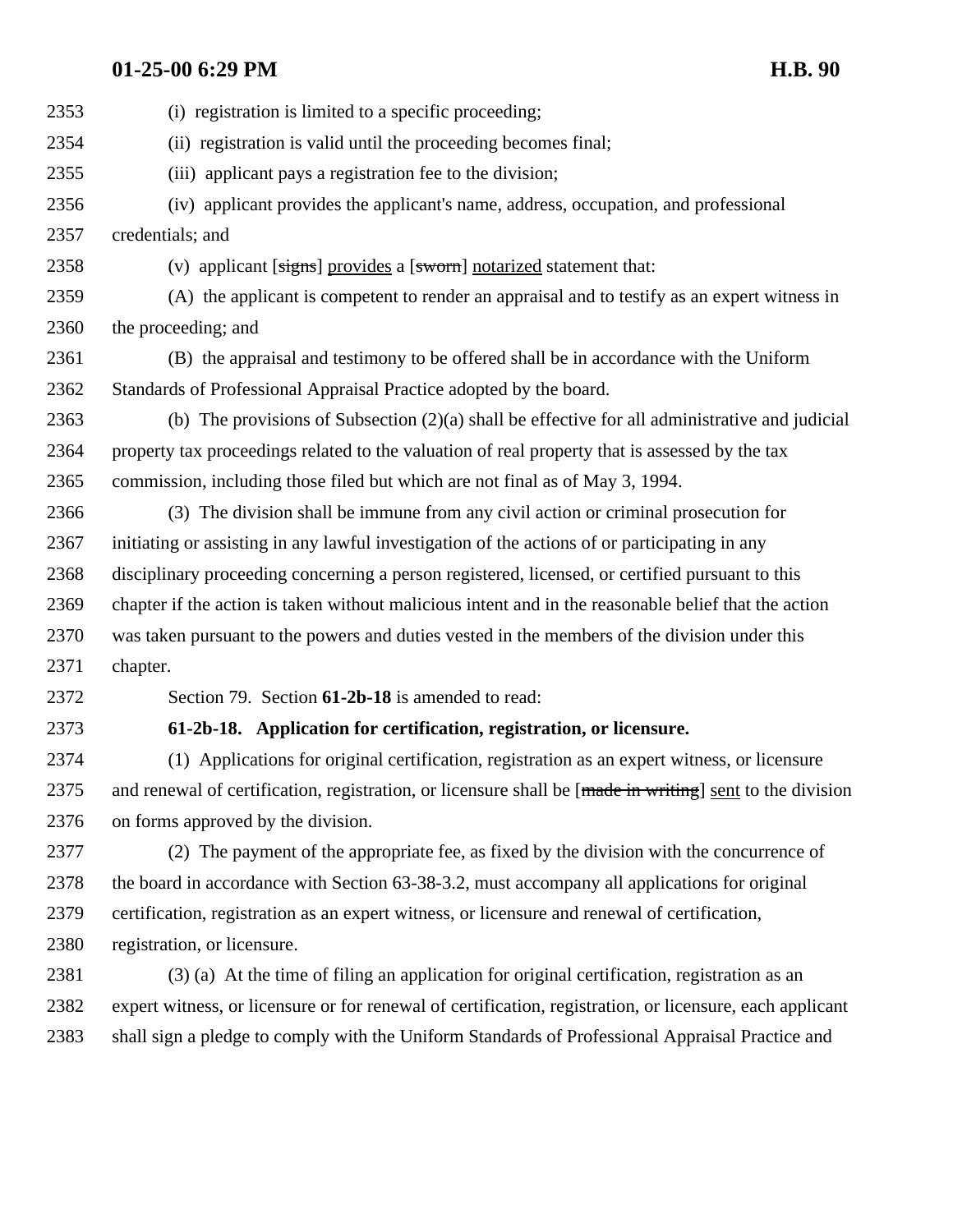(i) registration is limited to a specific proceeding;

(ii) registration is valid until the proceeding becomes final;

(iii) applicant pays a registration fee to the division;

(iv) applicant provides the applicant's name, address, occupation, and professional credentials; and

(v) applicant [~~signs~~] <u>provides</u> a [~~sworn~~] <u>notarized</u> statement that:

(A) the applicant is competent to render an appraisal and to testify as an expert witness in the proceeding; and

(B) the appraisal and testimony to be offered shall be in accordance with the Uniform Standards of Professional Appraisal Practice adopted by the board.

(b) The provisions of Subsection (2)(a) shall be effective for all administrative and judicial property tax proceedings related to the valuation of real property that is assessed by the tax commission, including those filed but which are not final as of May 3, 1994.

(3) The division shall be immune from any civil action or criminal prosecution for initiating or assisting in any lawful investigation of the actions of or participating in any disciplinary proceeding concerning a person registered, licensed, or certified pursuant to this chapter if the action is taken without malicious intent and in the reasonable belief that the action was taken pursuant to the powers and duties vested in the members of the division under this chapter.

Section 79. Section **61-2b-18** is amended to read:

**61-2b-18. Application for certification, registration, or licensure.**

(1) Applications for original certification, registration as an expert witness, or licensure and renewal of certification, registration, or licensure shall be [~~made in writing~~] <u>sent</u> to the division on forms approved by the division.

(2) The payment of the appropriate fee, as fixed by the division with the concurrence of the board in accordance with Section 63-38-3.2, must accompany all applications for original certification, registration as an expert witness, or licensure and renewal of certification, registration, or licensure.

(3) (a) At the time of filing an application for original certification, registration as an expert witness, or licensure or for renewal of certification, registration, or licensure, each applicant shall sign a pledge to comply with the Uniform Standards of Professional Appraisal Practice and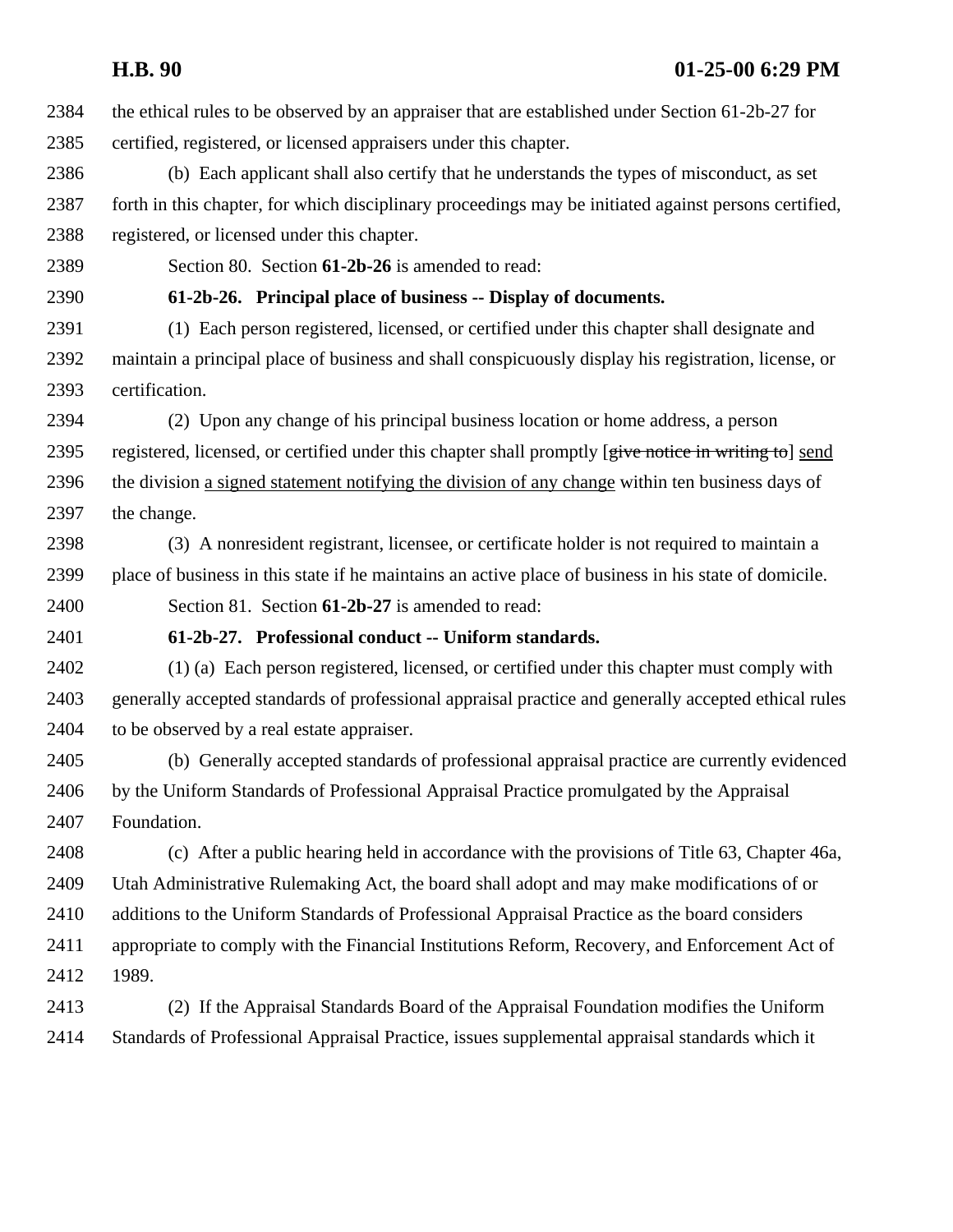the ethical rules to be observed by an appraiser that are established under Section 61-2b-27 for certified, registered, or licensed appraisers under this chapter.

(b) Each applicant shall also certify that he understands the types of misconduct, as set forth in this chapter, for which disciplinary proceedings may be initiated against persons certified, registered, or licensed under this chapter.

Section 80. Section **61-2b-26** is amended to read:

**61-2b-26. Principal place of business -- Display of documents.**

(1) Each person registered, licensed, or certified under this chapter shall designate and maintain a principal place of business and shall conspicuously display his registration, license, or certification.

(2) Upon any change of his principal business location or home address, a person registered, licensed, or certified under this chapter shall promptly [~~give notice in writing to~~] <u>send</u> the division <u>a signed statement notifying the division of any change</u> within ten business days of the change.

(3) A nonresident registrant, licensee, or certificate holder is not required to maintain a place of business in this state if he maintains an active place of business in his state of domicile.

Section 81. Section **61-2b-27** is amended to read:

**61-2b-27. Professional conduct -- Uniform standards.**

(1) (a) Each person registered, licensed, or certified under this chapter must comply with generally accepted standards of professional appraisal practice and generally accepted ethical rules to be observed by a real estate appraiser.

(b) Generally accepted standards of professional appraisal practice are currently evidenced by the Uniform Standards of Professional Appraisal Practice promulgated by the Appraisal Foundation.

(c) After a public hearing held in accordance with the provisions of Title 63, Chapter 46a, Utah Administrative Rulemaking Act, the board shall adopt and may make modifications of or additions to the Uniform Standards of Professional Appraisal Practice as the board considers appropriate to comply with the Financial Institutions Reform, Recovery, and Enforcement Act of 1989.

(2) If the Appraisal Standards Board of the Appraisal Foundation modifies the Uniform Standards of Professional Appraisal Practice, issues supplemental appraisal standards which it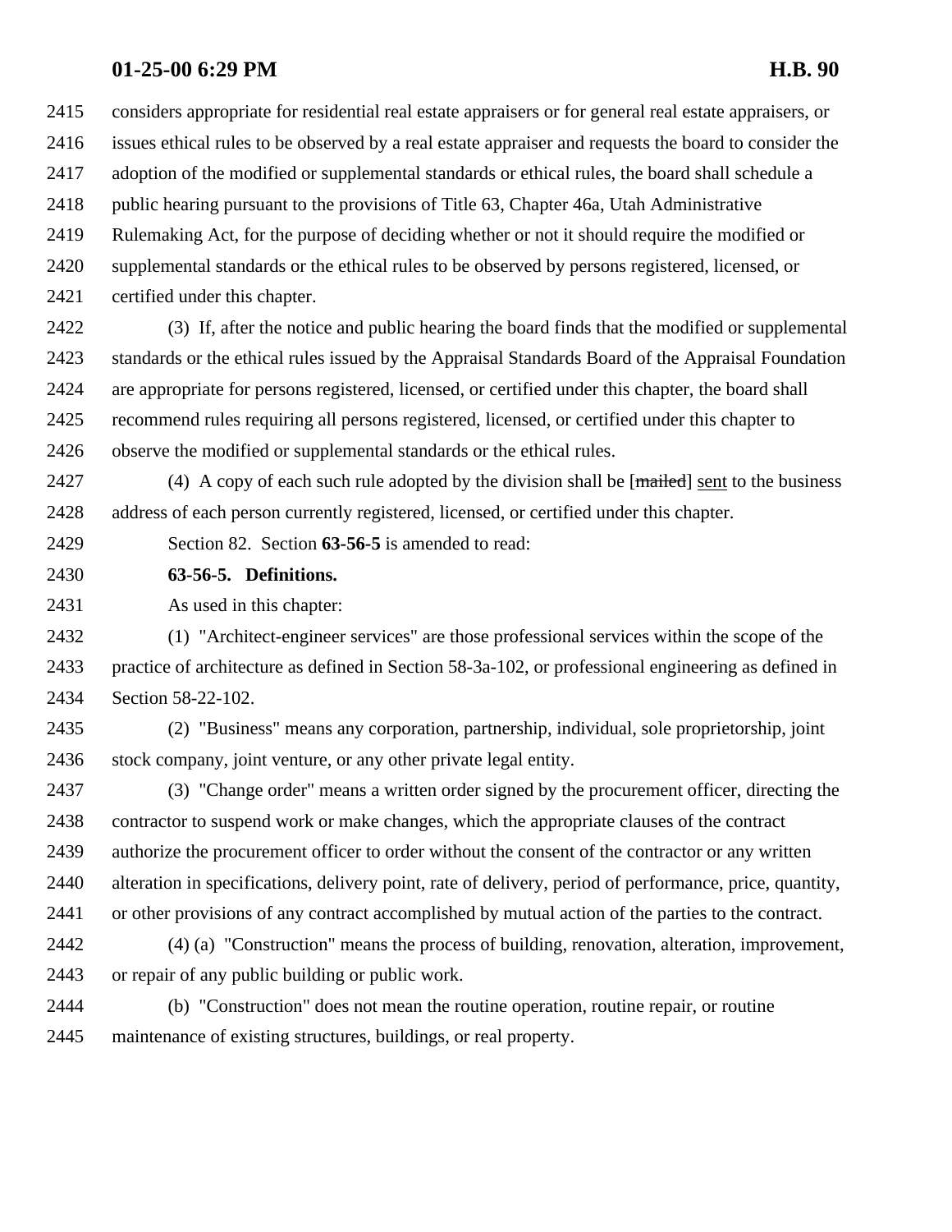considers appropriate for residential real estate appraisers or for general real estate appraisers, or issues ethical rules to be observed by a real estate appraiser and requests the board to consider the adoption of the modified or supplemental standards or ethical rules, the board shall schedule a public hearing pursuant to the provisions of Title 63, Chapter 46a, Utah Administrative Rulemaking Act, for the purpose of deciding whether or not it should require the modified or supplemental standards or the ethical rules to be observed by persons registered, licensed, or certified under this chapter.

(3) If, after the notice and public hearing the board finds that the modified or supplemental standards or the ethical rules issued by the Appraisal Standards Board of the Appraisal Foundation are appropriate for persons registered, licensed, or certified under this chapter, the board shall recommend rules requiring all persons registered, licensed, or certified under this chapter to observe the modified or supplemental standards or the ethical rules.

(4) A copy of each such rule adopted by the division shall be [~~mailed~~] sent to the business address of each person currently registered, licensed, or certified under this chapter.

Section 82. Section **63-56-5** is amended to read:

**63-56-5. Definitions.**

As used in this chapter:

(1) "Architect-engineer services" are those professional services within the scope of the practice of architecture as defined in Section 58-3a-102, or professional engineering as defined in Section 58-22-102.

(2) "Business" means any corporation, partnership, individual, sole proprietorship, joint stock company, joint venture, or any other private legal entity.

(3) "Change order" means a written order signed by the procurement officer, directing the contractor to suspend work or make changes, which the appropriate clauses of the contract authorize the procurement officer to order without the consent of the contractor or any written alteration in specifications, delivery point, rate of delivery, period of performance, price, quantity, or other provisions of any contract accomplished by mutual action of the parties to the contract.

(4) (a) "Construction" means the process of building, renovation, alteration, improvement, or repair of any public building or public work.

(b) "Construction" does not mean the routine operation, routine repair, or routine maintenance of existing structures, buildings, or real property.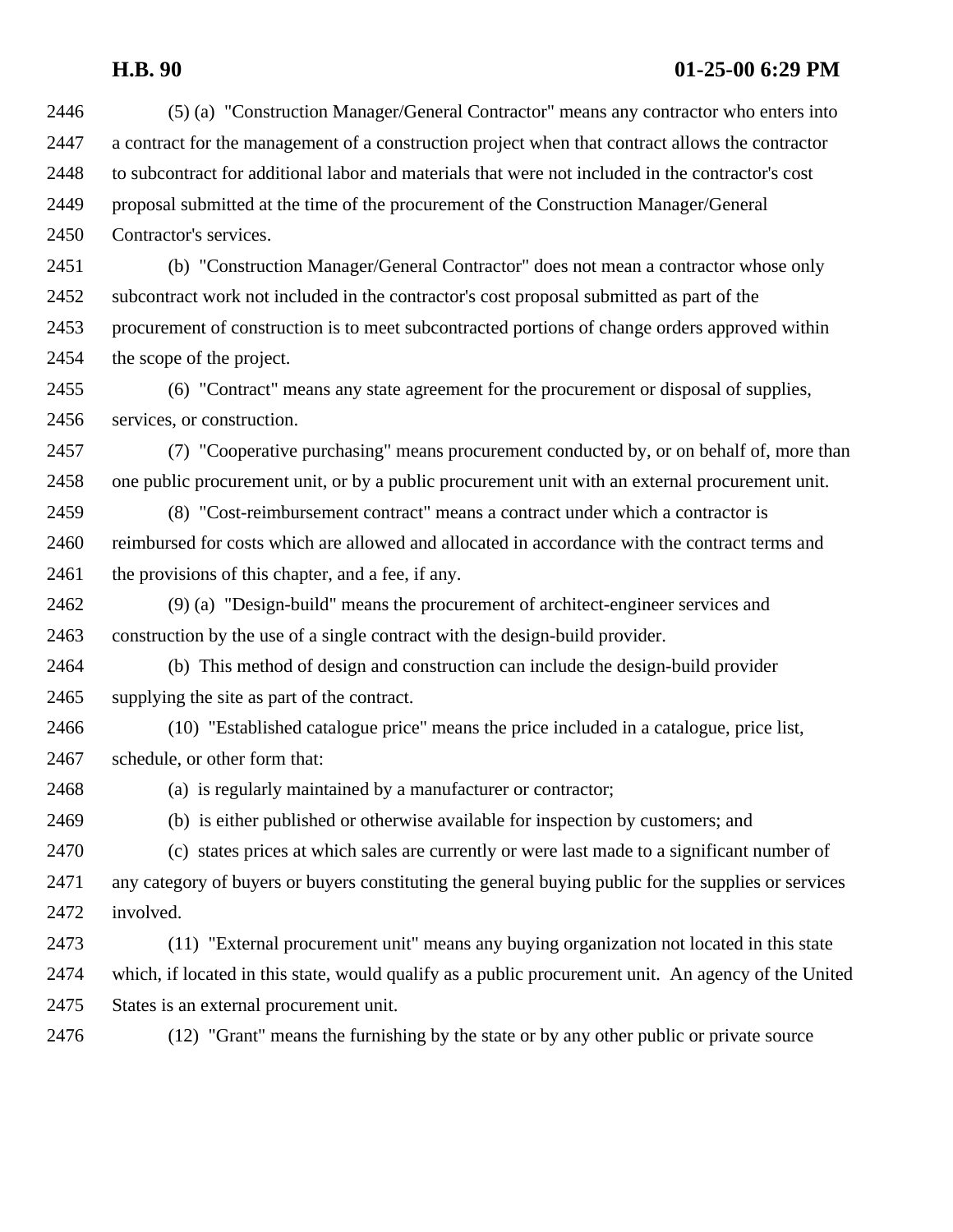(5) (a) "Construction Manager/General Contractor" means any contractor who enters into a contract for the management of a construction project when that contract allows the contractor to subcontract for additional labor and materials that were not included in the contractor's cost proposal submitted at the time of the procurement of the Construction Manager/General Contractor's services.

(b) "Construction Manager/General Contractor" does not mean a contractor whose only subcontract work not included in the contractor's cost proposal submitted as part of the procurement of construction is to meet subcontracted portions of change orders approved within the scope of the project.

(6) "Contract" means any state agreement for the procurement or disposal of supplies, services, or construction.

(7) "Cooperative purchasing" means procurement conducted by, or on behalf of, more than one public procurement unit, or by a public procurement unit with an external procurement unit.

(8) "Cost-reimbursement contract" means a contract under which a contractor is reimbursed for costs which are allowed and allocated in accordance with the contract terms and the provisions of this chapter, and a fee, if any.

(9) (a) "Design-build" means the procurement of architect-engineer services and construction by the use of a single contract with the design-build provider.

(b) This method of design and construction can include the design-build provider supplying the site as part of the contract.

(10) "Established catalogue price" means the price included in a catalogue, price list, schedule, or other form that:

(a) is regularly maintained by a manufacturer or contractor;

(b) is either published or otherwise available for inspection by customers; and

(c) states prices at which sales are currently or were last made to a significant number of any category of buyers or buyers constituting the general buying public for the supplies or services involved.

(11) "External procurement unit" means any buying organization not located in this state which, if located in this state, would qualify as a public procurement unit. An agency of the United States is an external procurement unit.

(12) "Grant" means the furnishing by the state or by any other public or private source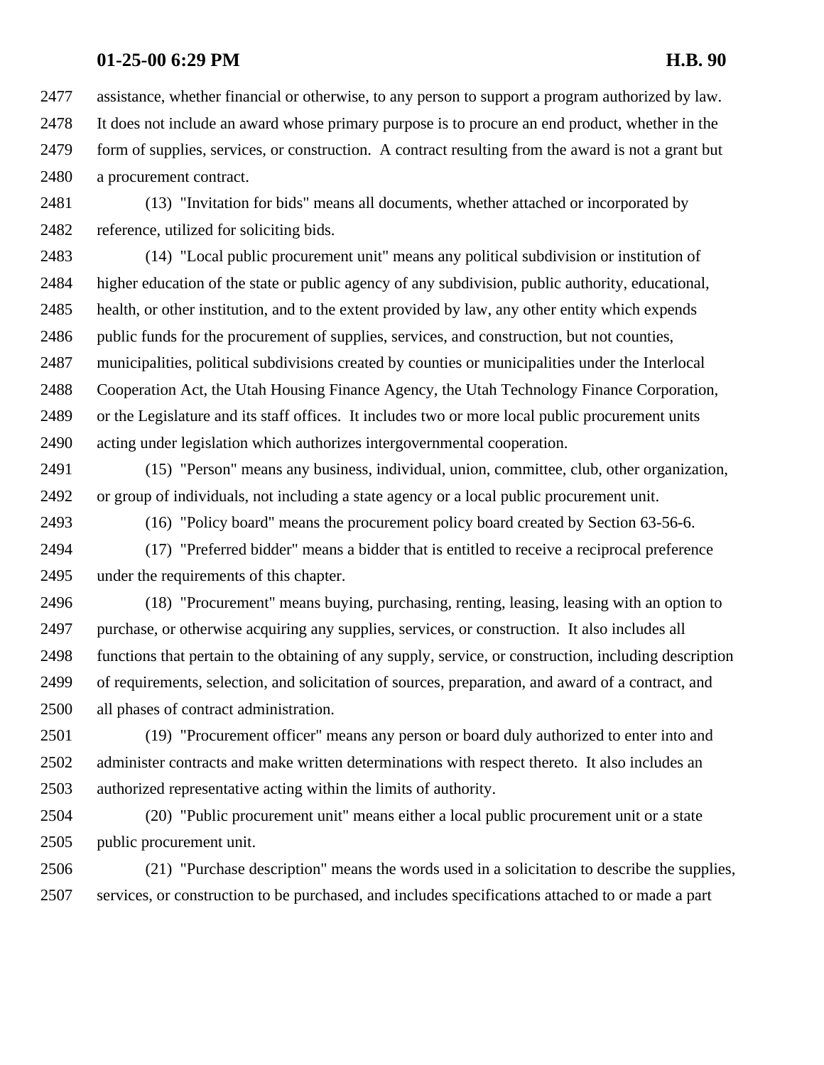assistance, whether financial or otherwise, to any person to support a program authorized by law. It does not include an award whose primary purpose is to procure an end product, whether in the form of supplies, services, or construction. A contract resulting from the award is not a grant but a procurement contract.

(13) "Invitation for bids" means all documents, whether attached or incorporated by reference, utilized for soliciting bids.

(14) "Local public procurement unit" means any political subdivision or institution of higher education of the state or public agency of any subdivision, public authority, educational, health, or other institution, and to the extent provided by law, any other entity which expends public funds for the procurement of supplies, services, and construction, but not counties, municipalities, political subdivisions created by counties or municipalities under the Interlocal Cooperation Act, the Utah Housing Finance Agency, the Utah Technology Finance Corporation, or the Legislature and its staff offices. It includes two or more local public procurement units acting under legislation which authorizes intergovernmental cooperation.

(15) "Person" means any business, individual, union, committee, club, other organization, or group of individuals, not including a state agency or a local public procurement unit.

(16) "Policy board" means the procurement policy board created by Section 63-56-6.

(17) "Preferred bidder" means a bidder that is entitled to receive a reciprocal preference under the requirements of this chapter.

(18) "Procurement" means buying, purchasing, renting, leasing, leasing with an option to purchase, or otherwise acquiring any supplies, services, or construction. It also includes all functions that pertain to the obtaining of any supply, service, or construction, including description of requirements, selection, and solicitation of sources, preparation, and award of a contract, and all phases of contract administration.

(19) "Procurement officer" means any person or board duly authorized to enter into and administer contracts and make written determinations with respect thereto. It also includes an authorized representative acting within the limits of authority.

(20) "Public procurement unit" means either a local public procurement unit or a state public procurement unit.

(21) "Purchase description" means the words used in a solicitation to describe the supplies, services, or construction to be purchased, and includes specifications attached to or made a part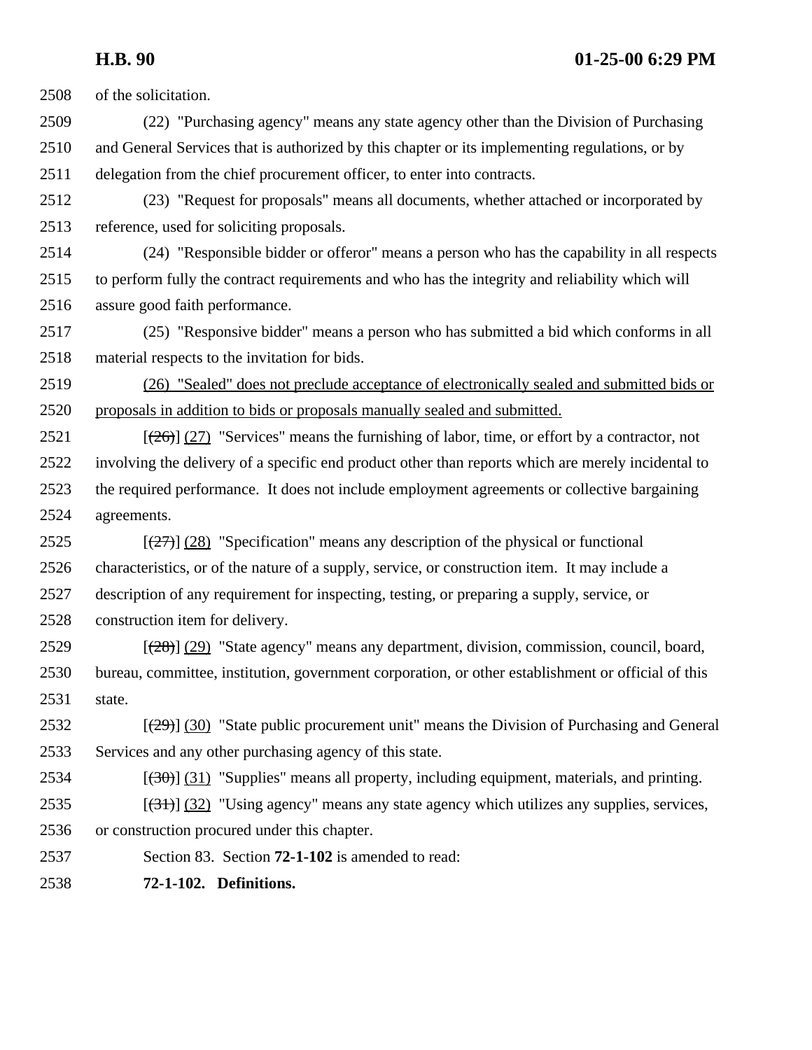of the solicitation.

(22) "Purchasing agency" means any state agency other than the Division of Purchasing and General Services that is authorized by this chapter or its implementing regulations, or by delegation from the chief procurement officer, to enter into contracts.

(23) "Request for proposals" means all documents, whether attached or incorporated by reference, used for soliciting proposals.

(24) "Responsible bidder or offeror" means a person who has the capability in all respects to perform fully the contract requirements and who has the integrity and reliability which will assure good faith performance.

(25) "Responsive bidder" means a person who has submitted a bid which conforms in all material respects to the invitation for bids.

<u>(26) "Sealed" does not preclude acceptance of electronically sealed and submitted bids or proposals in addition to bids or proposals manually sealed and submitted.</u>

[~~(26)~~] <u>(27)</u> "Services" means the furnishing of labor, time, or effort by a contractor, not involving the delivery of a specific end product other than reports which are merely incidental to the required performance. It does not include employment agreements or collective bargaining agreements.

[~~(27)~~] <u>(28)</u> "Specification" means any description of the physical or functional characteristics, or of the nature of a supply, service, or construction item. It may include a description of any requirement for inspecting, testing, or preparing a supply, service, or construction item for delivery.

[~~(28)~~] <u>(29)</u> "State agency" means any department, division, commission, council, board, bureau, committee, institution, government corporation, or other establishment or official of this state.

[~~(29)~~] <u>(30)</u> "State public procurement unit" means the Division of Purchasing and General Services and any other purchasing agency of this state.

[~~(30)~~] <u>(31)</u> "Supplies" means all property, including equipment, materials, and printing.

[~~(31)~~] <u>(32)</u> "Using agency" means any state agency which utilizes any supplies, services, or construction procured under this chapter.

Section 83. Section **72-1-102** is amended to read:

**72-1-102. Definitions.**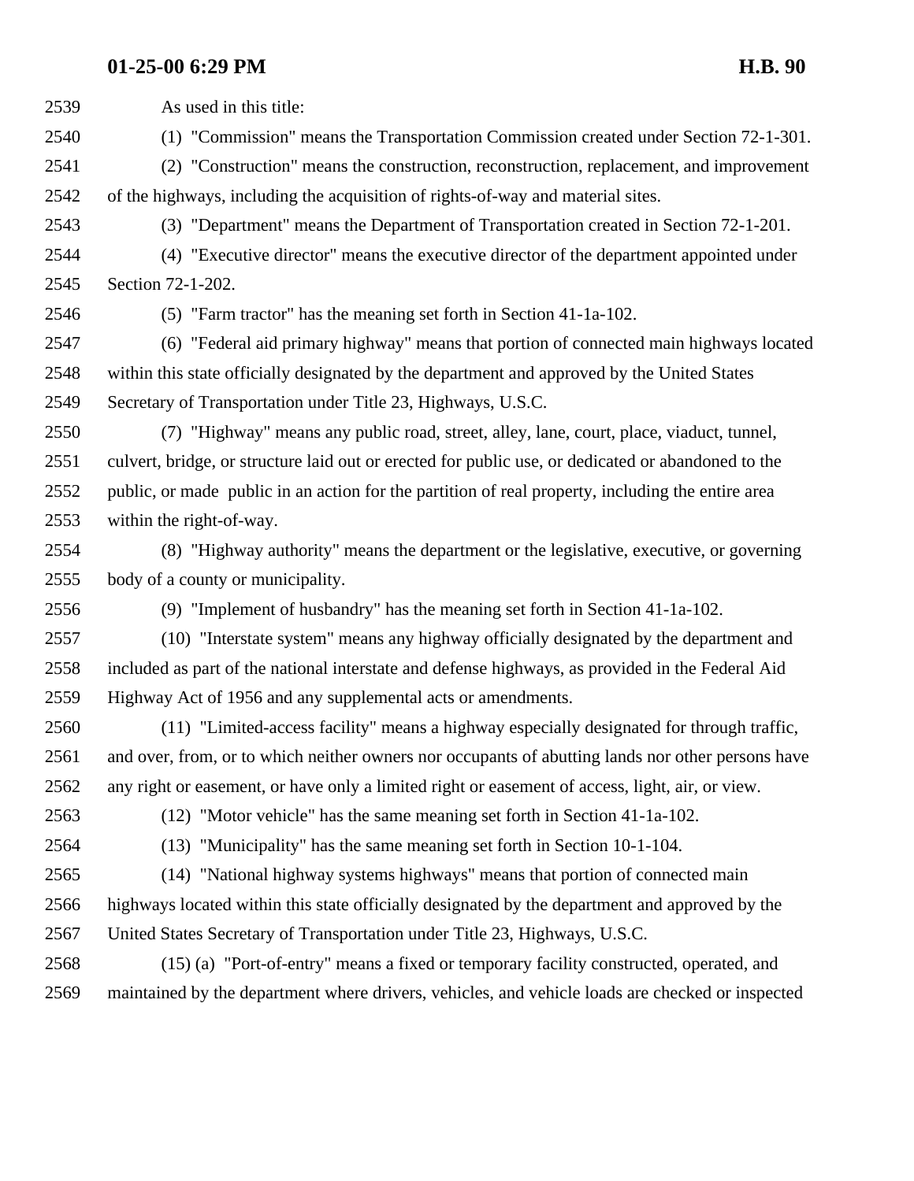As used in this title:

(1) "Commission" means the Transportation Commission created under Section 72-1-301.

(2) "Construction" means the construction, reconstruction, replacement, and improvement of the highways, including the acquisition of rights-of-way and material sites.

(3) "Department" means the Department of Transportation created in Section 72-1-201.

(4) "Executive director" means the executive director of the department appointed under Section 72-1-202.

(5) "Farm tractor" has the meaning set forth in Section 41-1a-102.

(6) "Federal aid primary highway" means that portion of connected main highways located within this state officially designated by the department and approved by the United States Secretary of Transportation under Title 23, Highways, U.S.C.

(7) "Highway" means any public road, street, alley, lane, court, place, viaduct, tunnel, culvert, bridge, or structure laid out or erected for public use, or dedicated or abandoned to the public, or made public in an action for the partition of real property, including the entire area within the right-of-way.

(8) "Highway authority" means the department or the legislative, executive, or governing body of a county or municipality.

(9) "Implement of husbandry" has the meaning set forth in Section 41-1a-102.

(10) "Interstate system" means any highway officially designated by the department and included as part of the national interstate and defense highways, as provided in the Federal Aid Highway Act of 1956 and any supplemental acts or amendments.

(11) "Limited-access facility" means a highway especially designated for through traffic, and over, from, or to which neither owners nor occupants of abutting lands nor other persons have any right or easement, or have only a limited right or easement of access, light, air, or view.

(12) "Motor vehicle" has the same meaning set forth in Section 41-1a-102.

(13) "Municipality" has the same meaning set forth in Section 10-1-104.

(14) "National highway systems highways" means that portion of connected main highways located within this state officially designated by the department and approved by the United States Secretary of Transportation under Title 23, Highways, U.S.C.

(15) (a) "Port-of-entry" means a fixed or temporary facility constructed, operated, and maintained by the department where drivers, vehicles, and vehicle loads are checked or inspected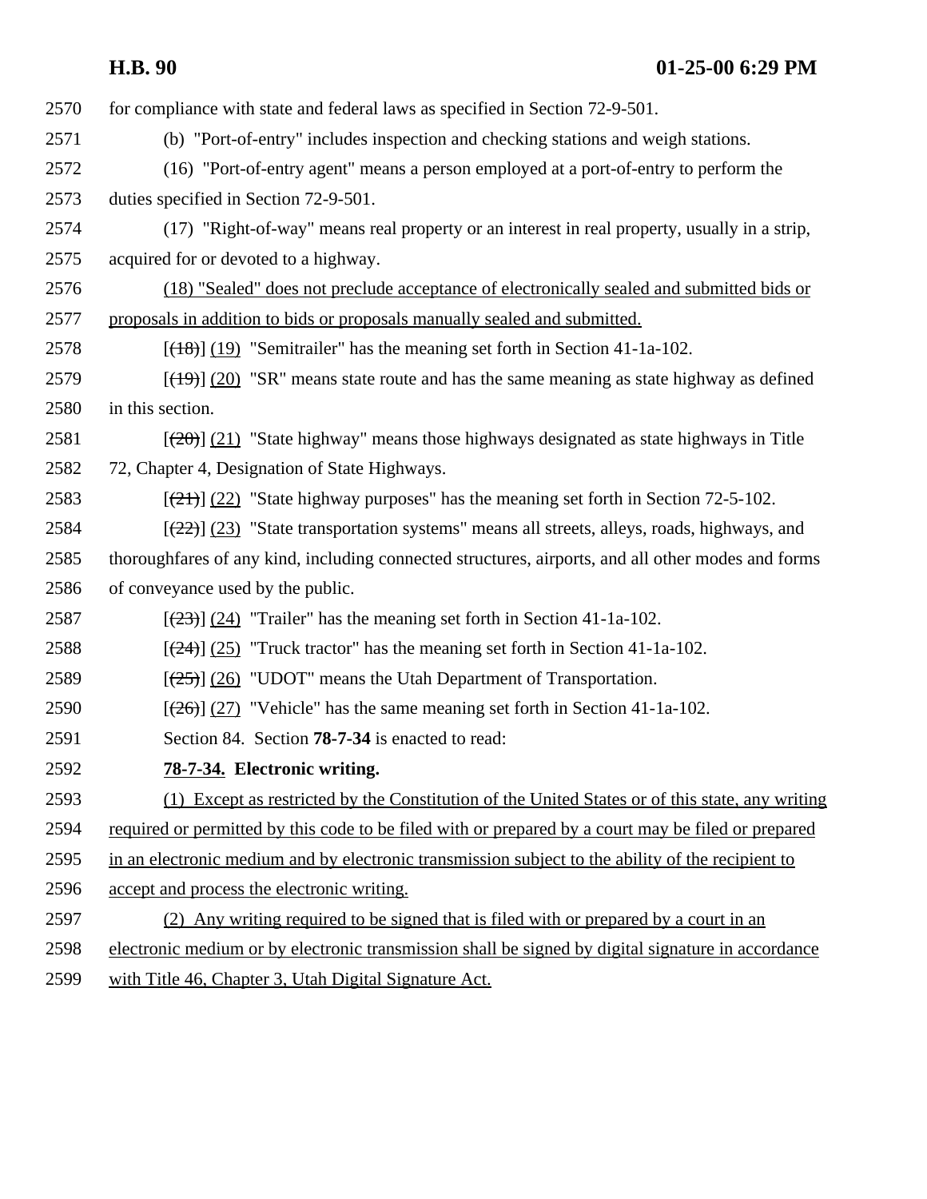for compliance with state and federal laws as specified in Section 72-9-501.

(b) "Port-of-entry" includes inspection and checking stations and weigh stations.

(16) "Port-of-entry agent" means a person employed at a port-of-entry to perform the duties specified in Section 72-9-501.

(17) "Right-of-way" means real property or an interest in real property, usually in a strip, acquired for or devoted to a highway.

<u>(18) "Sealed" does not preclude acceptance of electronically sealed and submitted bids or proposals in addition to bids or proposals manually sealed and submitted.</u>

[~~(18)~~] <u>(19)</u> "Semitrailer" has the meaning set forth in Section 41-1a-102.

[~~(19)~~] <u>(20)</u> "SR" means state route and has the same meaning as state highway as defined in this section.

[~~(20)~~] <u>(21)</u> "State highway" means those highways designated as state highways in Title 72, Chapter 4, Designation of State Highways.

[~~(21)~~] <u>(22)</u> "State highway purposes" has the meaning set forth in Section 72-5-102.

[~~(22)~~] <u>(23)</u> "State transportation systems" means all streets, alleys, roads, highways, and thoroughfares of any kind, including connected structures, airports, and all other modes and forms of conveyance used by the public.

[~~(23)~~] <u>(24)</u> "Trailer" has the meaning set forth in Section 41-1a-102.

[~~(24)~~] <u>(25)</u> "Truck tractor" has the meaning set forth in Section 41-1a-102.

[~~(25)~~] <u>(26)</u> "UDOT" means the Utah Department of Transportation.

[~~(26)~~] <u>(27)</u> "Vehicle" has the same meaning set forth in Section 41-1a-102.

Section 84. Section **78-7-34** is enacted to read:

**<u>78-7-34.</u> Electronic writing.**

<u>(1) Except as restricted by the Constitution of the United States or of this state, any writing required or permitted by this code to be filed with or prepared by a court may be filed or prepared in an electronic medium and by electronic transmission subject to the ability of the recipient to accept and process the electronic writing.</u>

<u>(2) Any writing required to be signed that is filed with or prepared by a court in an electronic medium or by electronic transmission shall be signed by digital signature in accordance with Title 46, Chapter 3, Utah Digital Signature Act.</u>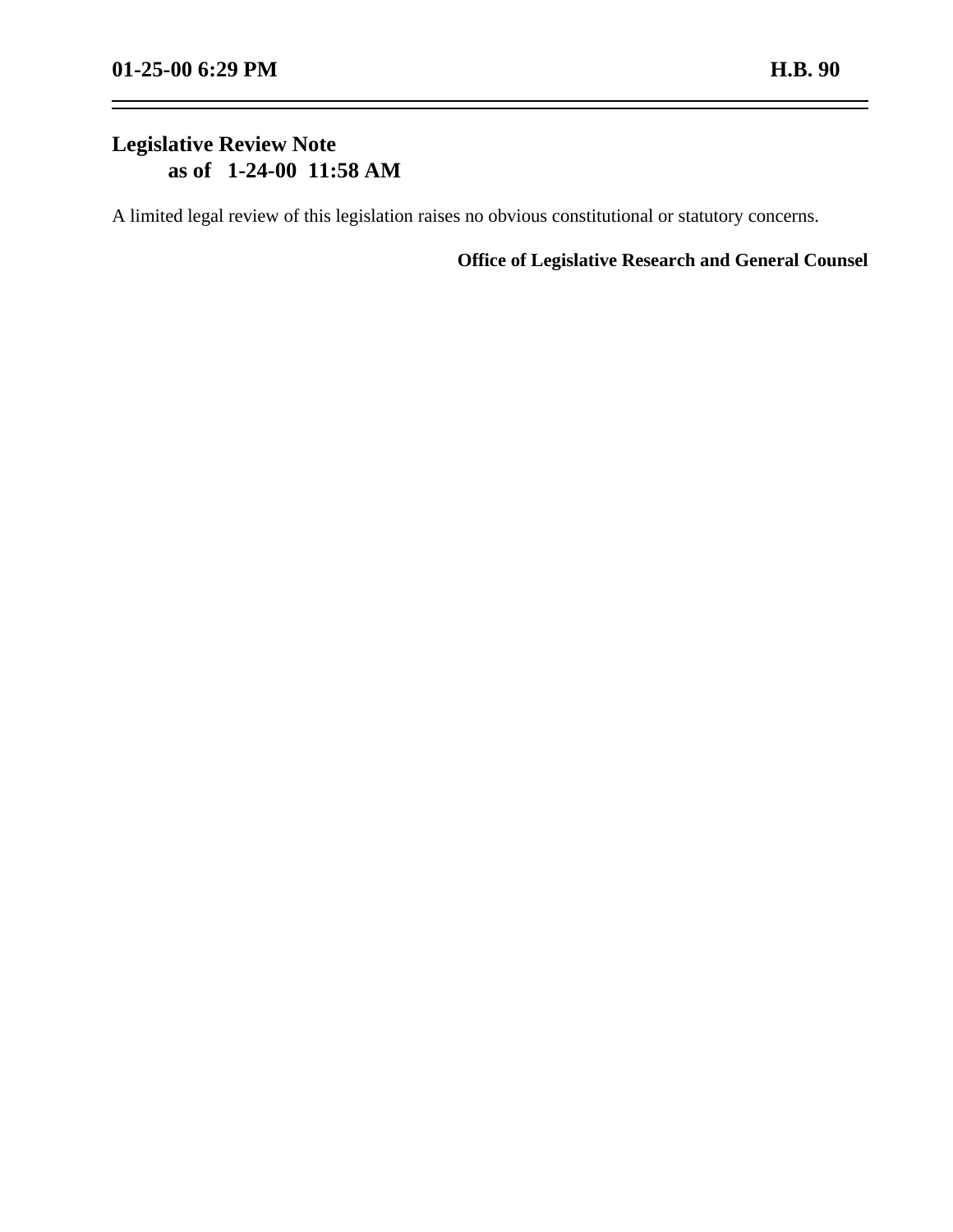## Legislative Review Note
### as of 1-24-00 11:58 AM

A limited legal review of this legislation raises no obvious constitutional or statutory concerns.

**Office of Legislative Research and General Counsel**